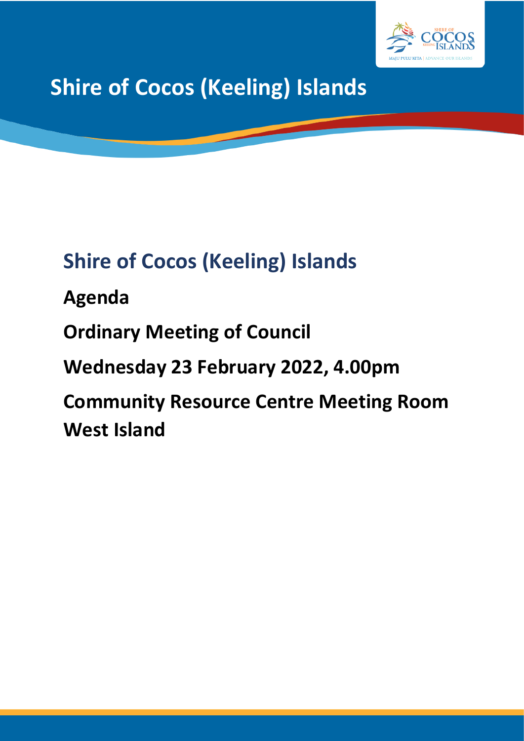# Shire of Cocos (Keeling) Islands

## Shire of Cocos (Keeling) Islands

**Agenda**

**Ordinary Meeting of Council**

**Wednesday 23 February 2022, 4.00pm**

**Community Resource Centre Meeting Room West Island**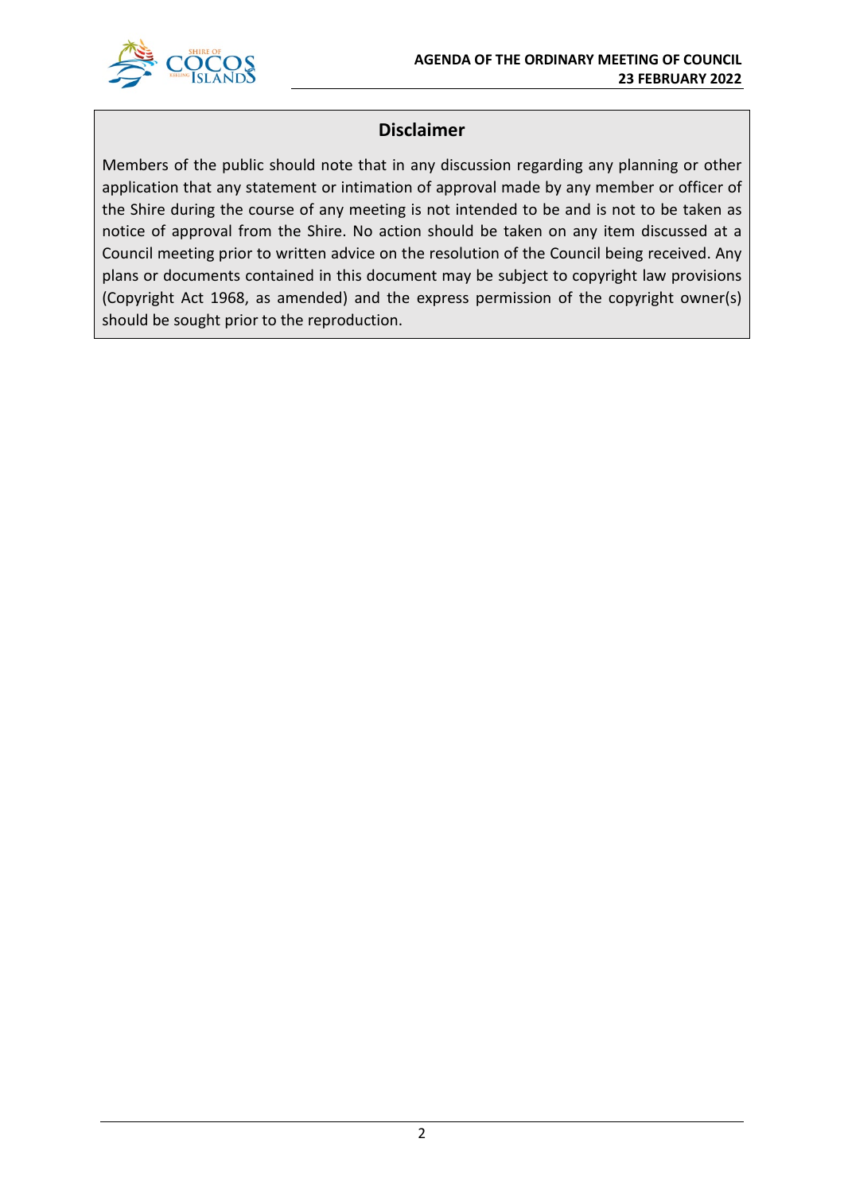## Disclaimer

Members of the public should note that in any discussion regarding any planning or other application that any statement or intimation of approval made by any member or officer of the Shire during the course of any meeting is not intended to be and is not to be taken as notice of approval from the Shire. No action should be taken on any item discussed at a Council meeting prior to written advice on the resolution of the Council being received. Any plans or documents contained in this document may be subject to copyright law provisions (Copyright Act 1968, as amended) and the express permission of the copyright owner(s) should be sought prior to the reproduction.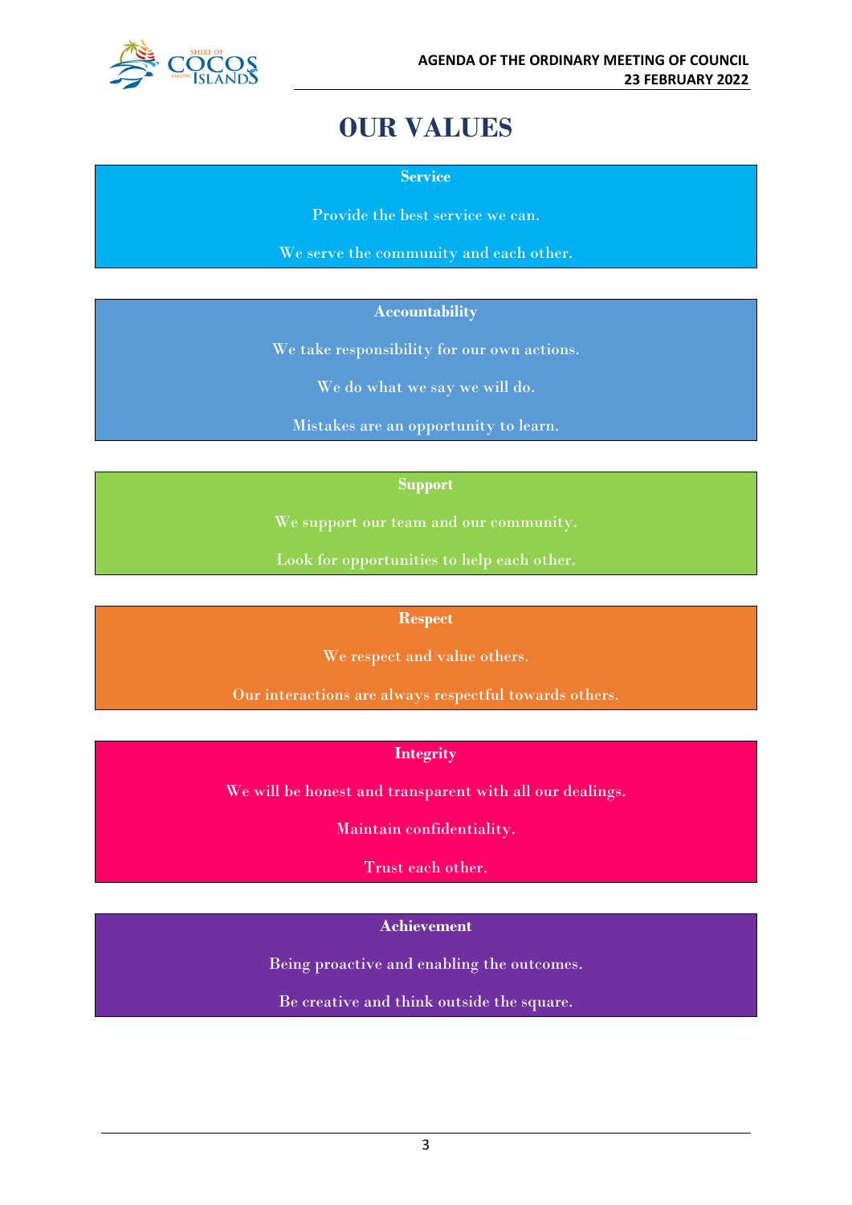# OUR VALUES

**Service**

Provide the best service we can.

We serve the community and each other.

**Accountability**

We take responsibility for our own actions.

We do what we say we will do.

Mistakes are an opportunity to learn.

**Support**

We support our team and our community.

Look for opportunities to help each other.

**Respect**

We respect and value others.

Our interactions are always respectful towards others.

**Integrity**

We will be honest and transparent with all our dealings.

Maintain confidentiality.

Trust each other.

**Achievement**

Being proactive and enabling the outcomes.

Be creative and think outside the square.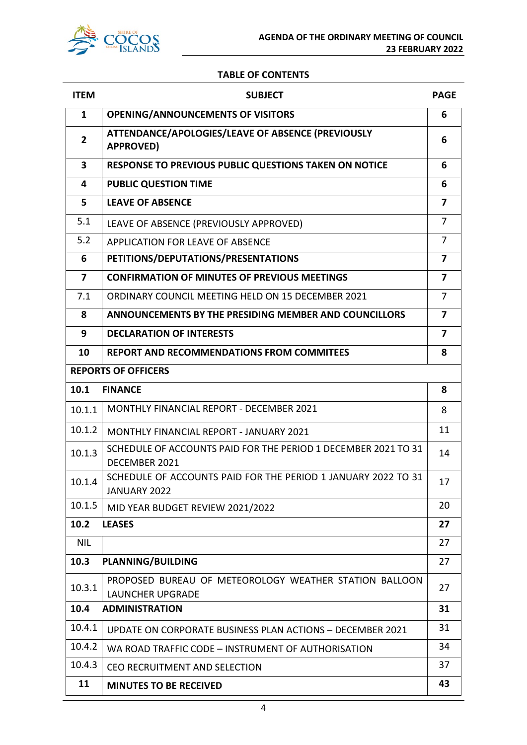## TABLE OF CONTENTS

| ITEM | SUBJECT | PAGE |
|---|---|---|
| **1** | **OPENING/ANNOUNCEMENTS OF VISITORS** | **6** |
| **2** | **ATTENDANCE/APOLOGIES/LEAVE OF ABSENCE (PREVIOUSLY APPROVED)** | **6** |
| **3** | **RESPONSE TO PREVIOUS PUBLIC QUESTIONS TAKEN ON NOTICE** | **6** |
| **4** | **PUBLIC QUESTION TIME** | **6** |
| **5** | **LEAVE OF ABSENCE** | **7** |
| 5.1 | LEAVE OF ABSENCE (PREVIOUSLY APPROVED) | 7 |
| 5.2 | APPLICATION FOR LEAVE OF ABSENCE | 7 |
| **6** | **PETITIONS/DEPUTATIONS/PRESENTATIONS** | **7** |
| **7** | **CONFIRMATION OF MINUTES OF PREVIOUS MEETINGS** | **7** |
| 7.1 | ORDINARY COUNCIL MEETING HELD ON 15 DECEMBER 2021 | 7 |
| **8** | **ANNOUNCEMENTS BY THE PRESIDING MEMBER AND COUNCILLORS** | **7** |
| **9** | **DECLARATION OF INTERESTS** | **7** |
| **10** | **REPORT AND RECOMMENDATIONS FROM COMMITEES** | **8** |
| **REPORTS OF OFFICERS** | | |
| **10.1** | **FINANCE** | **8** |
| 10.1.1 | MONTHLY FINANCIAL REPORT - DECEMBER 2021 | 8 |
| 10.1.2 | MONTHLY FINANCIAL REPORT - JANUARY 2021 | 11 |
| 10.1.3 | SCHEDULE OF ACCOUNTS PAID FOR THE PERIOD 1 DECEMBER 2021 TO 31 DECEMBER 2021 | 14 |
| 10.1.4 | SCHEDULE OF ACCOUNTS PAID FOR THE PERIOD 1 JANUARY 2022 TO 31 JANUARY 2022 | 17 |
| 10.1.5 | MID YEAR BUDGET REVIEW 2021/2022 | 20 |
| **10.2** | **LEASES** | **27** |
| NIL | | 27 |
| **10.3** | **PLANNING/BUILDING** | 27 |
| 10.3.1 | PROPOSED BUREAU OF METEOROLOGY WEATHER STATION BALLOON LAUNCHER UPGRADE | 27 |
| **10.4** | **ADMINISTRATION** | **31** |
| 10.4.1 | UPDATE ON CORPORATE BUSINESS PLAN ACTIONS – DECEMBER 2021 | 31 |
| 10.4.2 | WA ROAD TRAFFIC CODE – INSTRUMENT OF AUTHORISATION | 34 |
| 10.4.3 | CEO RECRUITMENT AND SELECTION | 37 |
| **11** | **MINUTES TO BE RECEIVED** | **43** |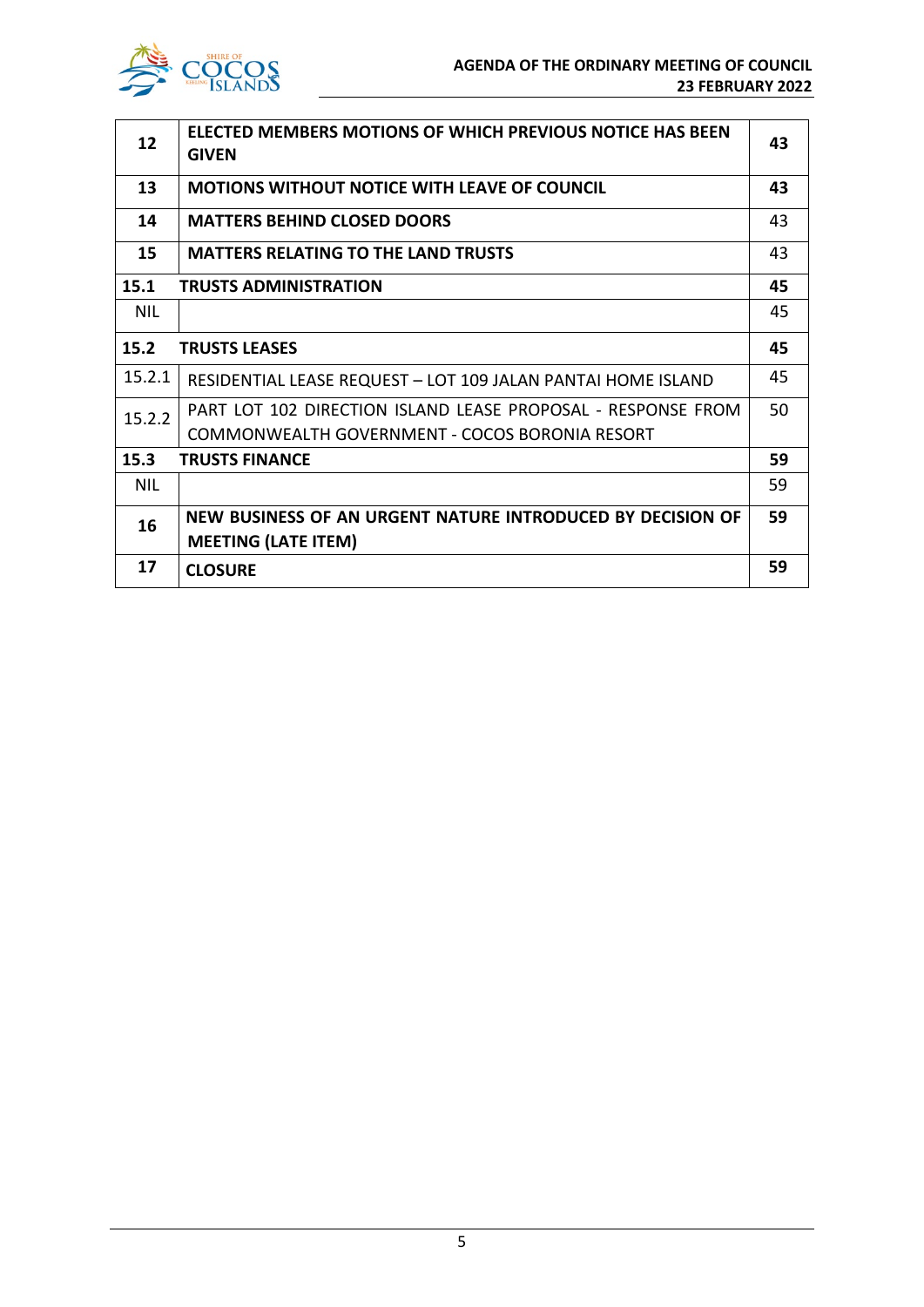| | | |
|---|---|---|
| **12** | **ELECTED MEMBERS MOTIONS OF WHICH PREVIOUS NOTICE HAS BEEN GIVEN** | **43** |
| **13** | **MOTIONS WITHOUT NOTICE WITH LEAVE OF COUNCIL** | **43** |
| **14** | **MATTERS BEHIND CLOSED DOORS** | 43 |
| **15** | **MATTERS RELATING TO THE LAND TRUSTS** | 43 |
| **15.1** | **TRUSTS ADMINISTRATION** | **45** |
| NIL | | 45 |
| **15.2** | **TRUSTS LEASES** | **45** |
| 15.2.1 | RESIDENTIAL LEASE REQUEST – LOT 109 JALAN PANTAI HOME ISLAND | 45 |
| 15.2.2 | PART LOT 102 DIRECTION ISLAND LEASE PROPOSAL - RESPONSE FROM COMMONWEALTH GOVERNMENT - COCOS BORONIA RESORT | 50 |
| **15.3** | **TRUSTS FINANCE** | **59** |
| NIL | | 59 |
| **16** | **NEW BUSINESS OF AN URGENT NATURE INTRODUCED BY DECISION OF MEETING (LATE ITEM)** | **59** |
| **17** | **CLOSURE** | **59** |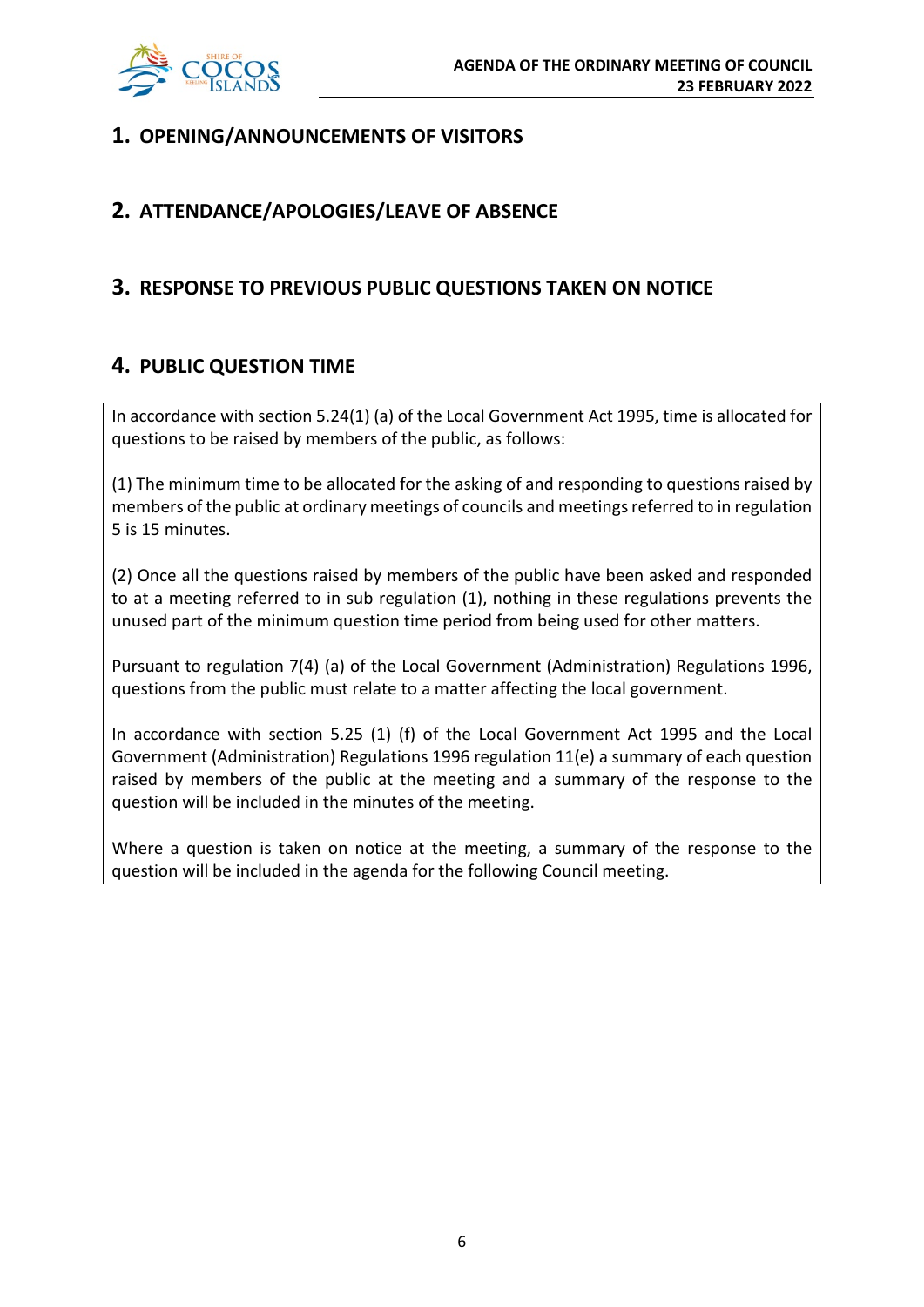# 1. OPENING/ANNOUNCEMENTS OF VISITORS

# 2. ATTENDANCE/APOLOGIES/LEAVE OF ABSENCE

# 3. RESPONSE TO PREVIOUS PUBLIC QUESTIONS TAKEN ON NOTICE

# 4. PUBLIC QUESTION TIME

In accordance with section 5.24(1) (a) of the Local Government Act 1995, time is allocated for questions to be raised by members of the public, as follows:

(1) The minimum time to be allocated for the asking of and responding to questions raised by members of the public at ordinary meetings of councils and meetings referred to in regulation 5 is 15 minutes.

(2) Once all the questions raised by members of the public have been asked and responded to at a meeting referred to in sub regulation (1), nothing in these regulations prevents the unused part of the minimum question time period from being used for other matters.

Pursuant to regulation 7(4) (a) of the Local Government (Administration) Regulations 1996, questions from the public must relate to a matter affecting the local government.

In accordance with section 5.25 (1) (f) of the Local Government Act 1995 and the Local Government (Administration) Regulations 1996 regulation 11(e) a summary of each question raised by members of the public at the meeting and a summary of the response to the question will be included in the minutes of the meeting.

Where a question is taken on notice at the meeting, a summary of the response to the question will be included in the agenda for the following Council meeting.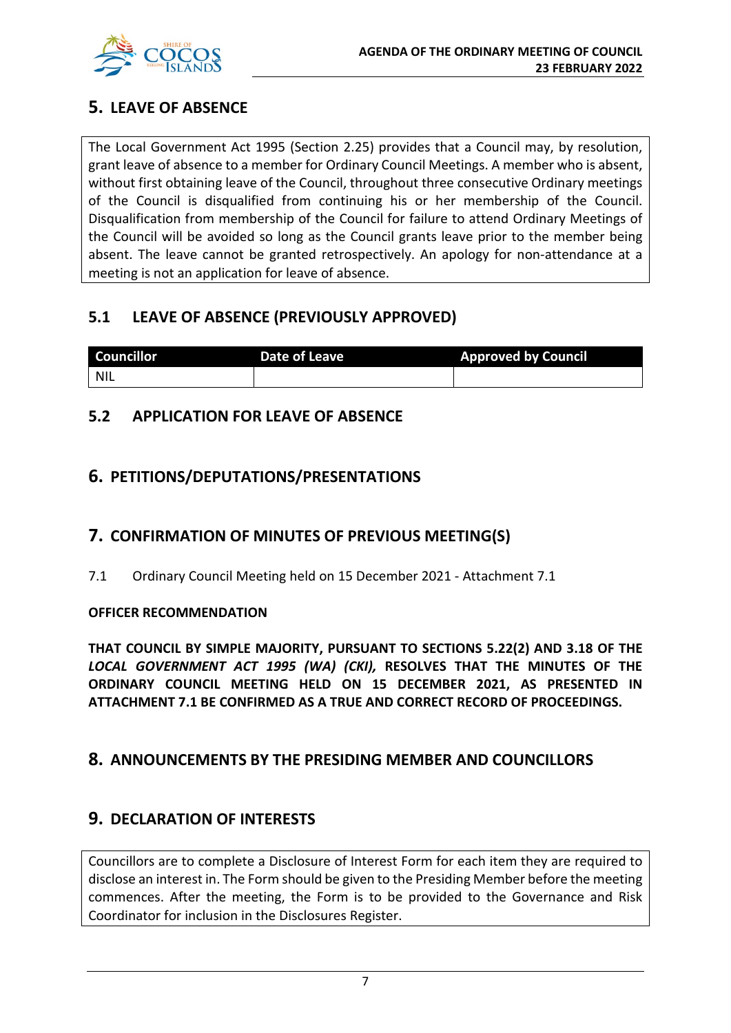## 5. LEAVE OF ABSENCE

The Local Government Act 1995 (Section 2.25) provides that a Council may, by resolution, grant leave of absence to a member for Ordinary Council Meetings. A member who is absent, without first obtaining leave of the Council, throughout three consecutive Ordinary meetings of the Council is disqualified from continuing his or her membership of the Council. Disqualification from membership of the Council for failure to attend Ordinary Meetings of the Council will be avoided so long as the Council grants leave prior to the member being absent. The leave cannot be granted retrospectively. An apology for non-attendance at a meeting is not an application for leave of absence.

### 5.1 LEAVE OF ABSENCE (PREVIOUSLY APPROVED)

| Councillor | Date of Leave | Approved by Council |
|---|---|---|
| NIL | | |

### 5.2 APPLICATION FOR LEAVE OF ABSENCE

## 6. PETITIONS/DEPUTATIONS/PRESENTATIONS

## 7. CONFIRMATION OF MINUTES OF PREVIOUS MEETING(S)

7.1 Ordinary Council Meeting held on 15 December 2021 - Attachment 7.1

**OFFICER RECOMMENDATION**

**THAT COUNCIL BY SIMPLE MAJORITY, PURSUANT TO SECTIONS 5.22(2) AND 3.18 OF THE *LOCAL GOVERNMENT ACT 1995 (WA) (CKI),* RESOLVES THAT THE MINUTES OF THE ORDINARY COUNCIL MEETING HELD ON 15 DECEMBER 2021, AS PRESENTED IN ATTACHMENT 7.1 BE CONFIRMED AS A TRUE AND CORRECT RECORD OF PROCEEDINGS.**

## 8. ANNOUNCEMENTS BY THE PRESIDING MEMBER AND COUNCILLORS

## 9. DECLARATION OF INTERESTS

Councillors are to complete a Disclosure of Interest Form for each item they are required to disclose an interest in. The Form should be given to the Presiding Member before the meeting commences. After the meeting, the Form is to be provided to the Governance and Risk Coordinator for inclusion in the Disclosures Register.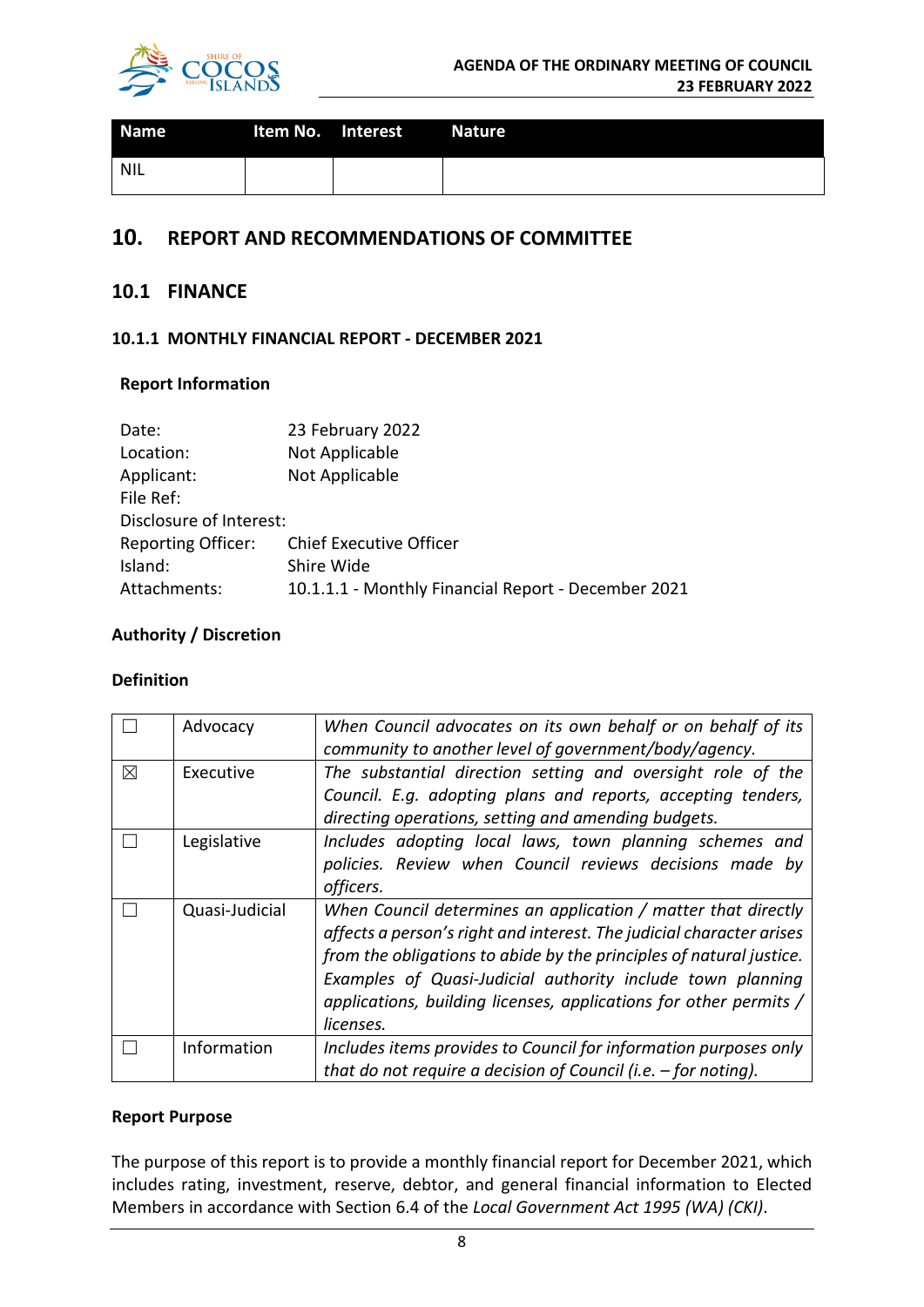| Name | Item No. | Interest | Nature |
|---|---|---|---|
| NIL | | | |

# 10. REPORT AND RECOMMENDATIONS OF COMMITTEE

## 10.1 FINANCE

### 10.1.1 MONTHLY FINANCIAL REPORT - DECEMBER 2021

**Report Information**

| | |
|---|---|
| Date: | 23 February 2022 |
| Location: | Not Applicable |
| Applicant: | Not Applicable |
| File Ref: | |
| Disclosure of Interest: | |
| Reporting Officer: | Chief Executive Officer |
| Island: | Shire Wide |
| Attachments: | 10.1.1.1 - Monthly Financial Report - December 2021 |

**Authority / Discretion**

**Definition**

| | | |
|---|---|---|
| ☐ | Advocacy | *When Council advocates on its own behalf or on behalf of its community to another level of government/body/agency.* |
| ☒ | Executive | *The substantial direction setting and oversight role of the Council. E.g. adopting plans and reports, accepting tenders, directing operations, setting and amending budgets.* |
| ☐ | Legislative | *Includes adopting local laws, town planning schemes and policies. Review when Council reviews decisions made by officers.* |
| ☐ | Quasi-Judicial | *When Council determines an application / matter that directly affects a person's right and interest. The judicial character arises from the obligations to abide by the principles of natural justice. Examples of Quasi-Judicial authority include town planning applications, building licenses, applications for other permits / licenses.* |
| ☐ | Information | *Includes items provides to Council for information purposes only that do not require a decision of Council (i.e. – for noting).* |

**Report Purpose**

The purpose of this report is to provide a monthly financial report for December 2021, which includes rating, investment, reserve, debtor, and general financial information to Elected Members in accordance with Section 6.4 of the *Local Government Act 1995 (WA) (CKI)*.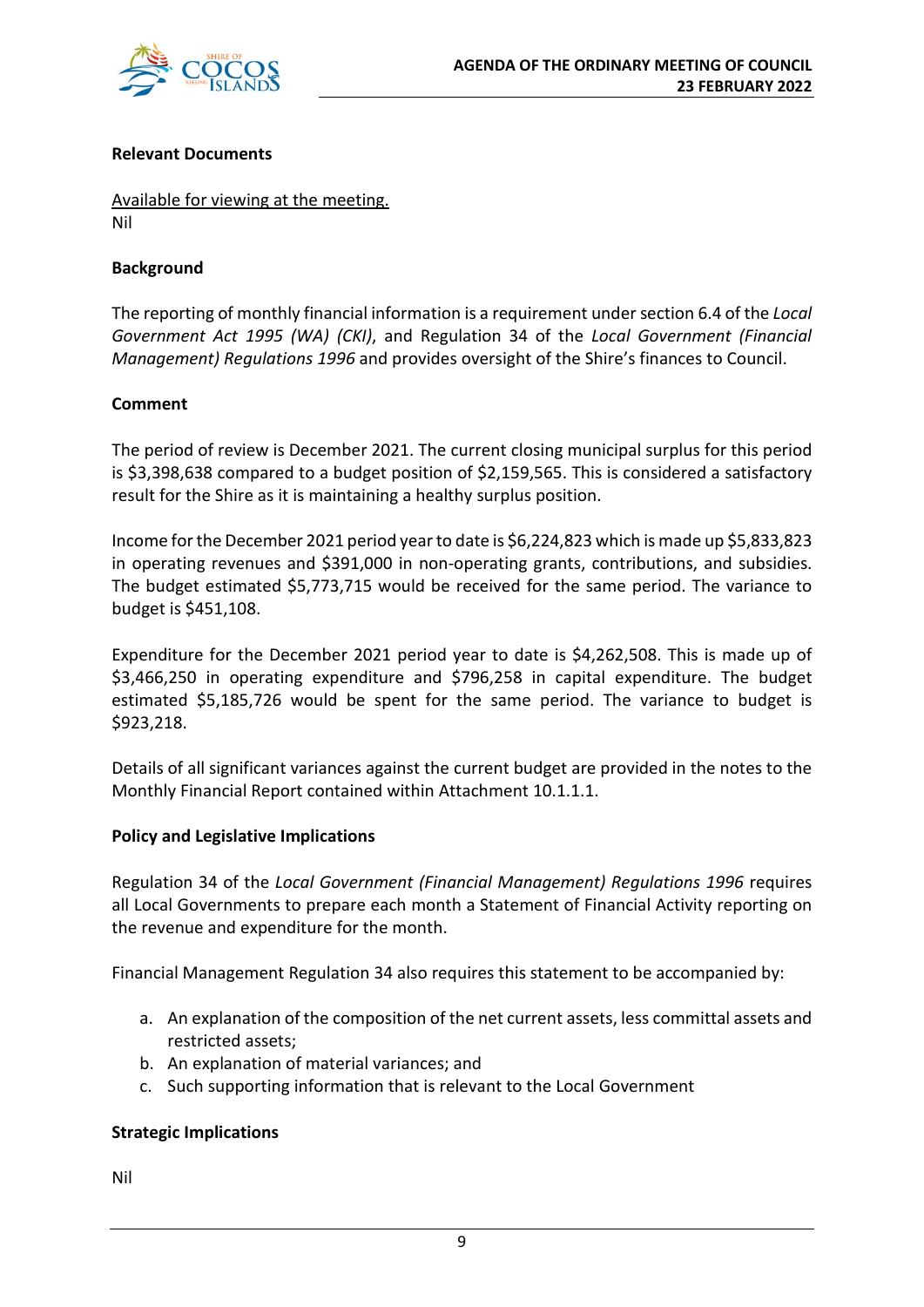**Relevant Documents**

Available for viewing at the meeting.
Nil

**Background**

The reporting of monthly financial information is a requirement under section 6.4 of the *Local Government Act 1995 (WA) (CKI)*, and Regulation 34 of the *Local Government (Financial Management) Regulations 1996* and provides oversight of the Shire's finances to Council.

**Comment**

The period of review is December 2021. The current closing municipal surplus for this period is $3,398,638 compared to a budget position of $2,159,565. This is considered a satisfactory result for the Shire as it is maintaining a healthy surplus position.

Income for the December 2021 period year to date is $6,224,823 which is made up $5,833,823 in operating revenues and $391,000 in non-operating grants, contributions, and subsidies. The budget estimated $5,773,715 would be received for the same period. The variance to budget is $451,108.

Expenditure for the December 2021 period year to date is $4,262,508. This is made up of $3,466,250 in operating expenditure and $796,258 in capital expenditure. The budget estimated $5,185,726 would be spent for the same period. The variance to budget is $923,218.

Details of all significant variances against the current budget are provided in the notes to the Monthly Financial Report contained within Attachment 10.1.1.1.

**Policy and Legislative Implications**

Regulation 34 of the *Local Government (Financial Management) Regulations 1996* requires all Local Governments to prepare each month a Statement of Financial Activity reporting on the revenue and expenditure for the month.

Financial Management Regulation 34 also requires this statement to be accompanied by:

a. An explanation of the composition of the net current assets, less committal assets and restricted assets;
b. An explanation of material variances; and
c. Such supporting information that is relevant to the Local Government

**Strategic Implications**

Nil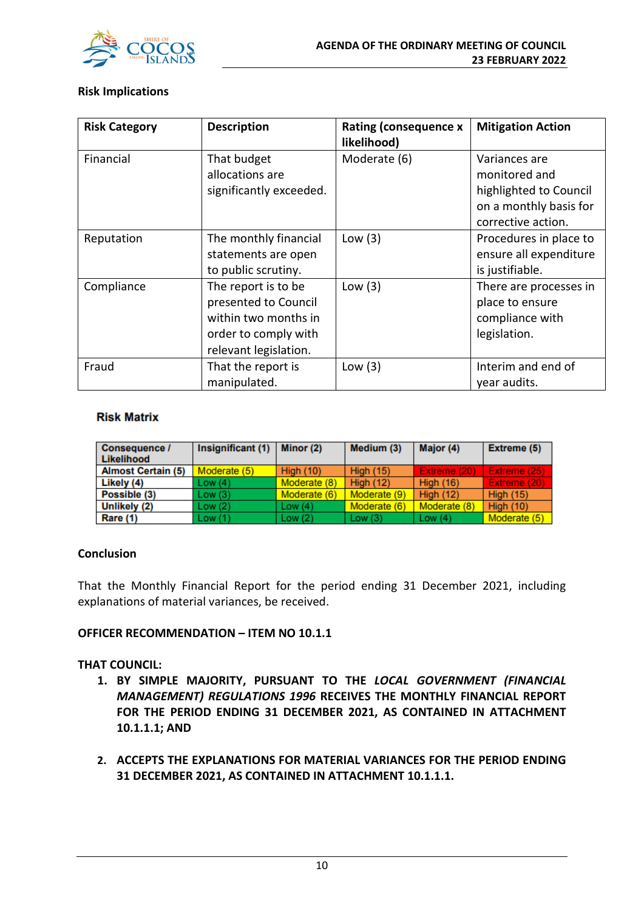### Risk Implications

| Risk Category | Description | Rating (consequence x likelihood) | Mitigation Action |
|---|---|---|---|
| Financial | That budget allocations are significantly exceeded. | Moderate (6) | Variances are monitored and highlighted to Council on a monthly basis for corrective action. |
| Reputation | The monthly financial statements are open to public scrutiny. | Low (3) | Procedures in place to ensure all expenditure is justifiable. |
| Compliance | The report is to be presented to Council within two months in order to comply with relevant legislation. | Low (3) | There are processes in place to ensure compliance with legislation. |
| Fraud | That the report is manipulated. | Low (3) | Interim and end of year audits. |

**Risk Matrix**

| Consequence / Likelihood | Insignificant (1) | Minor (2) | Medium (3) | Major (4) | Extreme (5) |
|---|---|---|---|---|---|
| Almost Certain (5) | Moderate (5) | High (10) | High (15) | Extreme (20) | Extreme (25) |
| Likely (4) | Low (4) | Moderate (8) | High (12) | High (16) | Extreme (20) |
| Possible (3) | Low (3) | Moderate (6) | Moderate (9) | High (12) | High (15) |
| Unlikely (2) | Low (2) | Low (4) | Moderate (6) | Moderate (8) | High (10) |
| Rare (1) | Low (1) | Low (2) | Low (3) | Low (4) | Moderate (5) |

### Conclusion

That the Monthly Financial Report for the period ending 31 December 2021, including explanations of material variances, be received.

**OFFICER RECOMMENDATION – ITEM NO 10.1.1**

**THAT COUNCIL:**

1. **BY SIMPLE MAJORITY, PURSUANT TO THE *LOCAL GOVERNMENT (FINANCIAL MANAGEMENT) REGULATIONS 1996* RECEIVES THE MONTHLY FINANCIAL REPORT FOR THE PERIOD ENDING 31 DECEMBER 2021, AS CONTAINED IN ATTACHMENT 10.1.1.1; AND**

2. **ACCEPTS THE EXPLANATIONS FOR MATERIAL VARIANCES FOR THE PERIOD ENDING 31 DECEMBER 2021, AS CONTAINED IN ATTACHMENT 10.1.1.1.**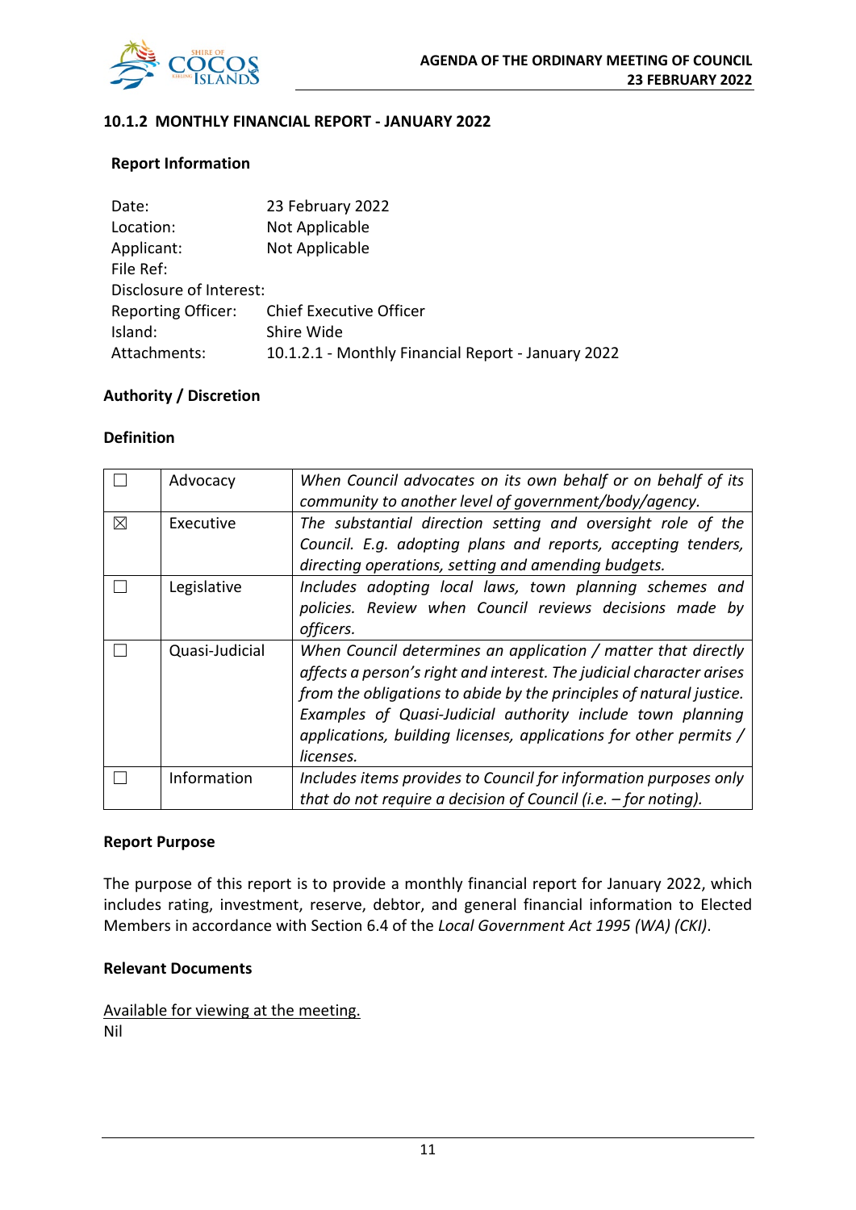## 10.1.2 MONTHLY FINANCIAL REPORT - JANUARY 2022

### Report Information

| | |
|---|---|
| Date: | 23 February 2022 |
| Location: | Not Applicable |
| Applicant: | Not Applicable |
| File Ref: | |
| Disclosure of Interest: | |
| Reporting Officer: | Chief Executive Officer |
| Island: | Shire Wide |
| Attachments: | 10.1.2.1 - Monthly Financial Report - January 2022 |

### Authority / Discretion

### Definition

| | | |
|---|---|---|
| ☐ | Advocacy | *When Council advocates on its own behalf or on behalf of its community to another level of government/body/agency.* |
| ☒ | Executive | *The substantial direction setting and oversight role of the Council. E.g. adopting plans and reports, accepting tenders, directing operations, setting and amending budgets.* |
| ☐ | Legislative | *Includes adopting local laws, town planning schemes and policies. Review when Council reviews decisions made by officers.* |
| ☐ | Quasi-Judicial | *When Council determines an application / matter that directly affects a person's right and interest. The judicial character arises from the obligations to abide by the principles of natural justice. Examples of Quasi-Judicial authority include town planning applications, building licenses, applications for other permits / licenses.* |
| ☐ | Information | *Includes items provides to Council for information purposes only that do not require a decision of Council (i.e. – for noting).* |

### Report Purpose

The purpose of this report is to provide a monthly financial report for January 2022, which includes rating, investment, reserve, debtor, and general financial information to Elected Members in accordance with Section 6.4 of the *Local Government Act 1995 (WA) (CKI)*.

### Relevant Documents

Available for viewing at the meeting.
Nil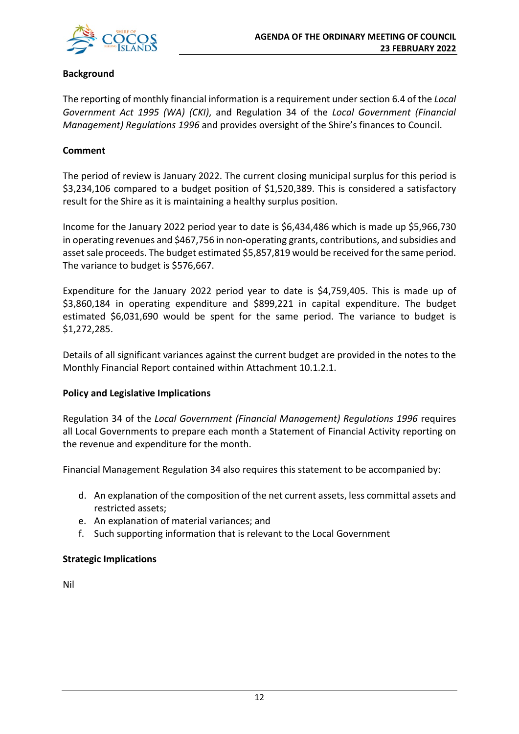**Background**

The reporting of monthly financial information is a requirement under section 6.4 of the *Local Government Act 1995 (WA) (CKI)*, and Regulation 34 of the *Local Government (Financial Management) Regulations 1996* and provides oversight of the Shire's finances to Council.

**Comment**

The period of review is January 2022. The current closing municipal surplus for this period is $3,234,106 compared to a budget position of $1,520,389. This is considered a satisfactory result for the Shire as it is maintaining a healthy surplus position.

Income for the January 2022 period year to date is $6,434,486 which is made up $5,966,730 in operating revenues and $467,756 in non-operating grants, contributions, and subsidies and asset sale proceeds. The budget estimated $5,857,819 would be received for the same period. The variance to budget is $576,667.

Expenditure for the January 2022 period year to date is $4,759,405. This is made up of $3,860,184 in operating expenditure and $899,221 in capital expenditure. The budget estimated $6,031,690 would be spent for the same period. The variance to budget is $1,272,285.

Details of all significant variances against the current budget are provided in the notes to the Monthly Financial Report contained within Attachment 10.1.2.1.

**Policy and Legislative Implications**

Regulation 34 of the *Local Government (Financial Management) Regulations 1996* requires all Local Governments to prepare each month a Statement of Financial Activity reporting on the revenue and expenditure for the month.

Financial Management Regulation 34 also requires this statement to be accompanied by:

d. An explanation of the composition of the net current assets, less committal assets and restricted assets;
e. An explanation of material variances; and
f. Such supporting information that is relevant to the Local Government

**Strategic Implications**

Nil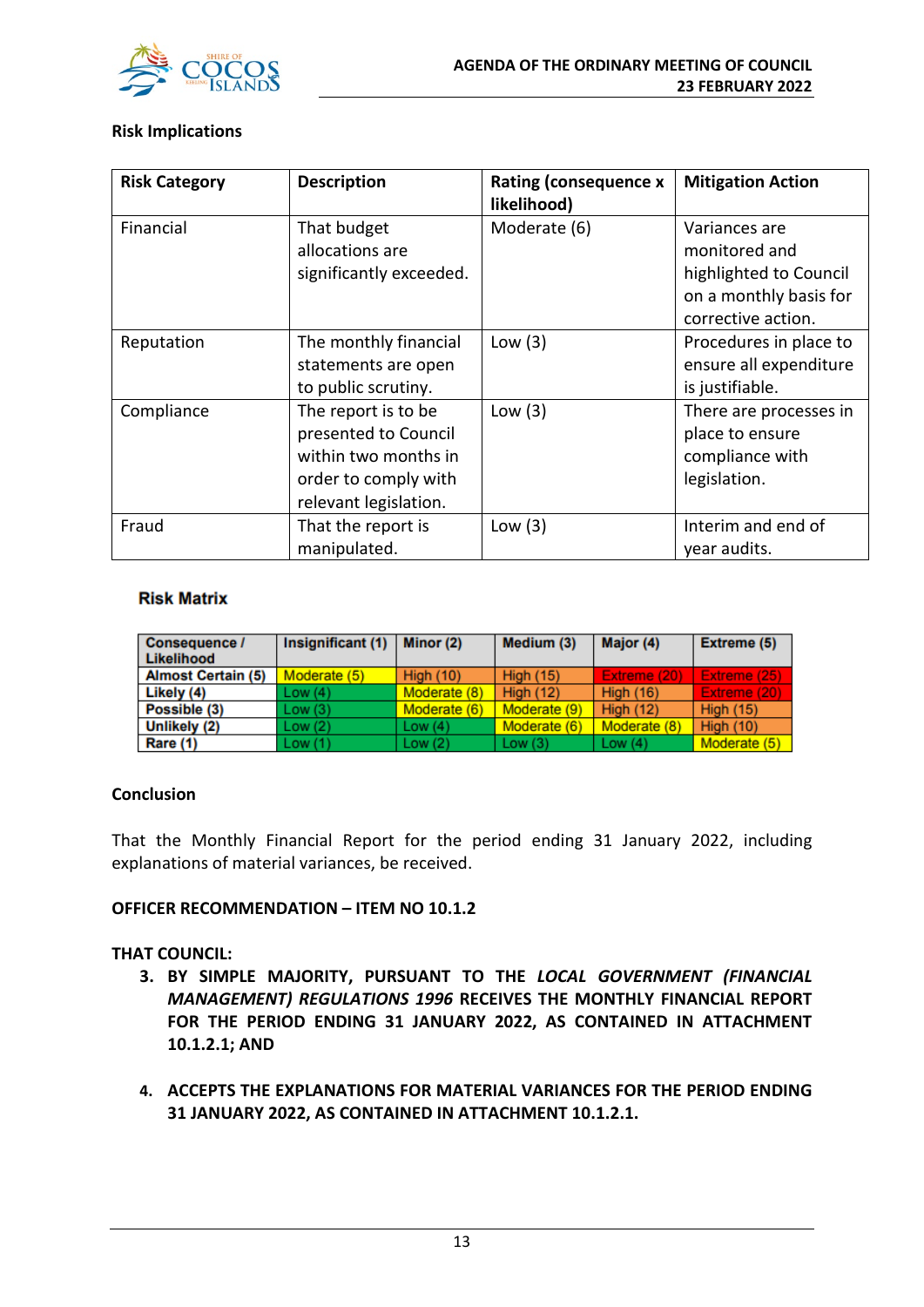**Risk Implications**

| Risk Category | Description | Rating (consequence x likelihood) | Mitigation Action |
|---|---|---|---|
| Financial | That budget allocations are significantly exceeded. | Moderate (6) | Variances are monitored and highlighted to Council on a monthly basis for corrective action. |
| Reputation | The monthly financial statements are open to public scrutiny. | Low (3) | Procedures in place to ensure all expenditure is justifiable. |
| Compliance | The report is to be presented to Council within two months in order to comply with relevant legislation. | Low (3) | There are processes in place to ensure compliance with legislation. |
| Fraud | That the report is manipulated. | Low (3) | Interim and end of year audits. |

**Risk Matrix**

| Consequence / Likelihood | Insignificant (1) | Minor (2) | Medium (3) | Major (4) | Extreme (5) |
|---|---|---|---|---|---|
| Almost Certain (5) | Moderate (5) | High (10) | High (15) | Extreme (20) | Extreme (25) |
| Likely (4) | Low (4) | Moderate (8) | High (12) | High (16) | Extreme (20) |
| Possible (3) | Low (3) | Moderate (6) | Moderate (9) | High (12) | High (15) |
| Unlikely (2) | Low (2) | Low (4) | Moderate (6) | Moderate (8) | High (10) |
| Rare (1) | Low (1) | Low (2) | Low (3) | Low (4) | Moderate (5) |

**Conclusion**

That the Monthly Financial Report for the period ending 31 January 2022, including explanations of material variances, be received.

**OFFICER RECOMMENDATION – ITEM NO 10.1.2**

**THAT COUNCIL:**

3. **BY SIMPLE MAJORITY, PURSUANT TO THE *LOCAL GOVERNMENT (FINANCIAL MANAGEMENT) REGULATIONS 1996* RECEIVES THE MONTHLY FINANCIAL REPORT FOR THE PERIOD ENDING 31 JANUARY 2022, AS CONTAINED IN ATTACHMENT 10.1.2.1; AND**

4. **ACCEPTS THE EXPLANATIONS FOR MATERIAL VARIANCES FOR THE PERIOD ENDING 31 JANUARY 2022, AS CONTAINED IN ATTACHMENT 10.1.2.1.**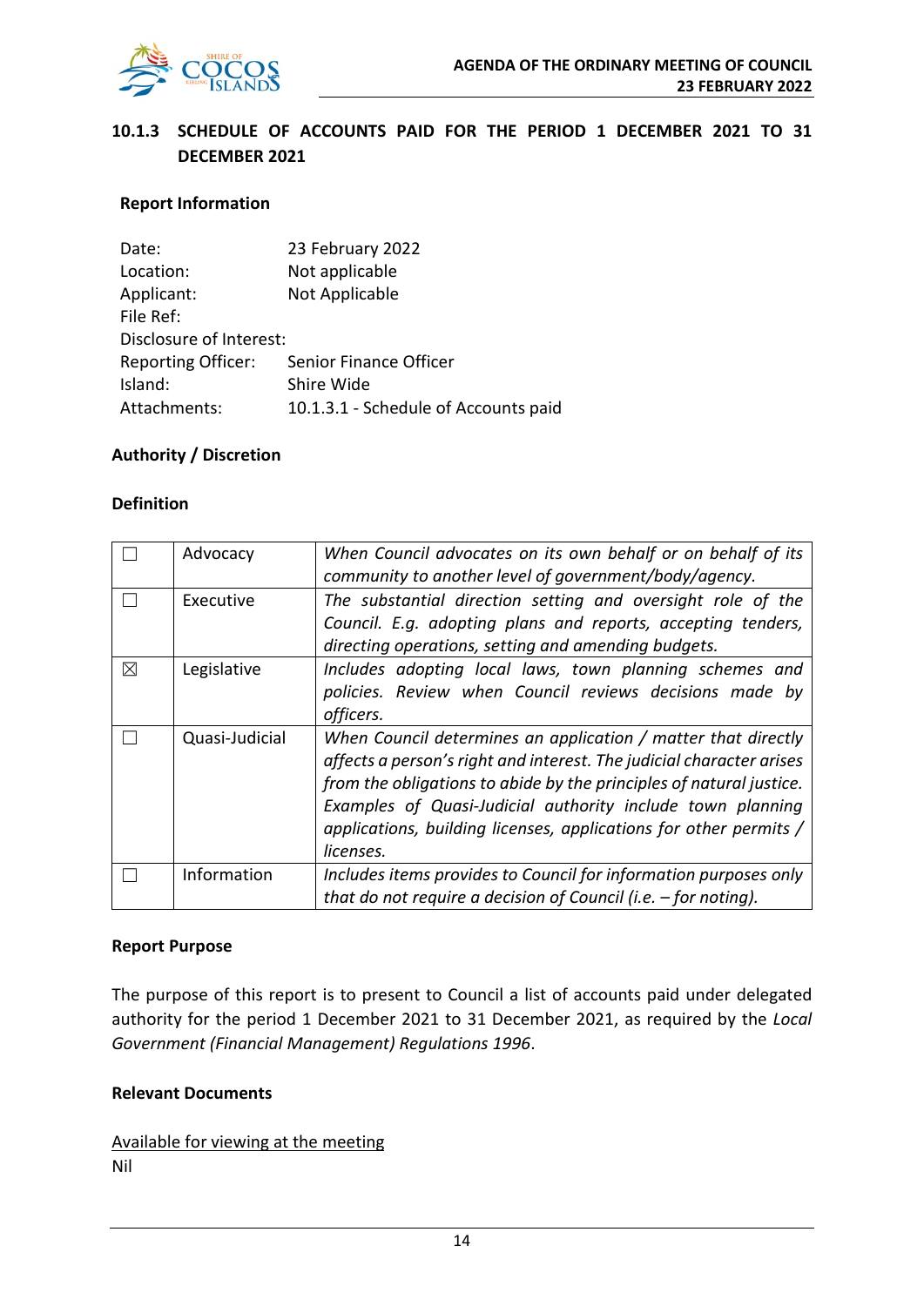## 10.1.3 SCHEDULE OF ACCOUNTS PAID FOR THE PERIOD 1 DECEMBER 2021 TO 31 DECEMBER 2021

**Report Information**

Date: 23 February 2022
Location: Not applicable
Applicant: Not Applicable
File Ref:
Disclosure of Interest:
Reporting Officer: Senior Finance Officer
Island: Shire Wide
Attachments: 10.1.3.1 - Schedule of Accounts paid

**Authority / Discretion**

**Definition**

| | | |
|---|---|---|
| ☐ | Advocacy | *When Council advocates on its own behalf or on behalf of its community to another level of government/body/agency.* |
| ☐ | Executive | *The substantial direction setting and oversight role of the Council. E.g. adopting plans and reports, accepting tenders, directing operations, setting and amending budgets.* |
| ☒ | Legislative | *Includes adopting local laws, town planning schemes and policies. Review when Council reviews decisions made by officers.* |
| ☐ | Quasi-Judicial | *When Council determines an application / matter that directly affects a person's right and interest. The judicial character arises from the obligations to abide by the principles of natural justice. Examples of Quasi-Judicial authority include town planning applications, building licenses, applications for other permits / licenses.* |
| ☐ | Information | *Includes items provides to Council for information purposes only that do not require a decision of Council (i.e. – for noting).* |

**Report Purpose**

The purpose of this report is to present to Council a list of accounts paid under delegated authority for the period 1 December 2021 to 31 December 2021, as required by the *Local Government (Financial Management) Regulations 1996*.

**Relevant Documents**

Available for viewing at the meeting
Nil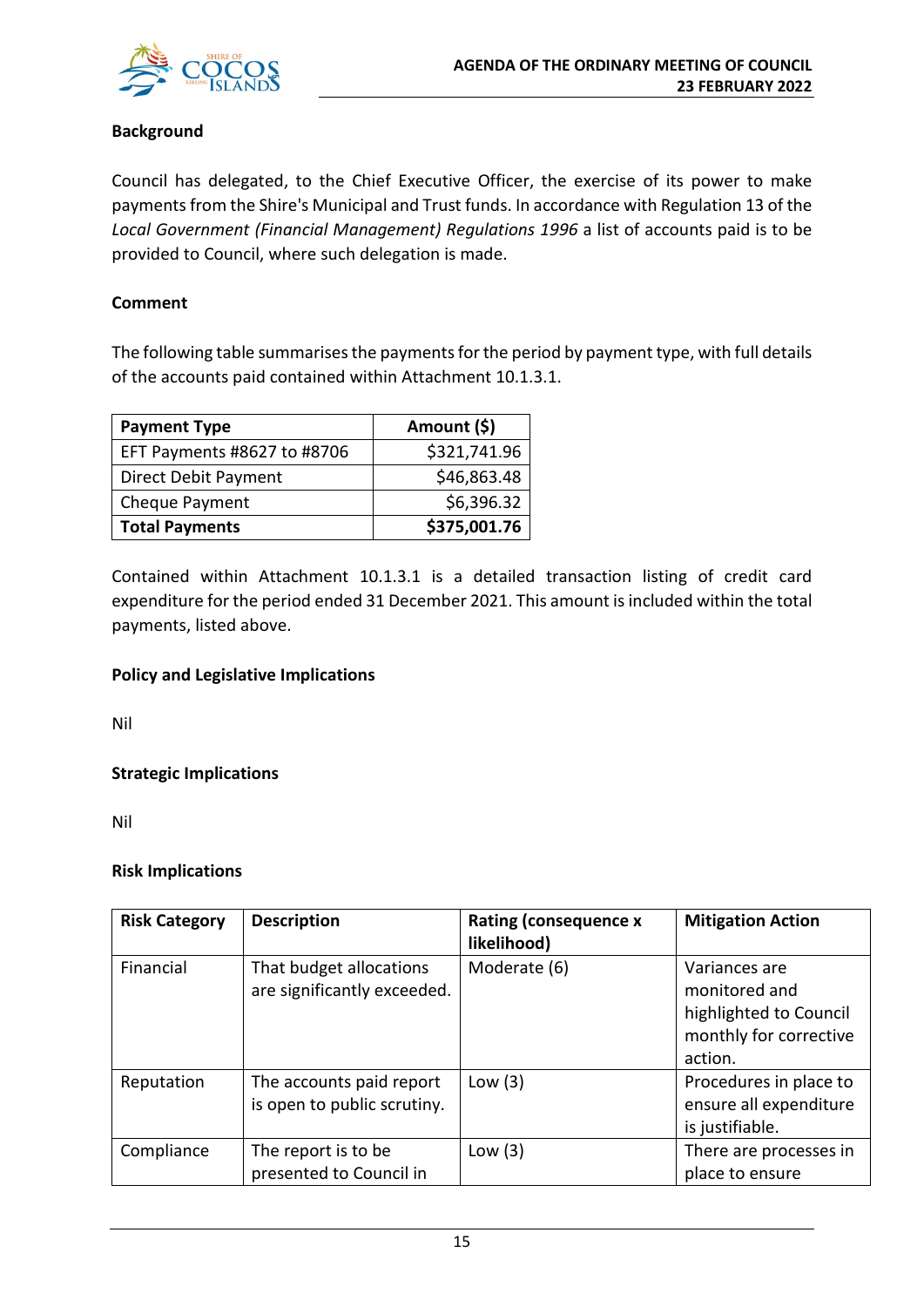**Background**

Council has delegated, to the Chief Executive Officer, the exercise of its power to make payments from the Shire's Municipal and Trust funds. In accordance with Regulation 13 of the *Local Government (Financial Management) Regulations 1996* a list of accounts paid is to be provided to Council, where such delegation is made.

**Comment**

The following table summarises the payments for the period by payment type, with full details of the accounts paid contained within Attachment 10.1.3.1.

| Payment Type | Amount ($) |
|---|---:|
| EFT Payments #8627 to #8706 | $321,741.96 |
| Direct Debit Payment | $46,863.48 |
| Cheque Payment | $6,396.32 |
| **Total Payments** | **$375,001.76** |

Contained within Attachment 10.1.3.1 is a detailed transaction listing of credit card expenditure for the period ended 31 December 2021. This amount is included within the total payments, listed above.

**Policy and Legislative Implications**

Nil

**Strategic Implications**

Nil

**Risk Implications**

| Risk Category | Description | Rating (consequence x likelihood) | Mitigation Action |
|---|---|---|---|
| Financial | That budget allocations are significantly exceeded. | Moderate (6) | Variances are monitored and highlighted to Council monthly for corrective action. |
| Reputation | The accounts paid report is open to public scrutiny. | Low (3) | Procedures in place to ensure all expenditure is justifiable. |
| Compliance | The report is to be presented to Council in | Low (3) | There are processes in place to ensure |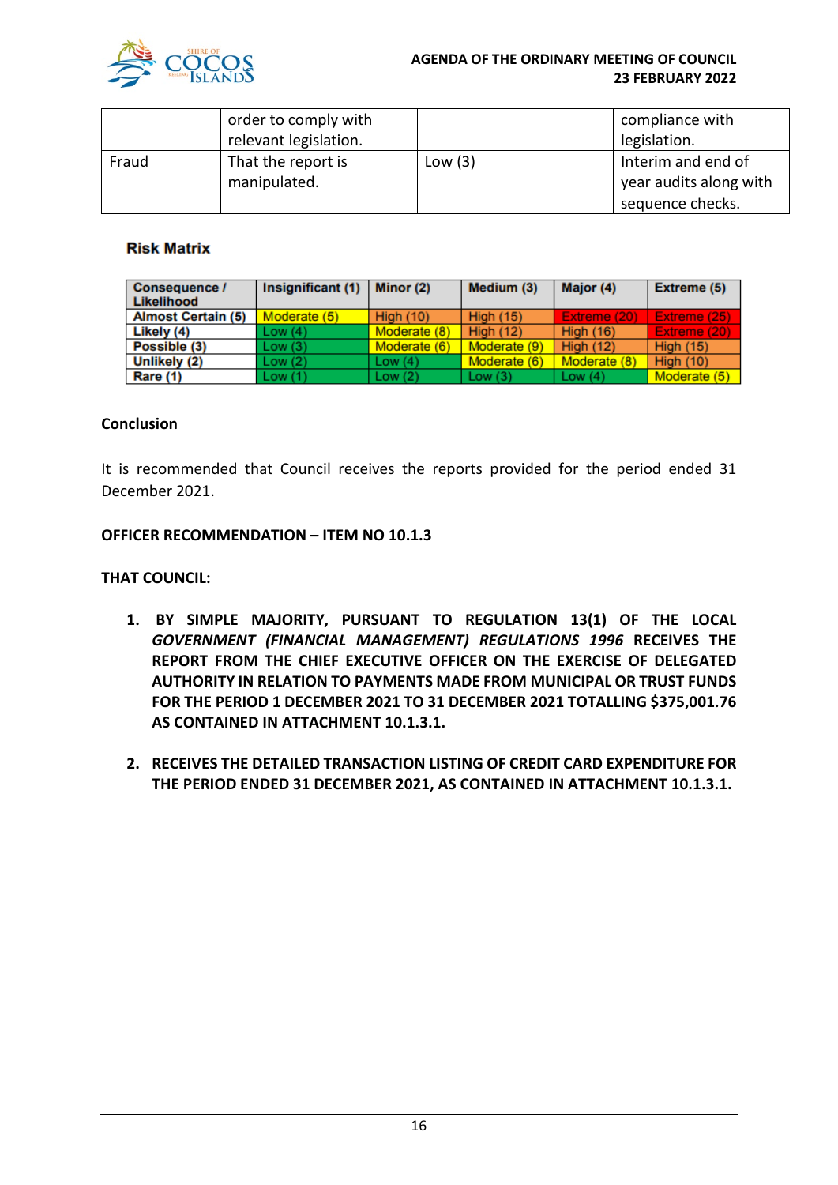|  |  |  |  |
|---|---|---|---|
|  | order to comply with relevant legislation. |  | compliance with legislation. |
| Fraud | That the report is manipulated. | Low (3) | Interim and end of year audits along with sequence checks. |

**Risk Matrix**

| Consequence / Likelihood | Insignificant (1) | Minor (2) | Medium (3) | Major (4) | Extreme (5) |
|---|---|---|---|---|---|
| Almost Certain (5) | Moderate (5) | High (10) | High (15) | Extreme (20) | Extreme (25) |
| Likely (4) | Low (4) | Moderate (8) | High (12) | High (16) | Extreme (20) |
| Possible (3) | Low (3) | Moderate (6) | Moderate (9) | High (12) | High (15) |
| Unlikely (2) | Low (2) | Low (4) | Moderate (6) | Moderate (8) | High (10) |
| Rare (1) | Low (1) | Low (2) | Low (3) | Low (4) | Moderate (5) |

**Conclusion**

It is recommended that Council receives the reports provided for the period ended 31 December 2021.

**OFFICER RECOMMENDATION – ITEM NO 10.1.3**

**THAT COUNCIL:**

1. **BY SIMPLE MAJORITY, PURSUANT TO REGULATION 13(1) OF THE LOCAL *GOVERNMENT (FINANCIAL MANAGEMENT) REGULATIONS 1996* RECEIVES THE REPORT FROM THE CHIEF EXECUTIVE OFFICER ON THE EXERCISE OF DELEGATED AUTHORITY IN RELATION TO PAYMENTS MADE FROM MUNICIPAL OR TRUST FUNDS FOR THE PERIOD 1 DECEMBER 2021 TO 31 DECEMBER 2021 TOTALLING $375,001.76 AS CONTAINED IN ATTACHMENT 10.1.3.1.**

2. **RECEIVES THE DETAILED TRANSACTION LISTING OF CREDIT CARD EXPENDITURE FOR THE PERIOD ENDED 31 DECEMBER 2021, AS CONTAINED IN ATTACHMENT 10.1.3.1.**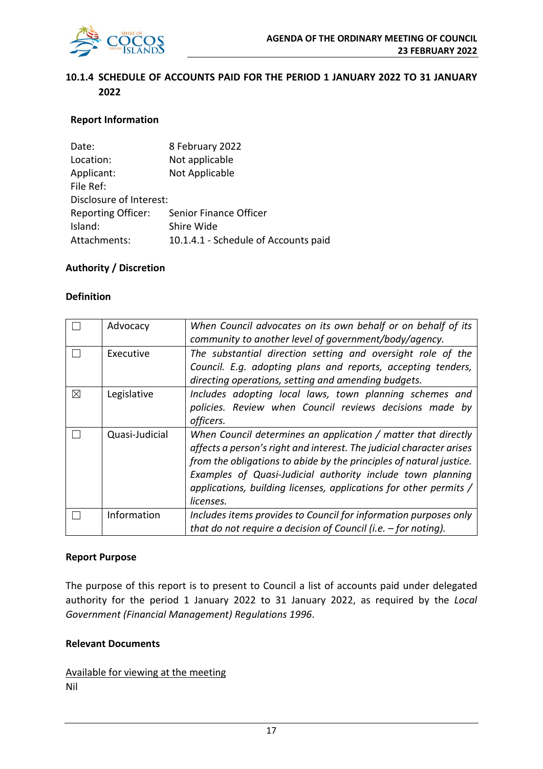## 10.1.4 SCHEDULE OF ACCOUNTS PAID FOR THE PERIOD 1 JANUARY 2022 TO 31 JANUARY 2022

### Report Information

| | |
|---|---|
| Date: | 8 February 2022 |
| Location: | Not applicable |
| Applicant: | Not Applicable |
| File Ref: | |
| Disclosure of Interest: | |
| Reporting Officer: | Senior Finance Officer |
| Island: | Shire Wide |
| Attachments: | 10.1.4.1 - Schedule of Accounts paid |

### Authority / Discretion

**Definition**

| | | |
|---|---|---|
| ☐ | Advocacy | *When Council advocates on its own behalf or on behalf of its community to another level of government/body/agency.* |
| ☐ | Executive | *The substantial direction setting and oversight role of the Council. E.g. adopting plans and reports, accepting tenders, directing operations, setting and amending budgets.* |
| ☒ | Legislative | *Includes adopting local laws, town planning schemes and policies. Review when Council reviews decisions made by officers.* |
| ☐ | Quasi-Judicial | *When Council determines an application / matter that directly affects a person's right and interest. The judicial character arises from the obligations to abide by the principles of natural justice. Examples of Quasi-Judicial authority include town planning applications, building licenses, applications for other permits / licenses.* |
| ☐ | Information | *Includes items provides to Council for information purposes only that do not require a decision of Council (i.e. – for noting).* |

### Report Purpose

The purpose of this report is to present to Council a list of accounts paid under delegated authority for the period 1 January 2022 to 31 January 2022, as required by the *Local Government (Financial Management) Regulations 1996*.

### Relevant Documents

Available for viewing at the meeting

Nil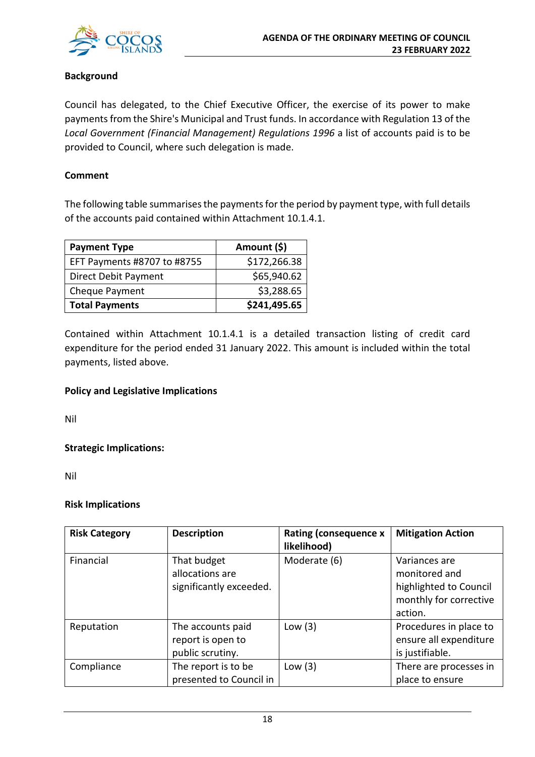**Background**

Council has delegated, to the Chief Executive Officer, the exercise of its power to make payments from the Shire's Municipal and Trust funds. In accordance with Regulation 13 of the *Local Government (Financial Management) Regulations 1996* a list of accounts paid is to be provided to Council, where such delegation is made.

**Comment**

The following table summarises the payments for the period by payment type, with full details of the accounts paid contained within Attachment 10.1.4.1.

| Payment Type | Amount ($) |
|---|---:|
| EFT Payments #8707 to #8755 | $172,266.38 |
| Direct Debit Payment | $65,940.62 |
| Cheque Payment | $3,288.65 |
| **Total Payments** | **$241,495.65** |

Contained within Attachment 10.1.4.1 is a detailed transaction listing of credit card expenditure for the period ended 31 January 2022. This amount is included within the total payments, listed above.

**Policy and Legislative Implications**

Nil

**Strategic Implications:**

Nil

**Risk Implications**

| Risk Category | Description | Rating (consequence x likelihood) | Mitigation Action |
|---|---|---|---|
| Financial | That budget allocations are significantly exceeded. | Moderate (6) | Variances are monitored and highlighted to Council monthly for corrective action. |
| Reputation | The accounts paid report is open to public scrutiny. | Low (3) | Procedures in place to ensure all expenditure is justifiable. |
| Compliance | The report is to be presented to Council in | Low (3) | There are processes in place to ensure |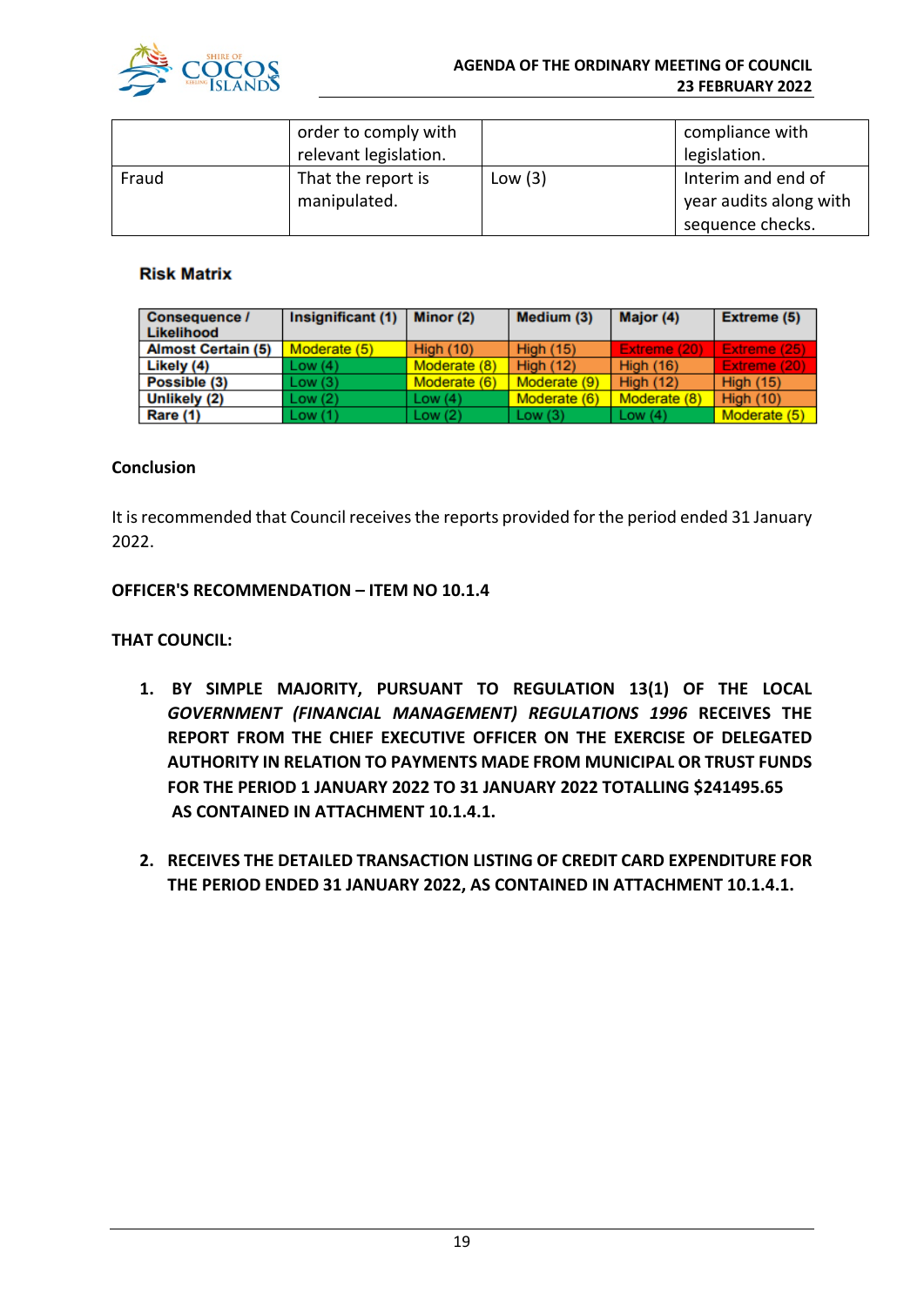| | order to comply with relevant legislation. | | compliance with legislation. |
|---|---|---|---|
| Fraud | That the report is manipulated. | Low (3) | Interim and end of year audits along with sequence checks. |

**Risk Matrix**

| Consequence / Likelihood | Insignificant (1) | Minor (2) | Medium (3) | Major (4) | Extreme (5) |
|---|---|---|---|---|---|
| **Almost Certain (5)** | Moderate (5) | High (10) | High (15) | Extreme (20) | Extreme (25) |
| **Likely (4)** | Low (4) | Moderate (8) | High (12) | High (16) | Extreme (20) |
| **Possible (3)** | Low (3) | Moderate (6) | Moderate (9) | High (12) | High (15) |
| **Unlikely (2)** | Low (2) | Low (4) | Moderate (6) | Moderate (8) | High (10) |
| **Rare (1)** | Low (1) | Low (2) | Low (3) | Low (4) | Moderate (5) |

**Conclusion**

It is recommended that Council receives the reports provided for the period ended 31 January 2022.

**OFFICER'S RECOMMENDATION – ITEM NO 10.1.4**

**THAT COUNCIL:**

1. **BY SIMPLE MAJORITY, PURSUANT TO REGULATION 13(1) OF THE LOCAL *GOVERNMENT (FINANCIAL MANAGEMENT) REGULATIONS 1996* RECEIVES THE REPORT FROM THE CHIEF EXECUTIVE OFFICER ON THE EXERCISE OF DELEGATED AUTHORITY IN RELATION TO PAYMENTS MADE FROM MUNICIPAL OR TRUST FUNDS FOR THE PERIOD 1 JANUARY 2022 TO 31 JANUARY 2022 TOTALLING $241495.65 AS CONTAINED IN ATTACHMENT 10.1.4.1.**

2. **RECEIVES THE DETAILED TRANSACTION LISTING OF CREDIT CARD EXPENDITURE FOR THE PERIOD ENDED 31 JANUARY 2022, AS CONTAINED IN ATTACHMENT 10.1.4.1.**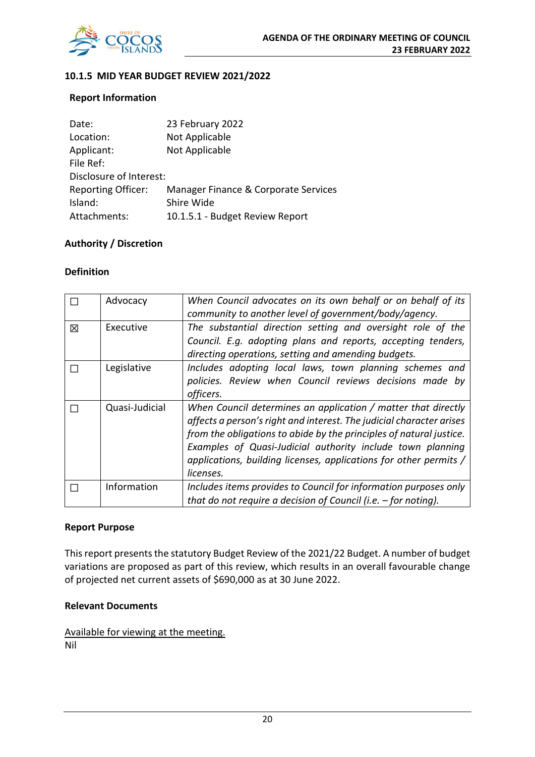## 10.1.5 MID YEAR BUDGET REVIEW 2021/2022

### Report Information

Date: 23 February 2022
Location: Not Applicable
Applicant: Not Applicable
File Ref:
Disclosure of Interest:
Reporting Officer: Manager Finance & Corporate Services
Island: Shire Wide
Attachments: 10.1.5.1 - Budget Review Report

### Authority / Discretion

### Definition

| | | |
|---|---|---|
| ☐ | Advocacy | *When Council advocates on its own behalf or on behalf of its community to another level of government/body/agency.* |
| ☒ | Executive | *The substantial direction setting and oversight role of the Council. E.g. adopting plans and reports, accepting tenders, directing operations, setting and amending budgets.* |
| ☐ | Legislative | *Includes adopting local laws, town planning schemes and policies. Review when Council reviews decisions made by officers.* |
| ☐ | Quasi-Judicial | *When Council determines an application / matter that directly affects a person's right and interest. The judicial character arises from the obligations to abide by the principles of natural justice. Examples of Quasi-Judicial authority include town planning applications, building licenses, applications for other permits / licenses.* |
| ☐ | Information | *Includes items provides to Council for information purposes only that do not require a decision of Council (i.e. – for noting).* |

### Report Purpose

This report presents the statutory Budget Review of the 2021/22 Budget. A number of budget variations are proposed as part of this review, which results in an overall favourable change of projected net current assets of $690,000 as at 30 June 2022.

### Relevant Documents

Available for viewing at the meeting.
Nil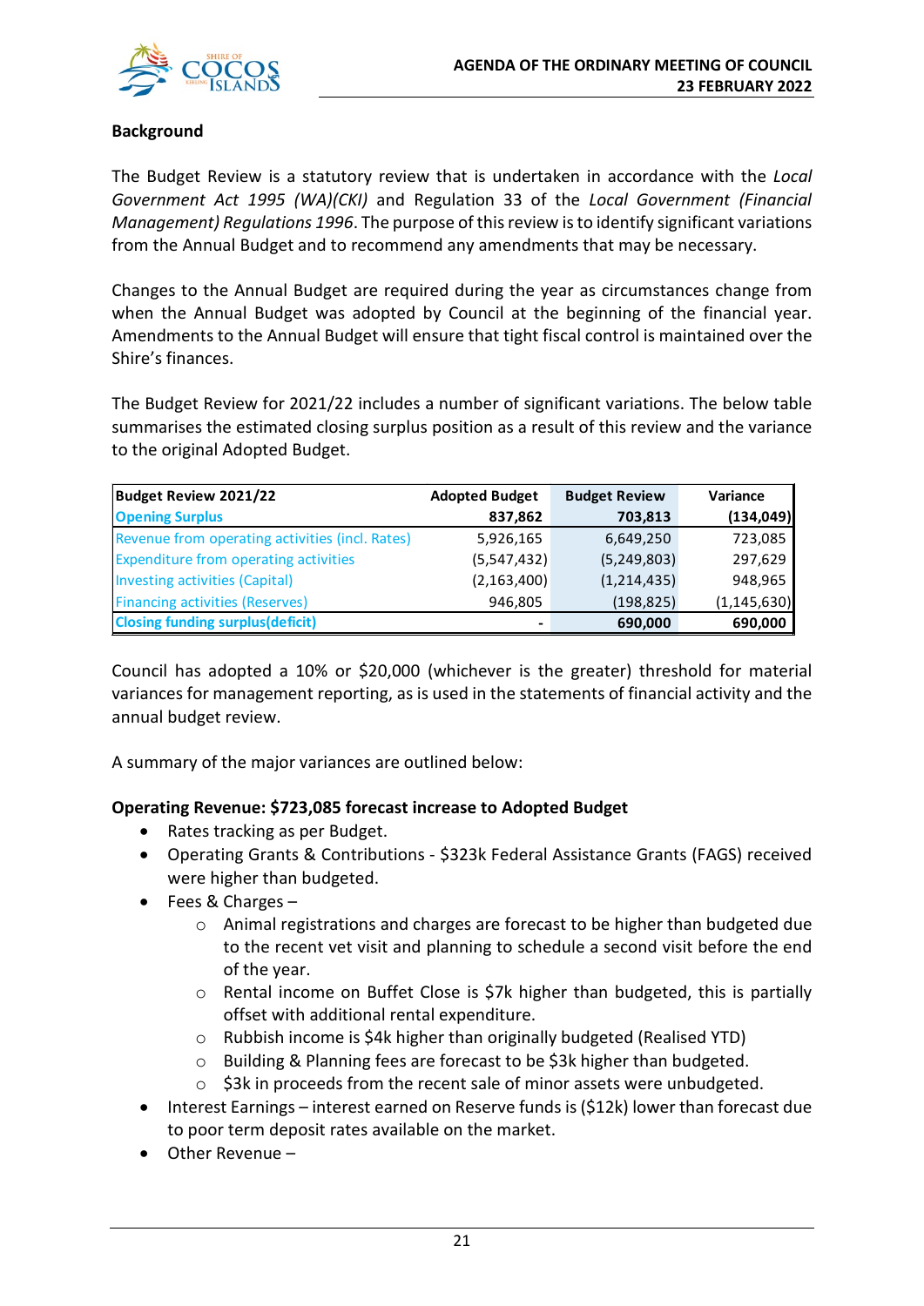### Background

The Budget Review is a statutory review that is undertaken in accordance with the *Local Government Act 1995 (WA)(CKI)* and Regulation 33 of the *Local Government (Financial Management) Regulations 1996*. The purpose of this review is to identify significant variations from the Annual Budget and to recommend any amendments that may be necessary.

Changes to the Annual Budget are required during the year as circumstances change from when the Annual Budget was adopted by Council at the beginning of the financial year. Amendments to the Annual Budget will ensure that tight fiscal control is maintained over the Shire's finances.

The Budget Review for 2021/22 includes a number of significant variations. The below table summarises the estimated closing surplus position as a result of this review and the variance to the original Adopted Budget.

| Budget Review 2021/22 | Adopted Budget | Budget Review | Variance |
|---|---|---|---|
| **Opening Surplus** | **837,862** | **703,813** | **(134,049)** |
| Revenue from operating activities (incl. Rates) | 5,926,165 | 6,649,250 | 723,085 |
| Expenditure from operating activities | (5,547,432) | (5,249,803) | 297,629 |
| Investing activities (Capital) | (2,163,400) | (1,214,435) | 948,965 |
| Financing activities (Reserves) | 946,805 | (198,825) | (1,145,630) |
| **Closing funding surplus(deficit)** | **-** | **690,000** | **690,000** |

Council has adopted a 10% or $20,000 (whichever is the greater) threshold for material variances for management reporting, as is used in the statements of financial activity and the annual budget review.

A summary of the major variances are outlined below:

**Operating Revenue: $723,085 forecast increase to Adopted Budget**

- Rates tracking as per Budget.
- Operating Grants & Contributions - $323k Federal Assistance Grants (FAGS) received were higher than budgeted.
- Fees & Charges –
  - Animal registrations and charges are forecast to be higher than budgeted due to the recent vet visit and planning to schedule a second visit before the end of the year.
  - Rental income on Buffet Close is $7k higher than budgeted, this is partially offset with additional rental expenditure.
  - Rubbish income is $4k higher than originally budgeted (Realised YTD)
  - Building & Planning fees are forecast to be $3k higher than budgeted.
  - $3k in proceeds from the recent sale of minor assets were unbudgeted.
- Interest Earnings – interest earned on Reserve funds is ($12k) lower than forecast due to poor term deposit rates available on the market.
- Other Revenue –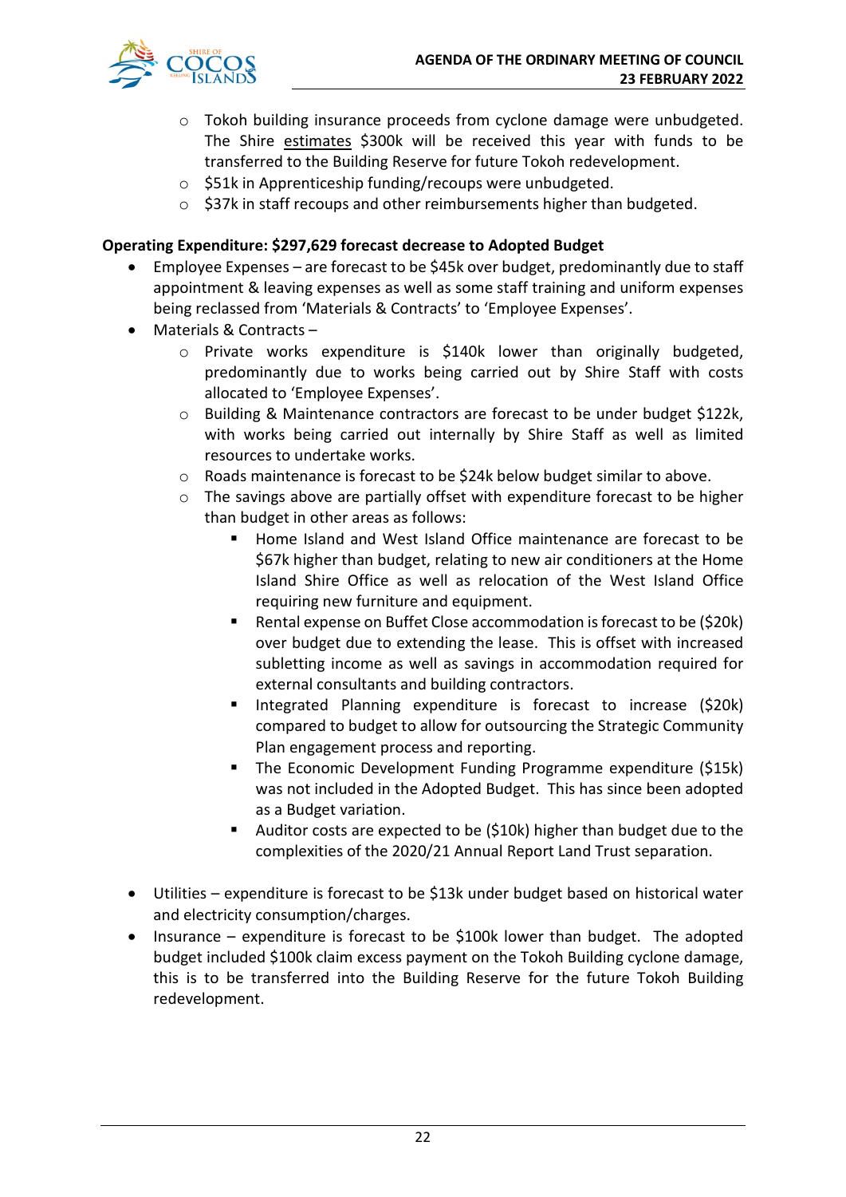- Tokoh building insurance proceeds from cyclone damage were unbudgeted. The Shire <u>estimates</u> $300k will be received this year with funds to be transferred to the Building Reserve for future Tokoh redevelopment.
  - $51k in Apprenticeship funding/recoups were unbudgeted.
  - $37k in staff recoups and other reimbursements higher than budgeted.

**Operating Expenditure: $297,629 forecast decrease to Adopted Budget**

- Employee Expenses – are forecast to be $45k over budget, predominantly due to staff appointment & leaving expenses as well as some staff training and uniform expenses being reclassed from 'Materials & Contracts' to 'Employee Expenses'.
- Materials & Contracts –
  - Private works expenditure is $140k lower than originally budgeted, predominantly due to works being carried out by Shire Staff with costs allocated to 'Employee Expenses'.
  - Building & Maintenance contractors are forecast to be under budget $122k, with works being carried out internally by Shire Staff as well as limited resources to undertake works.
  - Roads maintenance is forecast to be $24k below budget similar to above.
  - The savings above are partially offset with expenditure forecast to be higher than budget in other areas as follows:
    - Home Island and West Island Office maintenance are forecast to be $67k higher than budget, relating to new air conditioners at the Home Island Shire Office as well as relocation of the West Island Office requiring new furniture and equipment.
    - Rental expense on Buffet Close accommodation is forecast to be ($20k) over budget due to extending the lease. This is offset with increased subletting income as well as savings in accommodation required for external consultants and building contractors.
    - Integrated Planning expenditure is forecast to increase ($20k) compared to budget to allow for outsourcing the Strategic Community Plan engagement process and reporting.
    - The Economic Development Funding Programme expenditure ($15k) was not included in the Adopted Budget. This has since been adopted as a Budget variation.
    - Auditor costs are expected to be ($10k) higher than budget due to the complexities of the 2020/21 Annual Report Land Trust separation.

- Utilities – expenditure is forecast to be $13k under budget based on historical water and electricity consumption/charges.
- Insurance – expenditure is forecast to be $100k lower than budget. The adopted budget included $100k claim excess payment on the Tokoh Building cyclone damage, this is to be transferred into the Building Reserve for the future Tokoh Building redevelopment.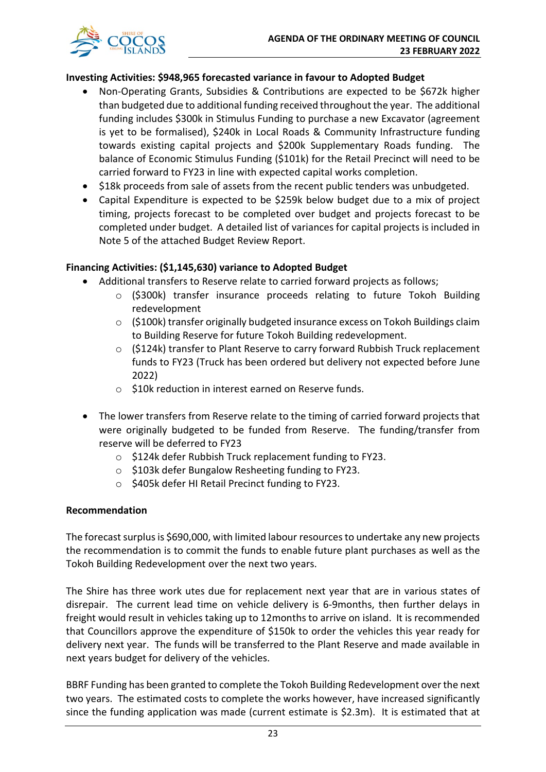**Investing Activities: $948,965 forecasted variance in favour to Adopted Budget**

- Non-Operating Grants, Subsidies & Contributions are expected to be $672k higher than budgeted due to additional funding received throughout the year. The additional funding includes $300k in Stimulus Funding to purchase a new Excavator (agreement is yet to be formalised), $240k in Local Roads & Community Infrastructure funding towards existing capital projects and $200k Supplementary Roads funding. The balance of Economic Stimulus Funding ($101k) for the Retail Precinct will need to be carried forward to FY23 in line with expected capital works completion.
- $18k proceeds from sale of assets from the recent public tenders was unbudgeted.
- Capital Expenditure is expected to be $259k below budget due to a mix of project timing, projects forecast to be completed over budget and projects forecast to be completed under budget. A detailed list of variances for capital projects is included in Note 5 of the attached Budget Review Report.

**Financing Activities: ($1,145,630) variance to Adopted Budget**

- Additional transfers to Reserve relate to carried forward projects as follows;
  - ($300k) transfer insurance proceeds relating to future Tokoh Building redevelopment
  - ($100k) transfer originally budgeted insurance excess on Tokoh Buildings claim to Building Reserve for future Tokoh Building redevelopment.
  - ($124k) transfer to Plant Reserve to carry forward Rubbish Truck replacement funds to FY23 (Truck has been ordered but delivery not expected before June 2022)
  - $10k reduction in interest earned on Reserve funds.

- The lower transfers from Reserve relate to the timing of carried forward projects that were originally budgeted to be funded from Reserve. The funding/transfer from reserve will be deferred to FY23
  - $124k defer Rubbish Truck replacement funding to FY23.
  - $103k defer Bungalow Resheeting funding to FY23.
  - $405k defer HI Retail Precinct funding to FY23.

**Recommendation**

The forecast surplus is $690,000, with limited labour resources to undertake any new projects the recommendation is to commit the funds to enable future plant purchases as well as the Tokoh Building Redevelopment over the next two years.

The Shire has three work utes due for replacement next year that are in various states of disrepair. The current lead time on vehicle delivery is 6-9months, then further delays in freight would result in vehicles taking up to 12months to arrive on island. It is recommended that Councillors approve the expenditure of $150k to order the vehicles this year ready for delivery next year. The funds will be transferred to the Plant Reserve and made available in next years budget for delivery of the vehicles.

BBRF Funding has been granted to complete the Tokoh Building Redevelopment over the next two years. The estimated costs to complete the works however, have increased significantly since the funding application was made (current estimate is $2.3m). It is estimated that at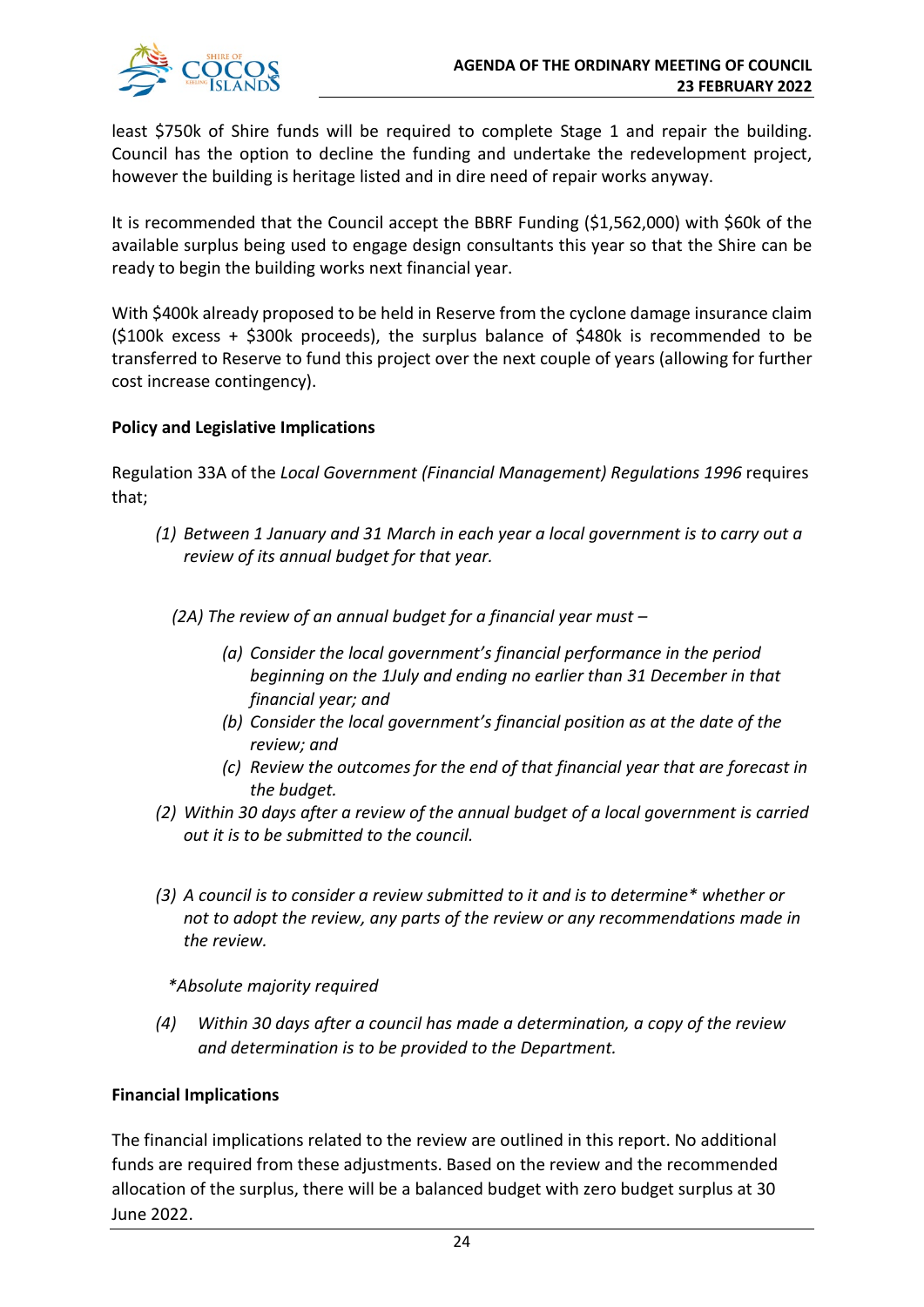least $750k of Shire funds will be required to complete Stage 1 and repair the building. Council has the option to decline the funding and undertake the redevelopment project, however the building is heritage listed and in dire need of repair works anyway.

It is recommended that the Council accept the BBRF Funding ($1,562,000) with $60k of the available surplus being used to engage design consultants this year so that the Shire can be ready to begin the building works next financial year.

With $400k already proposed to be held in Reserve from the cyclone damage insurance claim ($100k excess + $300k proceeds), the surplus balance of $480k is recommended to be transferred to Reserve to fund this project over the next couple of years (allowing for further cost increase contingency).

**Policy and Legislative Implications**

Regulation 33A of the *Local Government (Financial Management) Regulations 1996* requires that;

> *(1) Between 1 January and 31 March in each year a local government is to carry out a review of its annual budget for that year.*
>
> *(2A) The review of an annual budget for a financial year must –*
>
> > *(a) Consider the local government's financial performance in the period beginning on the 1July and ending no earlier than 31 December in that financial year; and*
> > *(b) Consider the local government's financial position as at the date of the review; and*
> > *(c) Review the outcomes for the end of that financial year that are forecast in the budget.*
>
> *(2) Within 30 days after a review of the annual budget of a local government is carried out it is to be submitted to the council.*
>
> *(3) A council is to consider a review submitted to it and is to determine\* whether or not to adopt the review, any parts of the review or any recommendations made in the review.*
>
> *\*Absolute majority required*
>
> *(4) Within 30 days after a council has made a determination, a copy of the review and determination is to be provided to the Department.*

**Financial Implications**

The financial implications related to the review are outlined in this report. No additional funds are required from these adjustments. Based on the review and the recommended allocation of the surplus, there will be a balanced budget with zero budget surplus at 30 June 2022.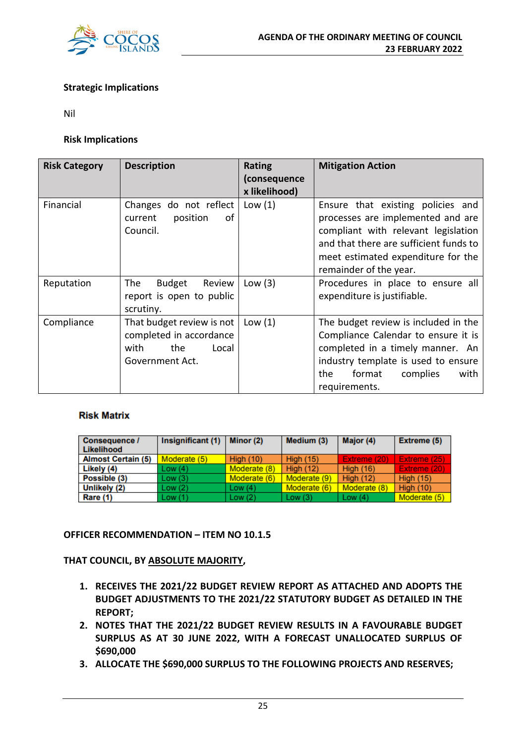**Strategic Implications**

Nil

**Risk Implications**

| Risk Category | Description | Rating (consequence x likelihood) | Mitigation Action |
|---|---|---|---|
| Financial | Changes do not reflect current position of Council. | Low (1) | Ensure that existing policies and processes are implemented and are compliant with relevant legislation and that there are sufficient funds to meet estimated expenditure for the remainder of the year. |
| Reputation | The Budget Review report is open to public scrutiny. | Low (3) | Procedures in place to ensure all expenditure is justifiable. |
| Compliance | That budget review is not completed in accordance with the Local Government Act. | Low (1) | The budget review is included in the Compliance Calendar to ensure it is completed in a timely manner. An industry template is used to ensure the format complies with requirements. |

**Risk Matrix**

| Consequence / Likelihood | Insignificant (1) | Minor (2) | Medium (3) | Major (4) | Extreme (5) |
|---|---|---|---|---|---|
| Almost Certain (5) | Moderate (5) | High (10) | High (15) | Extreme (20) | Extreme (25) |
| Likely (4) | Low (4) | Moderate (8) | High (12) | High (16) | Extreme (20) |
| Possible (3) | Low (3) | Moderate (6) | Moderate (9) | High (12) | High (15) |
| Unlikely (2) | Low (2) | Low (4) | Moderate (6) | Moderate (8) | High (10) |
| Rare (1) | Low (1) | Low (2) | Low (3) | Low (4) | Moderate (5) |

**OFFICER RECOMMENDATION – ITEM NO 10.1.5**

**THAT COUNCIL, BY ABSOLUTE MAJORITY,**

1. **RECEIVES THE 2021/22 BUDGET REVIEW REPORT AS ATTACHED AND ADOPTS THE BUDGET ADJUSTMENTS TO THE 2021/22 STATUTORY BUDGET AS DETAILED IN THE REPORT;**
2. **NOTES THAT THE 2021/22 BUDGET REVIEW RESULTS IN A FAVOURABLE BUDGET SURPLUS AS AT 30 JUNE 2022, WITH A FORECAST UNALLOCATED SURPLUS OF $690,000**
3. **ALLOCATE THE $690,000 SURPLUS TO THE FOLLOWING PROJECTS AND RESERVES;**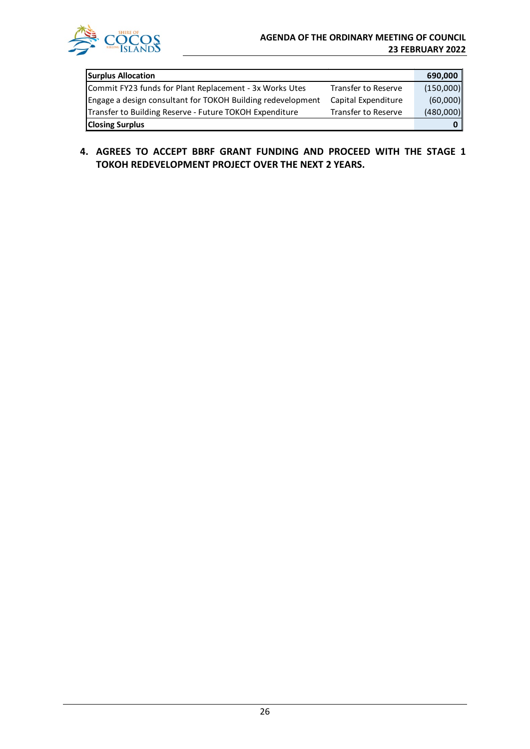| **Surplus Allocation** | | **690,000** |
|---|---|---|
| Commit FY23 funds for Plant Replacement - 3x Works Utes | Transfer to Reserve | (150,000) |
| Engage a design consultant for TOKOH Building redevelopment | Capital Expenditure | (60,000) |
| Transfer to Building Reserve - Future TOKOH Expenditure | Transfer to Reserve | (480,000) |
| **Closing Surplus** | | **0** |

4. **AGREES TO ACCEPT BBRF GRANT FUNDING AND PROCEED WITH THE STAGE 1 TOKOH REDEVELOPMENT PROJECT OVER THE NEXT 2 YEARS.**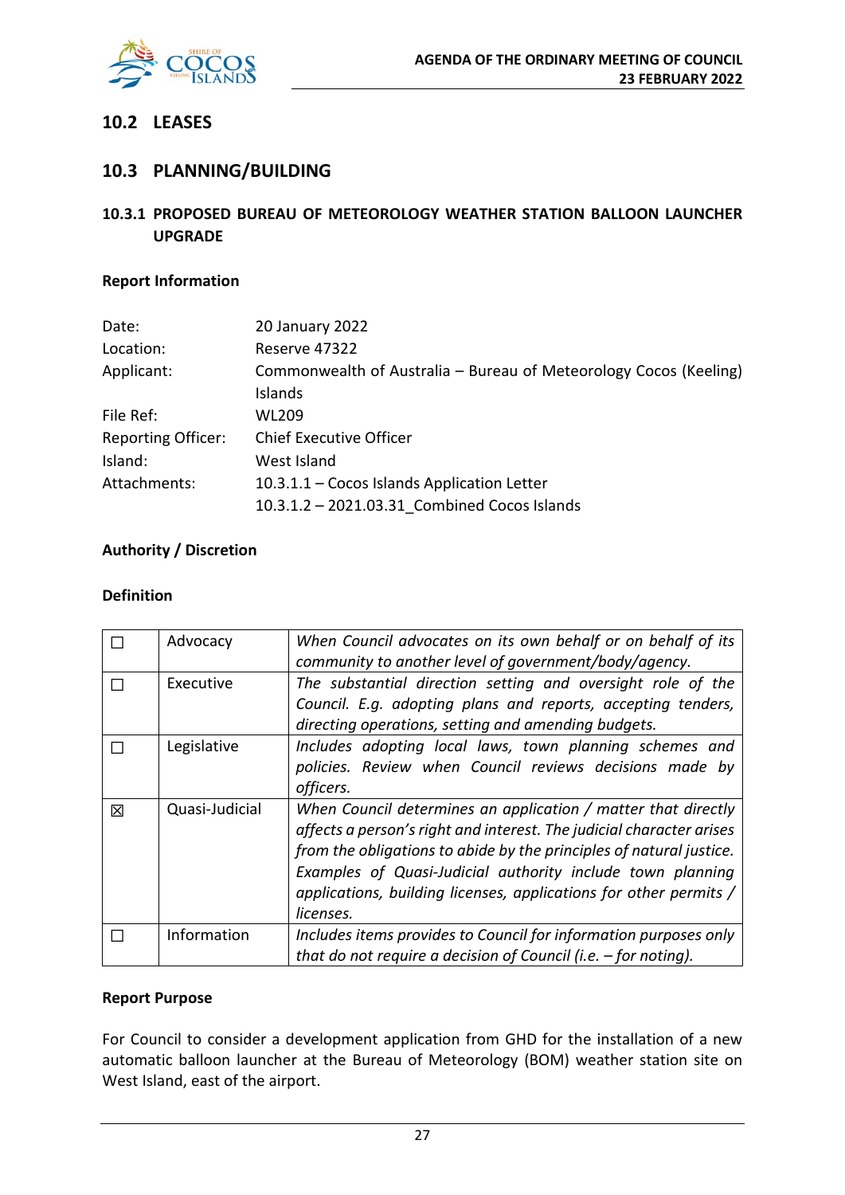## 10.2 LEASES

## 10.3 PLANNING/BUILDING

### 10.3.1 PROPOSED BUREAU OF METEOROLOGY WEATHER STATION BALLOON LAUNCHER UPGRADE

**Report Information**

| | |
|---|---|
| Date: | 20 January 2022 |
| Location: | Reserve 47322 |
| Applicant: | Commonwealth of Australia – Bureau of Meteorology Cocos (Keeling) Islands |
| File Ref: | WL209 |
| Reporting Officer: | Chief Executive Officer |
| Island: | West Island |
| Attachments: | 10.3.1.1 – Cocos Islands Application Letter<br>10.3.1.2 – 2021.03.31_Combined Cocos Islands |

**Authority / Discretion**

**Definition**

| | | |
|---|---|---|
| ☐ | Advocacy | *When Council advocates on its own behalf or on behalf of its community to another level of government/body/agency.* |
| ☐ | Executive | *The substantial direction setting and oversight role of the Council. E.g. adopting plans and reports, accepting tenders, directing operations, setting and amending budgets.* |
| ☐ | Legislative | *Includes adopting local laws, town planning schemes and policies. Review when Council reviews decisions made by officers.* |
| ☒ | Quasi-Judicial | *When Council determines an application / matter that directly affects a person's right and interest. The judicial character arises from the obligations to abide by the principles of natural justice. Examples of Quasi-Judicial authority include town planning applications, building licenses, applications for other permits / licenses.* |
| ☐ | Information | *Includes items provides to Council for information purposes only that do not require a decision of Council (i.e. – for noting).* |

**Report Purpose**

For Council to consider a development application from GHD for the installation of a new automatic balloon launcher at the Bureau of Meteorology (BOM) weather station site on West Island, east of the airport.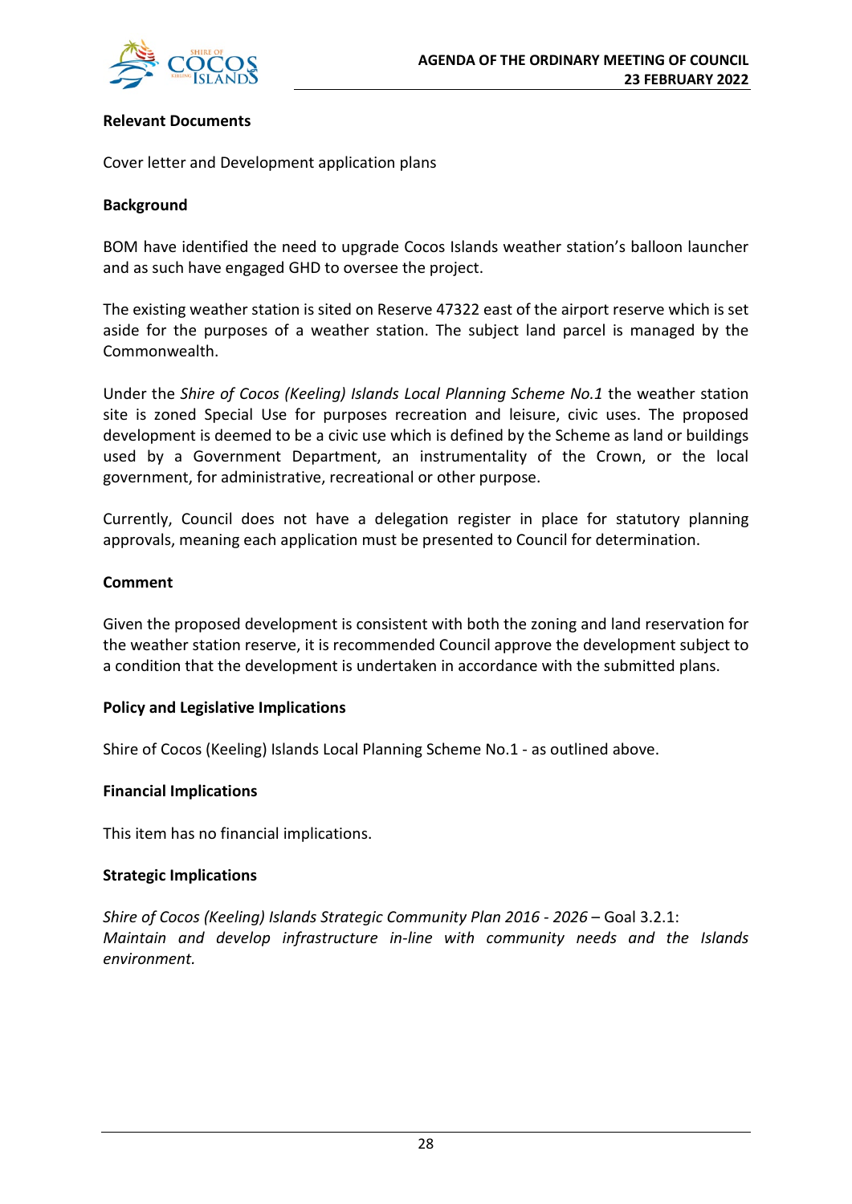**Relevant Documents**

Cover letter and Development application plans

**Background**

BOM have identified the need to upgrade Cocos Islands weather station's balloon launcher and as such have engaged GHD to oversee the project.

The existing weather station is sited on Reserve 47322 east of the airport reserve which is set aside for the purposes of a weather station. The subject land parcel is managed by the Commonwealth.

Under the *Shire of Cocos (Keeling) Islands Local Planning Scheme No.1* the weather station site is zoned Special Use for purposes recreation and leisure, civic uses. The proposed development is deemed to be a civic use which is defined by the Scheme as land or buildings used by a Government Department, an instrumentality of the Crown, or the local government, for administrative, recreational or other purpose.

Currently, Council does not have a delegation register in place for statutory planning approvals, meaning each application must be presented to Council for determination.

**Comment**

Given the proposed development is consistent with both the zoning and land reservation for the weather station reserve, it is recommended Council approve the development subject to a condition that the development is undertaken in accordance with the submitted plans.

**Policy and Legislative Implications**

Shire of Cocos (Keeling) Islands Local Planning Scheme No.1 - as outlined above.

**Financial Implications**

This item has no financial implications.

**Strategic Implications**

*Shire of Cocos (Keeling) Islands Strategic Community Plan 2016 - 2026* – Goal 3.2.1: *Maintain and develop infrastructure in-line with community needs and the Islands environment.*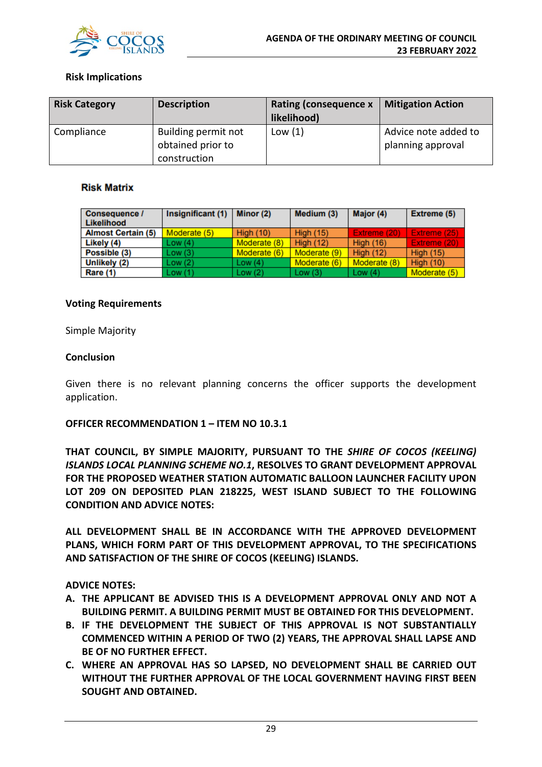**Risk Implications**

| Risk Category | Description | Rating (consequence x likelihood) | Mitigation Action |
|---|---|---|---|
| Compliance | Building permit not obtained prior to construction | Low (1) | Advice note added to planning approval |

**Risk Matrix**

| Consequence / Likelihood | Insignificant (1) | Minor (2) | Medium (3) | Major (4) | Extreme (5) |
|---|---|---|---|---|---|
| Almost Certain (5) | Moderate (5) | High (10) | High (15) | Extreme (20) | Extreme (25) |
| Likely (4) | Low (4) | Moderate (8) | High (12) | High (16) | Extreme (20) |
| Possible (3) | Low (3) | Moderate (6) | Moderate (9) | High (12) | High (15) |
| Unlikely (2) | Low (2) | Low (4) | Moderate (6) | Moderate (8) | High (10) |
| Rare (1) | Low (1) | Low (2) | Low (3) | Low (4) | Moderate (5) |

**Voting Requirements**

Simple Majority

**Conclusion**

Given there is no relevant planning concerns the officer supports the development application.

**OFFICER RECOMMENDATION 1 – ITEM NO 10.3.1**

**THAT COUNCIL, BY SIMPLE MAJORITY, PURSUANT TO THE *SHIRE OF COCOS (KEELING) ISLANDS LOCAL PLANNING SCHEME NO.1*, RESOLVES TO GRANT DEVELOPMENT APPROVAL FOR THE PROPOSED WEATHER STATION AUTOMATIC BALLOON LAUNCHER FACILITY UPON LOT 209 ON DEPOSITED PLAN 218225, WEST ISLAND SUBJECT TO THE FOLLOWING CONDITION AND ADVICE NOTES:**

**ALL DEVELOPMENT SHALL BE IN ACCORDANCE WITH THE APPROVED DEVELOPMENT PLANS, WHICH FORM PART OF THIS DEVELOPMENT APPROVAL, TO THE SPECIFICATIONS AND SATISFACTION OF THE SHIRE OF COCOS (KEELING) ISLANDS.**

**ADVICE NOTES:**

A. **THE APPLICANT BE ADVISED THIS IS A DEVELOPMENT APPROVAL ONLY AND NOT A BUILDING PERMIT. A BUILDING PERMIT MUST BE OBTAINED FOR THIS DEVELOPMENT.**
B. **IF THE DEVELOPMENT THE SUBJECT OF THIS APPROVAL IS NOT SUBSTANTIALLY COMMENCED WITHIN A PERIOD OF TWO (2) YEARS, THE APPROVAL SHALL LAPSE AND BE OF NO FURTHER EFFECT.**
C. **WHERE AN APPROVAL HAS SO LAPSED, NO DEVELOPMENT SHALL BE CARRIED OUT WITHOUT THE FURTHER APPROVAL OF THE LOCAL GOVERNMENT HAVING FIRST BEEN SOUGHT AND OBTAINED.**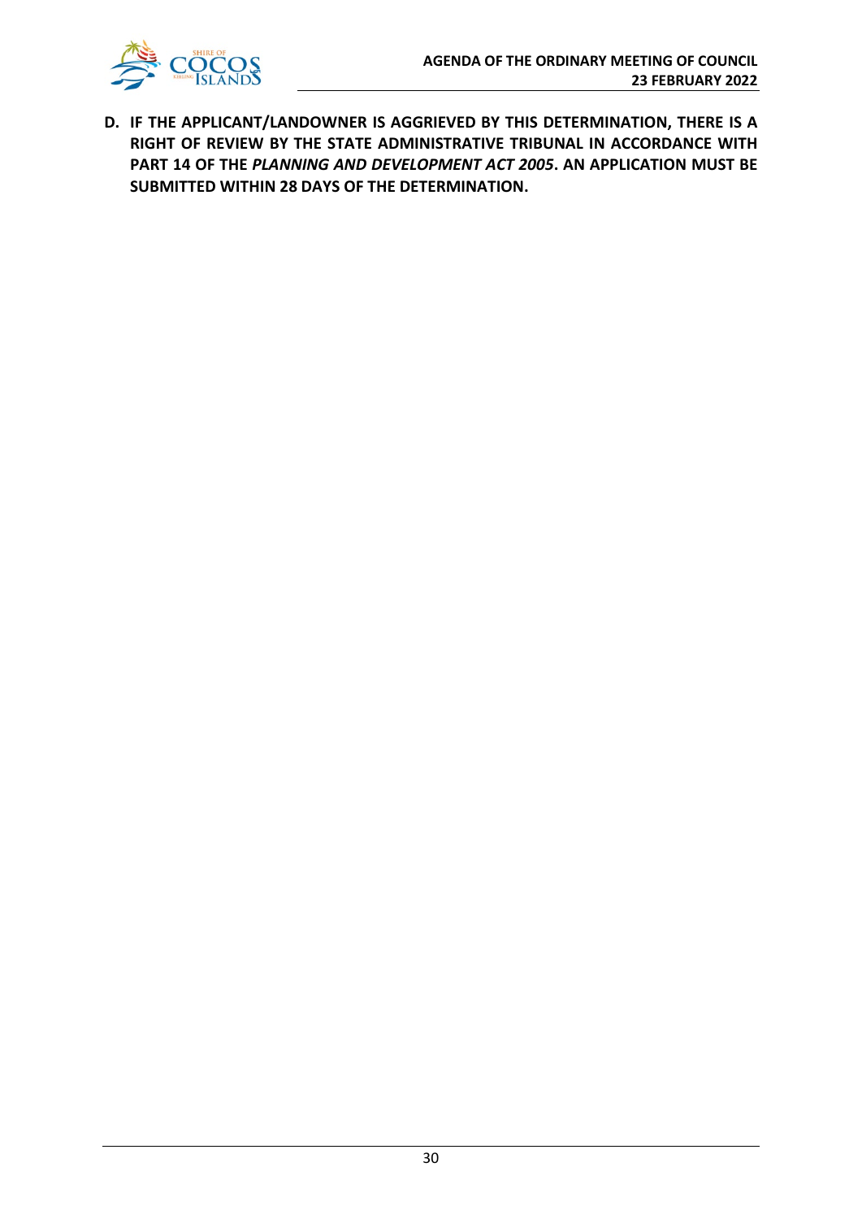**D. IF THE APPLICANT/LANDOWNER IS AGGRIEVED BY THIS DETERMINATION, THERE IS A RIGHT OF REVIEW BY THE STATE ADMINISTRATIVE TRIBUNAL IN ACCORDANCE WITH PART 14 OF THE *PLANNING AND DEVELOPMENT ACT 2005*. AN APPLICATION MUST BE SUBMITTED WITHIN 28 DAYS OF THE DETERMINATION.**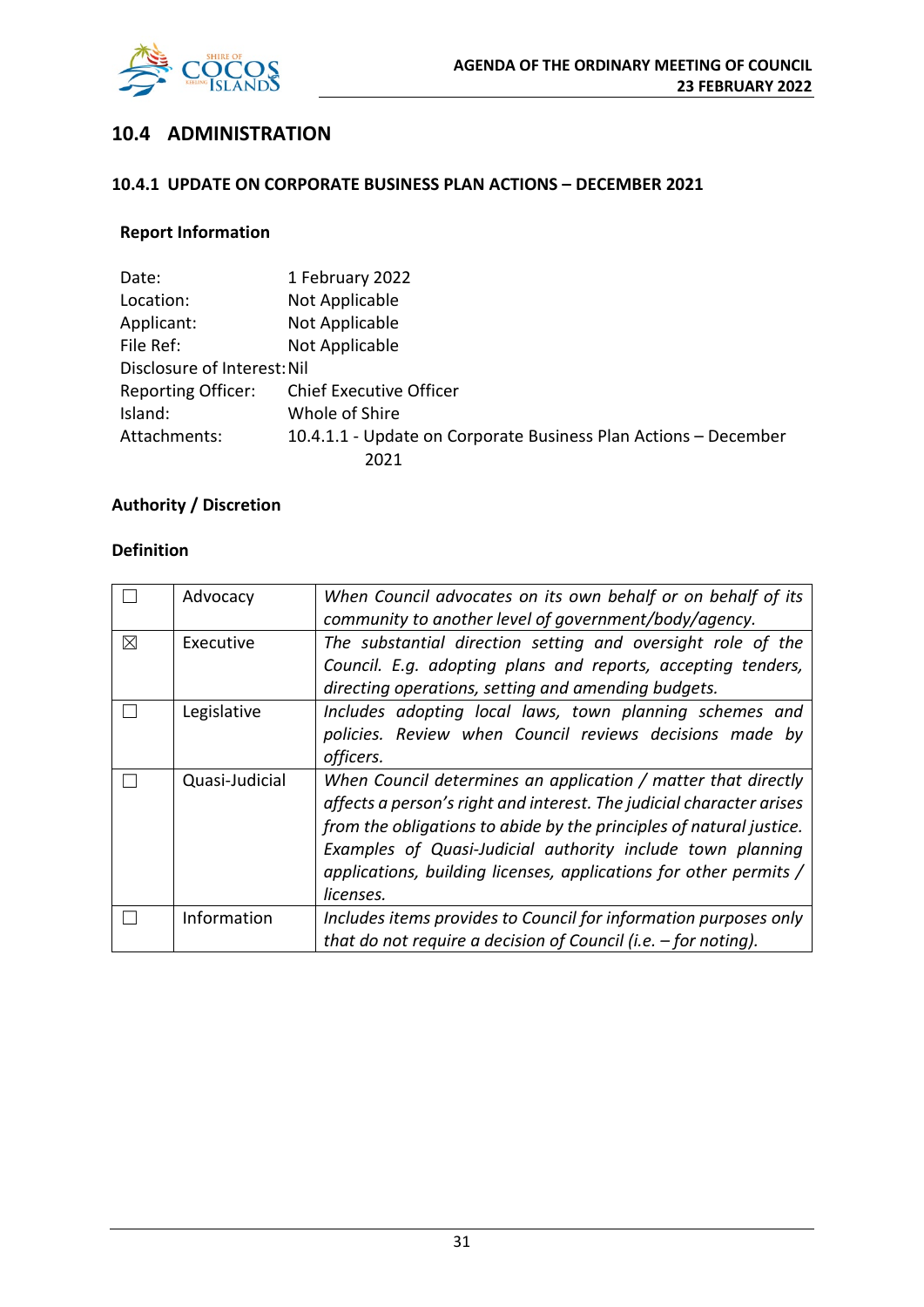## 10.4 ADMINISTRATION

### 10.4.1 UPDATE ON CORPORATE BUSINESS PLAN ACTIONS – DECEMBER 2021

**Report Information**

| | |
|---|---|
| Date: | 1 February 2022 |
| Location: | Not Applicable |
| Applicant: | Not Applicable |
| File Ref: | Not Applicable |
| Disclosure of Interest: | Nil |
| Reporting Officer: | Chief Executive Officer |
| Island: | Whole of Shire |
| Attachments: | 10.4.1.1 - Update on Corporate Business Plan Actions – December 2021 |

**Authority / Discretion**

**Definition**

| | | |
|---|---|---|
| ☐ | Advocacy | *When Council advocates on its own behalf or on behalf of its community to another level of government/body/agency.* |
| ☒ | Executive | *The substantial direction setting and oversight role of the Council. E.g. adopting plans and reports, accepting tenders, directing operations, setting and amending budgets.* |
| ☐ | Legislative | *Includes adopting local laws, town planning schemes and policies. Review when Council reviews decisions made by officers.* |
| ☐ | Quasi-Judicial | *When Council determines an application / matter that directly affects a person's right and interest. The judicial character arises from the obligations to abide by the principles of natural justice. Examples of Quasi-Judicial authority include town planning applications, building licenses, applications for other permits / licenses.* |
| ☐ | Information | *Includes items provides to Council for information purposes only that do not require a decision of Council (i.e. – for noting).* |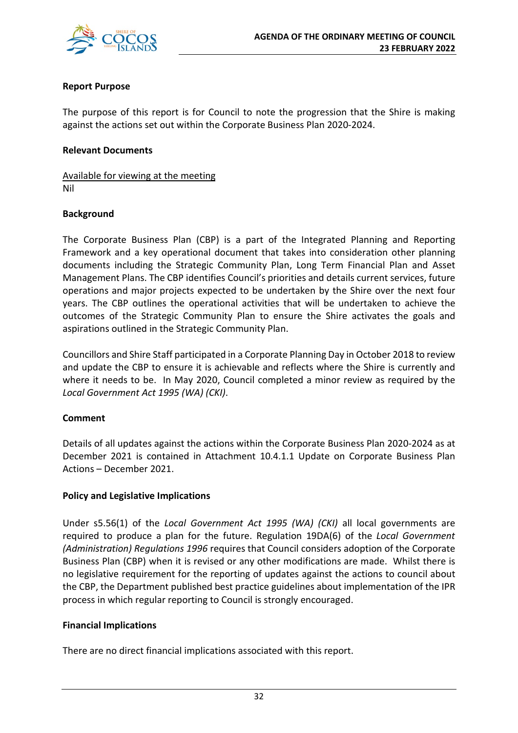**Report Purpose**

The purpose of this report is for Council to note the progression that the Shire is making against the actions set out within the Corporate Business Plan 2020-2024.

**Relevant Documents**

Available for viewing at the meeting
Nil

**Background**

The Corporate Business Plan (CBP) is a part of the Integrated Planning and Reporting Framework and a key operational document that takes into consideration other planning documents including the Strategic Community Plan, Long Term Financial Plan and Asset Management Plans. The CBP identifies Council's priorities and details current services, future operations and major projects expected to be undertaken by the Shire over the next four years. The CBP outlines the operational activities that will be undertaken to achieve the outcomes of the Strategic Community Plan to ensure the Shire activates the goals and aspirations outlined in the Strategic Community Plan.

Councillors and Shire Staff participated in a Corporate Planning Day in October 2018 to review and update the CBP to ensure it is achievable and reflects where the Shire is currently and where it needs to be. In May 2020, Council completed a minor review as required by the *Local Government Act 1995 (WA) (CKI)*.

**Comment**

Details of all updates against the actions within the Corporate Business Plan 2020-2024 as at December 2021 is contained in Attachment 10.4.1.1 Update on Corporate Business Plan Actions – December 2021.

**Policy and Legislative Implications**

Under s5.56(1) of the *Local Government Act 1995 (WA) (CKI)* all local governments are required to produce a plan for the future. Regulation 19DA(6) of the *Local Government (Administration) Regulations 1996* requires that Council considers adoption of the Corporate Business Plan (CBP) when it is revised or any other modifications are made. Whilst there is no legislative requirement for the reporting of updates against the actions to council about the CBP, the Department published best practice guidelines about implementation of the IPR process in which regular reporting to Council is strongly encouraged.

**Financial Implications**

There are no direct financial implications associated with this report.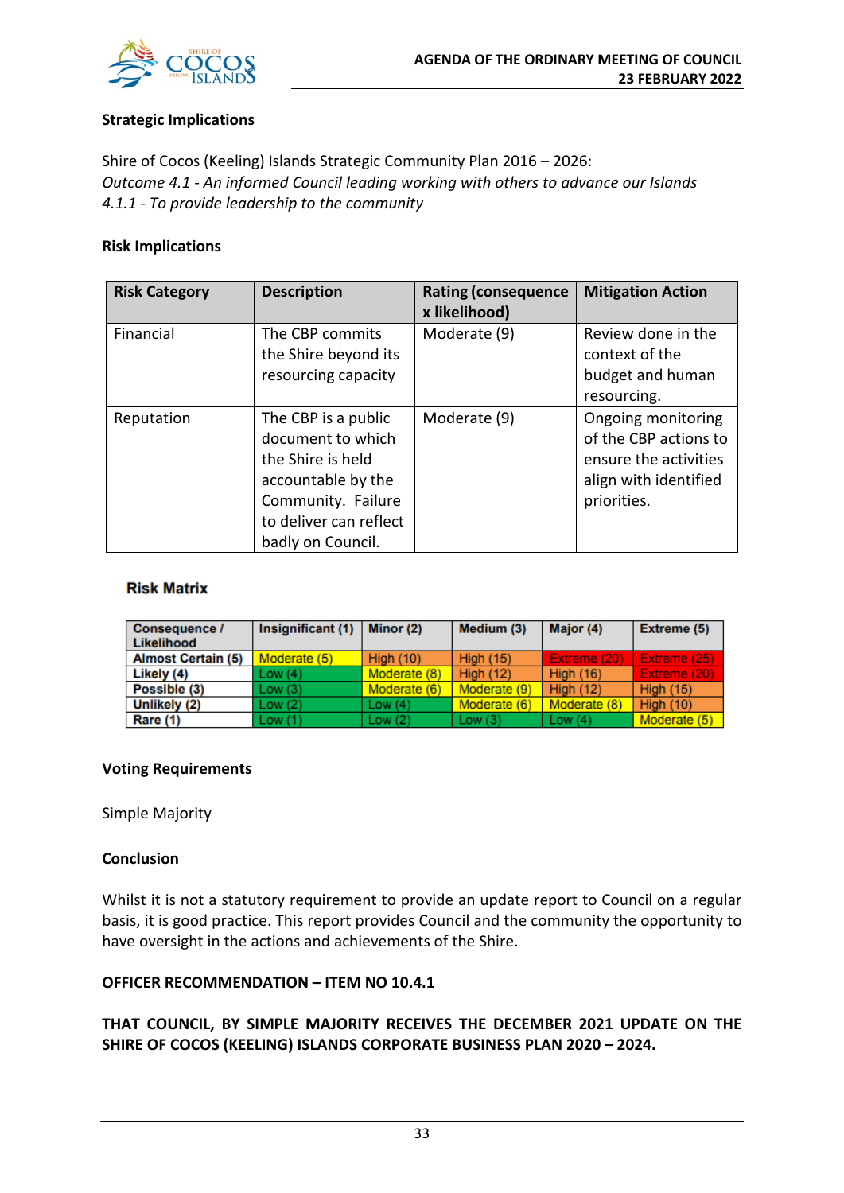**Strategic Implications**

Shire of Cocos (Keeling) Islands Strategic Community Plan 2016 – 2026:
*Outcome 4.1 - An informed Council leading working with others to advance our Islands*
*4.1.1 - To provide leadership to the community*

**Risk Implications**

| Risk Category | Description | Rating (consequence x likelihood) | Mitigation Action |
|---|---|---|---|
| Financial | The CBP commits the Shire beyond its resourcing capacity | Moderate (9) | Review done in the context of the budget and human resourcing. |
| Reputation | The CBP is a public document to which the Shire is held accountable by the Community. Failure to deliver can reflect badly on Council. | Moderate (9) | Ongoing monitoring of the CBP actions to ensure the activities align with identified priorities. |

**Risk Matrix**

| Consequence / Likelihood | Insignificant (1) | Minor (2) | Medium (3) | Major (4) | Extreme (5) |
|---|---|---|---|---|---|
| Almost Certain (5) | Moderate (5) | High (10) | High (15) | Extreme (20) | Extreme (25) |
| Likely (4) | Low (4) | Moderate (8) | High (12) | High (16) | Extreme (20) |
| Possible (3) | Low (3) | Moderate (6) | Moderate (9) | High (12) | High (15) |
| Unlikely (2) | Low (2) | Low (4) | Moderate (6) | Moderate (8) | High (10) |
| Rare (1) | Low (1) | Low (2) | Low (3) | Low (4) | Moderate (5) |

**Voting Requirements**

Simple Majority

**Conclusion**

Whilst it is not a statutory requirement to provide an update report to Council on a regular basis, it is good practice. This report provides Council and the community the opportunity to have oversight in the actions and achievements of the Shire.

**OFFICER RECOMMENDATION – ITEM NO 10.4.1**

**THAT COUNCIL, BY SIMPLE MAJORITY RECEIVES THE DECEMBER 2021 UPDATE ON THE SHIRE OF COCOS (KEELING) ISLANDS CORPORATE BUSINESS PLAN 2020 – 2024.**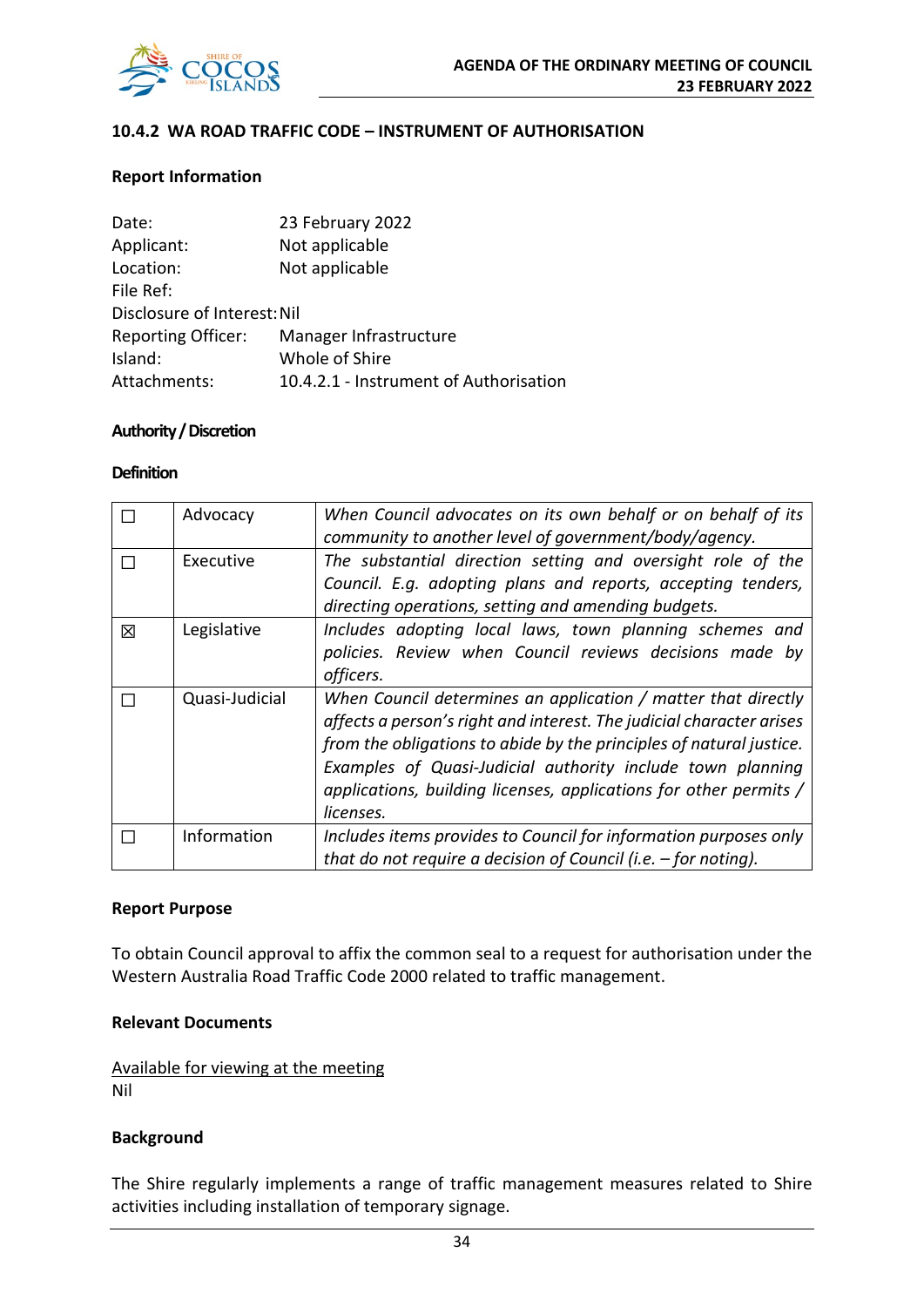### 10.4.2 WA ROAD TRAFFIC CODE – INSTRUMENT OF AUTHORISATION

**Report Information**

Date: 23 February 2022
Applicant: Not applicable
Location: Not applicable
File Ref:
Disclosure of Interest: Nil
Reporting Officer: Manager Infrastructure
Island: Whole of Shire
Attachments: 10.4.2.1 - Instrument of Authorisation

**Authority / Discretion**

**Definition**

| | | |
|---|---|---|
| ☐ | Advocacy | *When Council advocates on its own behalf or on behalf of its community to another level of government/body/agency.* |
| ☐ | Executive | *The substantial direction setting and oversight role of the Council. E.g. adopting plans and reports, accepting tenders, directing operations, setting and amending budgets.* |
| ☒ | Legislative | *Includes adopting local laws, town planning schemes and policies. Review when Council reviews decisions made by officers.* |
| ☐ | Quasi-Judicial | *When Council determines an application / matter that directly affects a person's right and interest. The judicial character arises from the obligations to abide by the principles of natural justice. Examples of Quasi-Judicial authority include town planning applications, building licenses, applications for other permits / licenses.* |
| ☐ | Information | *Includes items provides to Council for information purposes only that do not require a decision of Council (i.e. – for noting).* |

**Report Purpose**

To obtain Council approval to affix the common seal to a request for authorisation under the Western Australia Road Traffic Code 2000 related to traffic management.

**Relevant Documents**

Available for viewing at the meeting
Nil

**Background**

The Shire regularly implements a range of traffic management measures related to Shire activities including installation of temporary signage.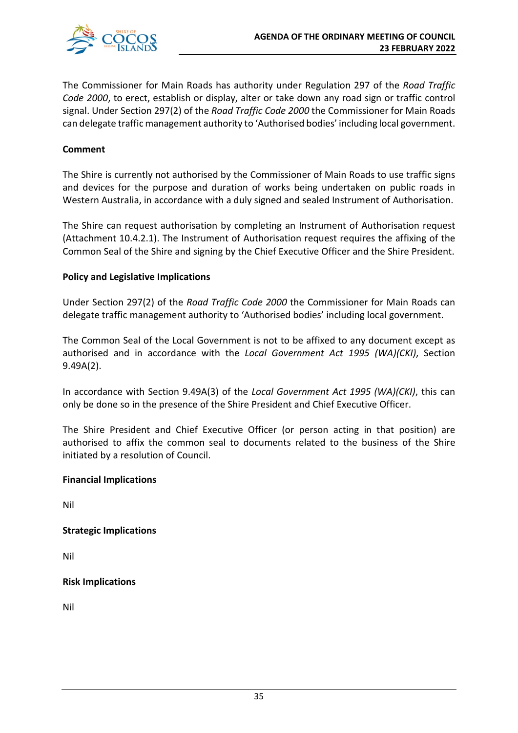The Commissioner for Main Roads has authority under Regulation 297 of the *Road Traffic Code 2000*, to erect, establish or display, alter or take down any road sign or traffic control signal. Under Section 297(2) of the *Road Traffic Code 2000* the Commissioner for Main Roads can delegate traffic management authority to 'Authorised bodies' including local government.

**Comment**

The Shire is currently not authorised by the Commissioner of Main Roads to use traffic signs and devices for the purpose and duration of works being undertaken on public roads in Western Australia, in accordance with a duly signed and sealed Instrument of Authorisation.

The Shire can request authorisation by completing an Instrument of Authorisation request (Attachment 10.4.2.1). The Instrument of Authorisation request requires the affixing of the Common Seal of the Shire and signing by the Chief Executive Officer and the Shire President.

**Policy and Legislative Implications**

Under Section 297(2) of the *Road Traffic Code 2000* the Commissioner for Main Roads can delegate traffic management authority to 'Authorised bodies' including local government.

The Common Seal of the Local Government is not to be affixed to any document except as authorised and in accordance with the *Local Government Act 1995 (WA)(CKI)*, Section 9.49A(2).

In accordance with Section 9.49A(3) of the *Local Government Act 1995 (WA)(CKI)*, this can only be done so in the presence of the Shire President and Chief Executive Officer.

The Shire President and Chief Executive Officer (or person acting in that position) are authorised to affix the common seal to documents related to the business of the Shire initiated by a resolution of Council.

**Financial Implications**

Nil

**Strategic Implications**

Nil

**Risk Implications**

Nil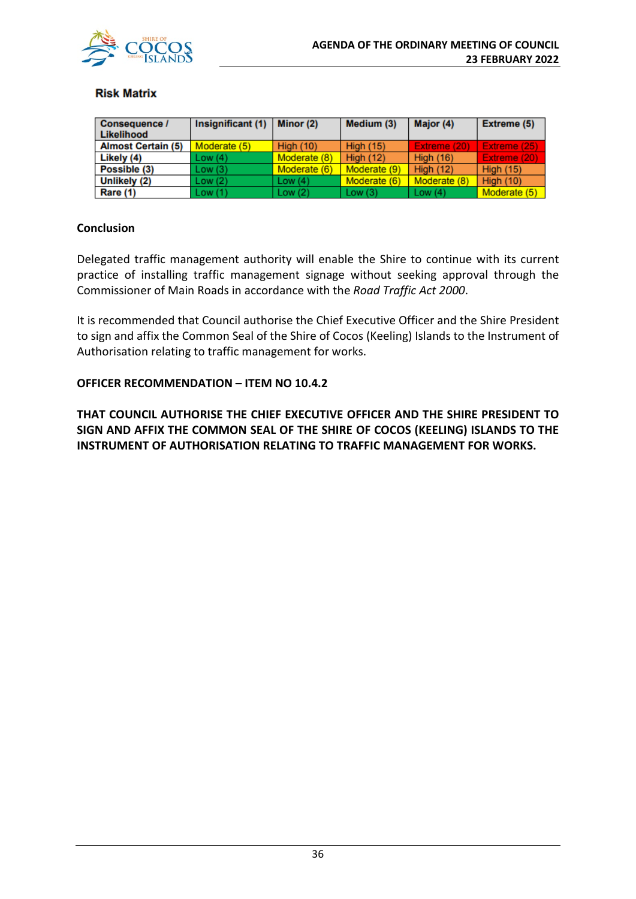**Risk Matrix**

| Consequence / Likelihood | Insignificant (1) | Minor (2) | Medium (3) | Major (4) | Extreme (5) |
|---|---|---|---|---|---|
| Almost Certain (5) | Moderate (5) | High (10) | High (15) | Extreme (20) | Extreme (25) |
| Likely (4) | Low (4) | Moderate (8) | High (12) | High (16) | Extreme (20) |
| Possible (3) | Low (3) | Moderate (6) | Moderate (9) | High (12) | High (15) |
| Unlikely (2) | Low (2) | Low (4) | Moderate (6) | Moderate (8) | High (10) |
| Rare (1) | Low (1) | Low (2) | Low (3) | Low (4) | Moderate (5) |

### Conclusion

Delegated traffic management authority will enable the Shire to continue with its current practice of installing traffic management signage without seeking approval through the Commissioner of Main Roads in accordance with the *Road Traffic Act 2000*.

It is recommended that Council authorise the Chief Executive Officer and the Shire President to sign and affix the Common Seal of the Shire of Cocos (Keeling) Islands to the Instrument of Authorisation relating to traffic management for works.

**OFFICER RECOMMENDATION – ITEM NO 10.4.2**

**THAT COUNCIL AUTHORISE THE CHIEF EXECUTIVE OFFICER AND THE SHIRE PRESIDENT TO SIGN AND AFFIX THE COMMON SEAL OF THE SHIRE OF COCOS (KEELING) ISLANDS TO THE INSTRUMENT OF AUTHORISATION RELATING TO TRAFFIC MANAGEMENT FOR WORKS.**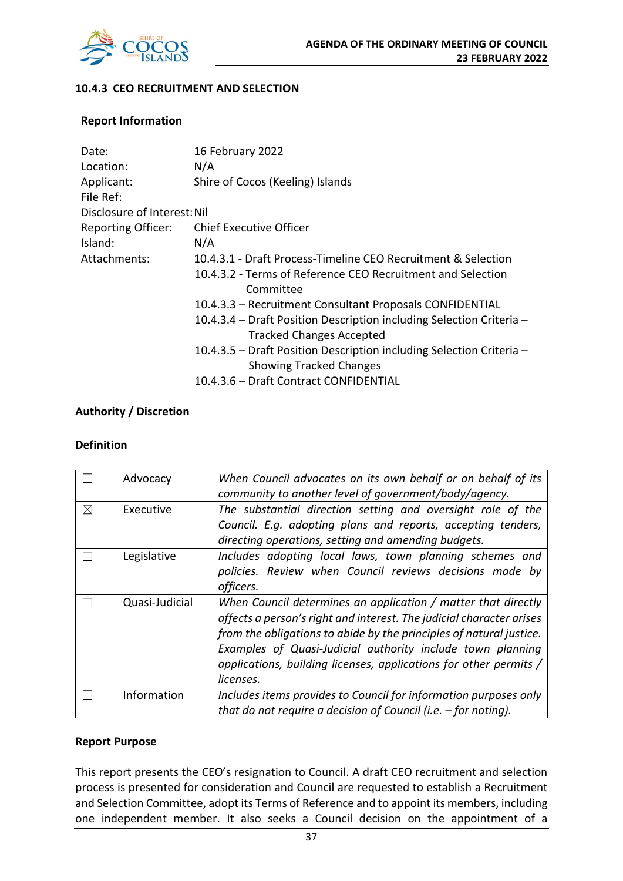### 10.4.3 CEO RECRUITMENT AND SELECTION

**Report Information**

| | |
|---|---|
| Date: | 16 February 2022 |
| Location: | N/A |
| Applicant: | Shire of Cocos (Keeling) Islands |
| File Ref: | |
| Disclosure of Interest: | Nil |
| Reporting Officer: | Chief Executive Officer |
| Island: | N/A |
| Attachments: | 10.4.3.1 - Draft Process-Timeline CEO Recruitment & Selection<br>10.4.3.2 - Terms of Reference CEO Recruitment and Selection Committee<br>10.4.3.3 – Recruitment Consultant Proposals CONFIDENTIAL<br>10.4.3.4 – Draft Position Description including Selection Criteria – Tracked Changes Accepted<br>10.4.3.5 – Draft Position Description including Selection Criteria – Showing Tracked Changes<br>10.4.3.6 – Draft Contract CONFIDENTIAL |

**Authority / Discretion**

**Definition**

| | | |
|---|---|---|
| ☐ | Advocacy | *When Council advocates on its own behalf or on behalf of its community to another level of government/body/agency.* |
| ☒ | Executive | *The substantial direction setting and oversight role of the Council. E.g. adopting plans and reports, accepting tenders, directing operations, setting and amending budgets.* |
| ☐ | Legislative | *Includes adopting local laws, town planning schemes and policies. Review when Council reviews decisions made by officers.* |
| ☐ | Quasi-Judicial | *When Council determines an application / matter that directly affects a person's right and interest. The judicial character arises from the obligations to abide by the principles of natural justice. Examples of Quasi-Judicial authority include town planning applications, building licenses, applications for other permits / licenses.* |
| ☐ | Information | *Includes items provides to Council for information purposes only that do not require a decision of Council (i.e. – for noting).* |

**Report Purpose**

This report presents the CEO's resignation to Council. A draft CEO recruitment and selection process is presented for consideration and Council are requested to establish a Recruitment and Selection Committee, adopt its Terms of Reference and to appoint its members, including one independent member. It also seeks a Council decision on the appointment of a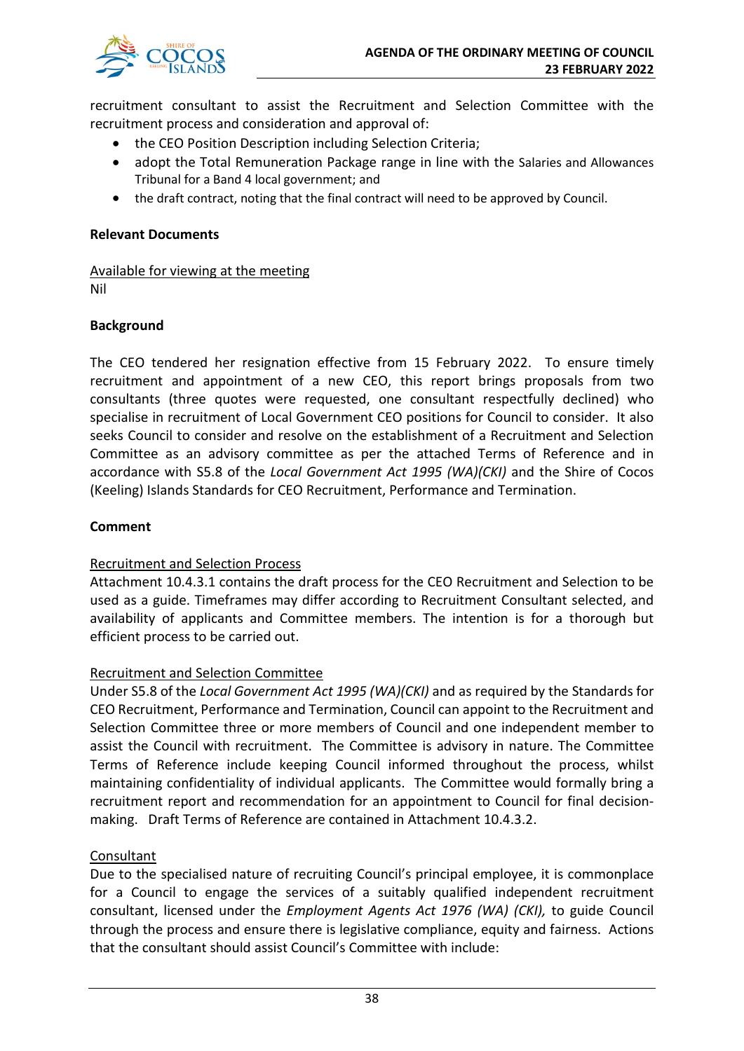recruitment consultant to assist the Recruitment and Selection Committee with the recruitment process and consideration and approval of:

- the CEO Position Description including Selection Criteria;
- adopt the Total Remuneration Package range in line with the Salaries and Allowances Tribunal for a Band 4 local government; and
- the draft contract, noting that the final contract will need to be approved by Council.

**Relevant Documents**

Available for viewing at the meeting
Nil

**Background**

The CEO tendered her resignation effective from 15 February 2022. To ensure timely recruitment and appointment of a new CEO, this report brings proposals from two consultants (three quotes were requested, one consultant respectfully declined) who specialise in recruitment of Local Government CEO positions for Council to consider. It also seeks Council to consider and resolve on the establishment of a Recruitment and Selection Committee as an advisory committee as per the attached Terms of Reference and in accordance with S5.8 of the *Local Government Act 1995 (WA)(CKI)* and the Shire of Cocos (Keeling) Islands Standards for CEO Recruitment, Performance and Termination.

**Comment**

Recruitment and Selection Process
Attachment 10.4.3.1 contains the draft process for the CEO Recruitment and Selection to be used as a guide. Timeframes may differ according to Recruitment Consultant selected, and availability of applicants and Committee members. The intention is for a thorough but efficient process to be carried out.

Recruitment and Selection Committee
Under S5.8 of the *Local Government Act 1995 (WA)(CKI)* and as required by the Standards for CEO Recruitment, Performance and Termination, Council can appoint to the Recruitment and Selection Committee three or more members of Council and one independent member to assist the Council with recruitment. The Committee is advisory in nature. The Committee Terms of Reference include keeping Council informed throughout the process, whilst maintaining confidentiality of individual applicants. The Committee would formally bring a recruitment report and recommendation for an appointment to Council for final decision-making. Draft Terms of Reference are contained in Attachment 10.4.3.2.

Consultant
Due to the specialised nature of recruiting Council's principal employee, it is commonplace for a Council to engage the services of a suitably qualified independent recruitment consultant, licensed under the *Employment Agents Act 1976 (WA) (CKI),* to guide Council through the process and ensure there is legislative compliance, equity and fairness. Actions that the consultant should assist Council's Committee with include: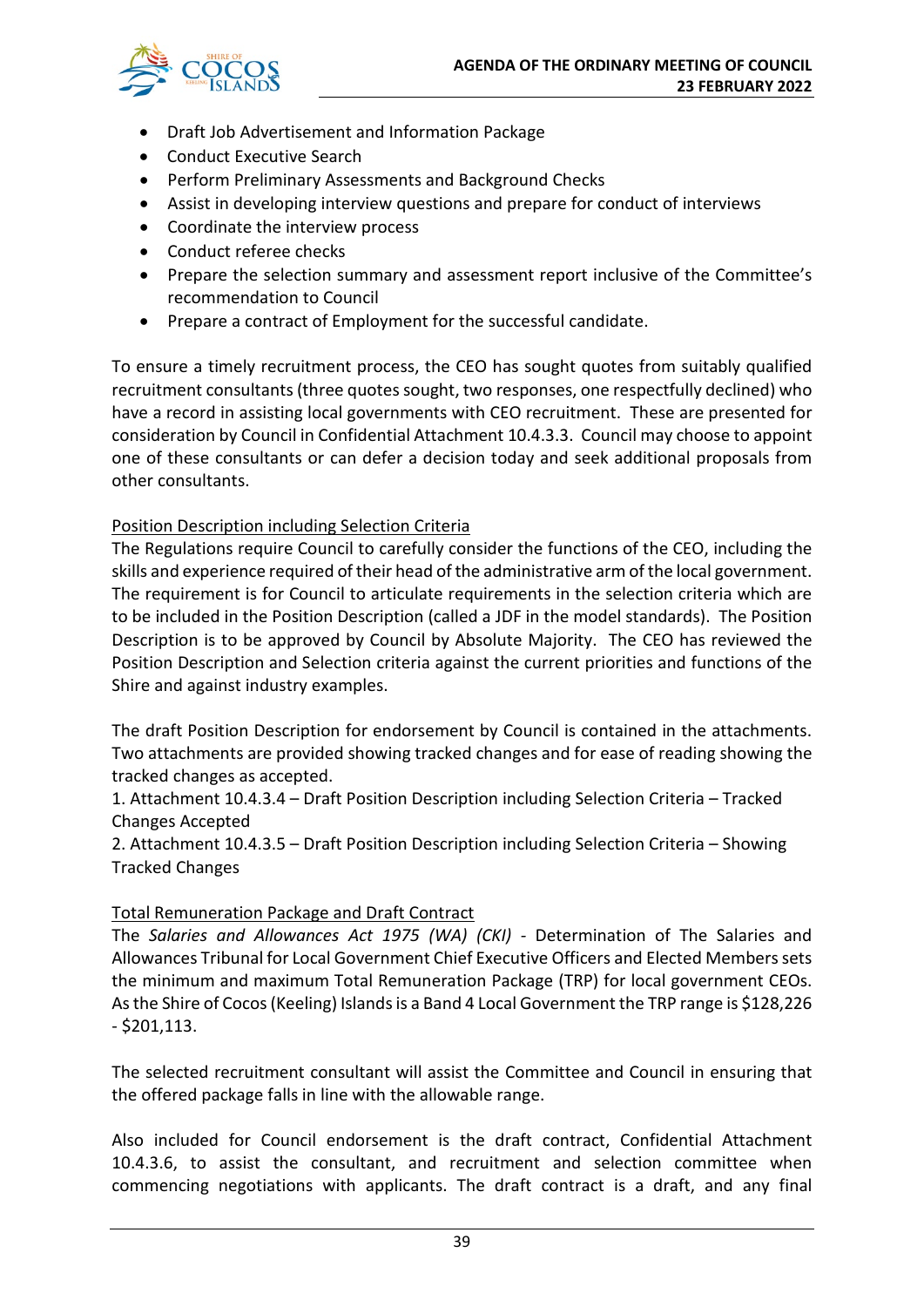- Draft Job Advertisement and Information Package
- Conduct Executive Search
- Perform Preliminary Assessments and Background Checks
- Assist in developing interview questions and prepare for conduct of interviews
- Coordinate the interview process
- Conduct referee checks
- Prepare the selection summary and assessment report inclusive of the Committee's recommendation to Council
- Prepare a contract of Employment for the successful candidate.

To ensure a timely recruitment process, the CEO has sought quotes from suitably qualified recruitment consultants (three quotes sought, two responses, one respectfully declined) who have a record in assisting local governments with CEO recruitment. These are presented for consideration by Council in Confidential Attachment 10.4.3.3. Council may choose to appoint one of these consultants or can defer a decision today and seek additional proposals from other consultants.

<u>Position Description including Selection Criteria</u>

The Regulations require Council to carefully consider the functions of the CEO, including the skills and experience required of their head of the administrative arm of the local government. The requirement is for Council to articulate requirements in the selection criteria which are to be included in the Position Description (called a JDF in the model standards). The Position Description is to be approved by Council by Absolute Majority. The CEO has reviewed the Position Description and Selection criteria against the current priorities and functions of the Shire and against industry examples.

The draft Position Description for endorsement by Council is contained in the attachments. Two attachments are provided showing tracked changes and for ease of reading showing the tracked changes as accepted.

1. Attachment 10.4.3.4 – Draft Position Description including Selection Criteria – Tracked Changes Accepted
2. Attachment 10.4.3.5 – Draft Position Description including Selection Criteria – Showing Tracked Changes

<u>Total Remuneration Package and Draft Contract</u>

The *Salaries and Allowances Act 1975 (WA) (CKI)* - Determination of The Salaries and Allowances Tribunal for Local Government Chief Executive Officers and Elected Members sets the minimum and maximum Total Remuneration Package (TRP) for local government CEOs. As the Shire of Cocos (Keeling) Islands is a Band 4 Local Government the TRP range is $128,226 - $201,113.

The selected recruitment consultant will assist the Committee and Council in ensuring that the offered package falls in line with the allowable range.

Also included for Council endorsement is the draft contract, Confidential Attachment 10.4.3.6, to assist the consultant, and recruitment and selection committee when commencing negotiations with applicants. The draft contract is a draft, and any final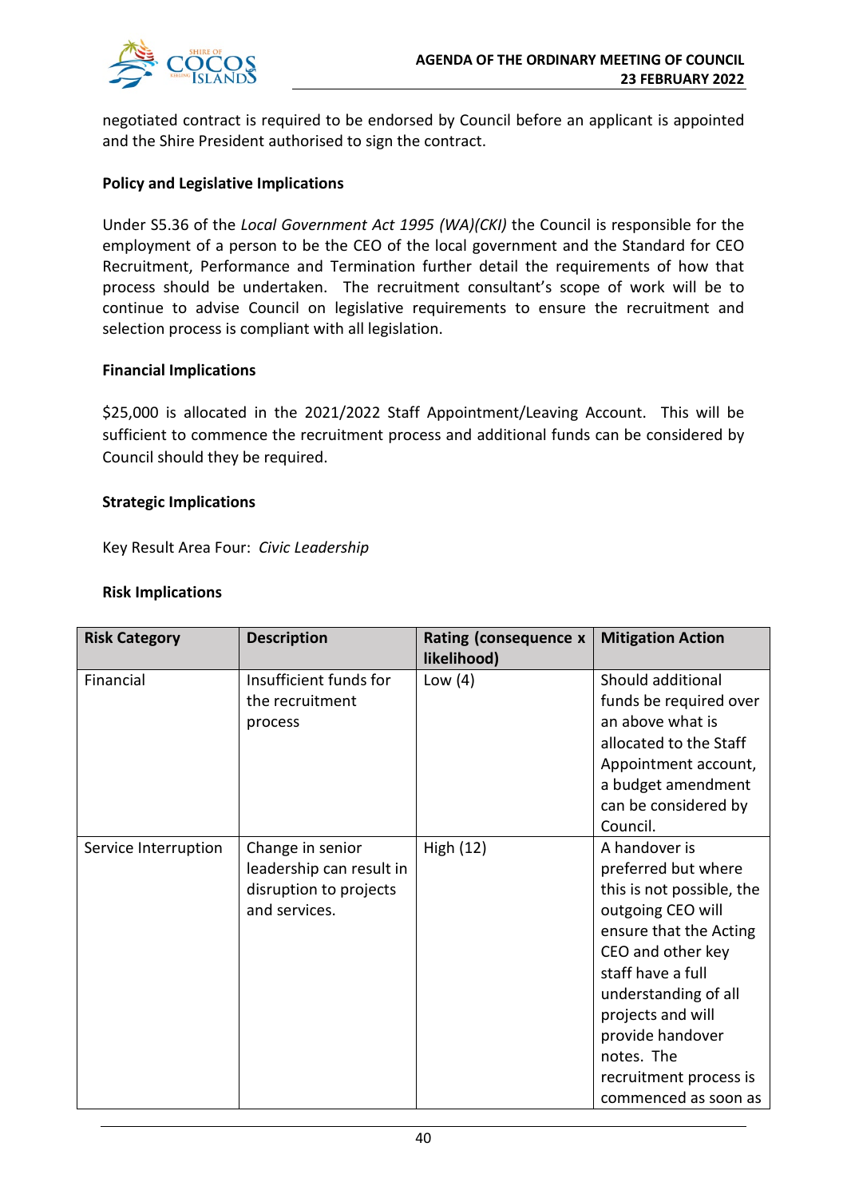negotiated contract is required to be endorsed by Council before an applicant is appointed and the Shire President authorised to sign the contract.

**Policy and Legislative Implications**

Under S5.36 of the *Local Government Act 1995 (WA)(CKI)* the Council is responsible for the employment of a person to be the CEO of the local government and the Standard for CEO Recruitment, Performance and Termination further detail the requirements of how that process should be undertaken. The recruitment consultant's scope of work will be to continue to advise Council on legislative requirements to ensure the recruitment and selection process is compliant with all legislation.

**Financial Implications**

$25,000 is allocated in the 2021/2022 Staff Appointment/Leaving Account. This will be sufficient to commence the recruitment process and additional funds can be considered by Council should they be required.

**Strategic Implications**

Key Result Area Four: *Civic Leadership*

**Risk Implications**

| Risk Category | Description | Rating (consequence x likelihood) | Mitigation Action |
|---|---|---|---|
| Financial | Insufficient funds for the recruitment process | Low (4) | Should additional funds be required over an above what is allocated to the Staff Appointment account, a budget amendment can be considered by Council. |
| Service Interruption | Change in senior leadership can result in disruption to projects and services. | High (12) | A handover is preferred but where this is not possible, the outgoing CEO will ensure that the Acting CEO and other key staff have a full understanding of all projects and will provide handover notes. The recruitment process is commenced as soon as |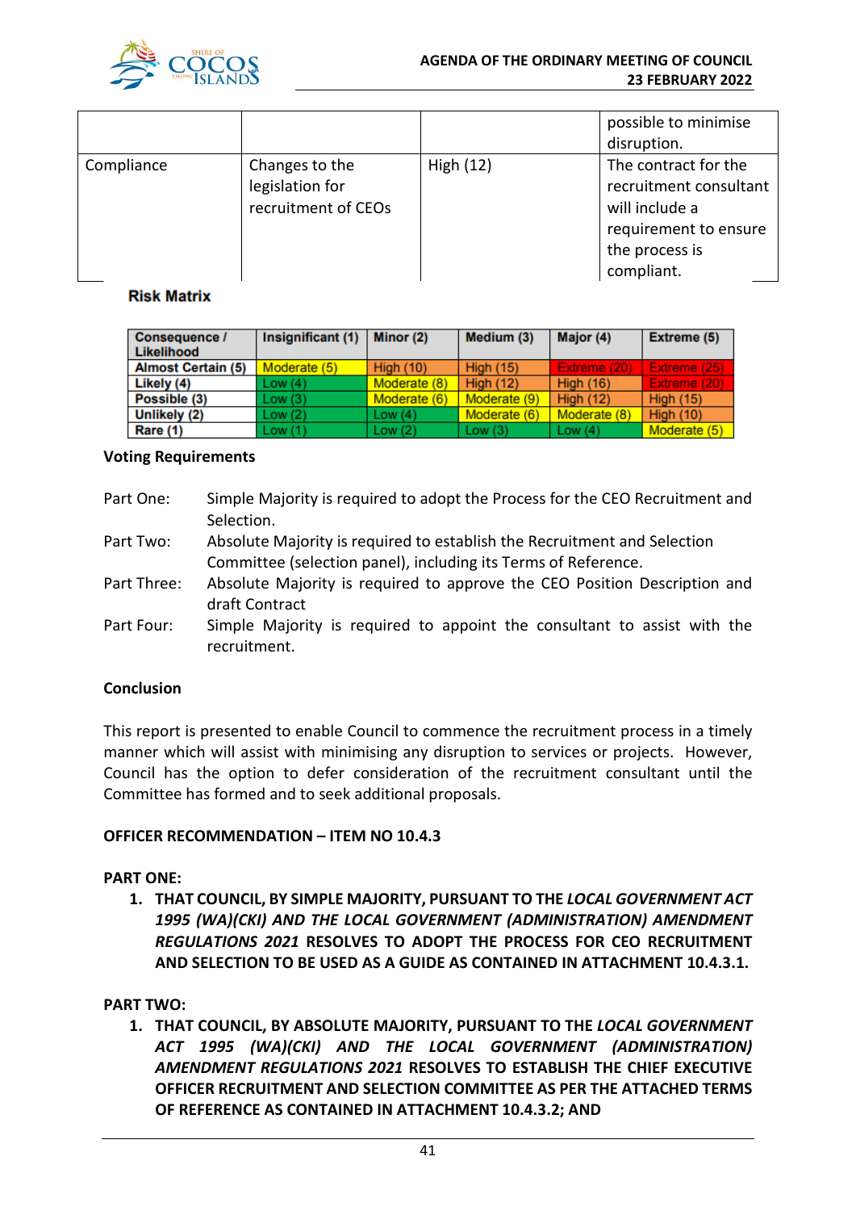| | | | possible to minimise disruption. |
|---|---|---|---|
| Compliance | Changes to the legislation for recruitment of CEOs | High (12) | The contract for the recruitment consultant will include a requirement to ensure the process is compliant. |

**Risk Matrix**

| Consequence / Likelihood | Insignificant (1) | Minor (2) | Medium (3) | Major (4) | Extreme (5) |
|---|---|---|---|---|---|
| Almost Certain (5) | Moderate (5) | High (10) | High (15) | Extreme (20) | Extreme (25) |
| Likely (4) | Low (4) | Moderate (8) | High (12) | High (16) | Extreme (20) |
| Possible (3) | Low (3) | Moderate (6) | Moderate (9) | High (12) | High (15) |
| Unlikely (2) | Low (2) | Low (4) | Moderate (6) | Moderate (8) | High (10) |
| Rare (1) | Low (1) | Low (2) | Low (3) | Low (4) | Moderate (5) |

**Voting Requirements**

Part One: Simple Majority is required to adopt the Process for the CEO Recruitment and Selection.

Part Two: Absolute Majority is required to establish the Recruitment and Selection Committee (selection panel), including its Terms of Reference.

Part Three: Absolute Majority is required to approve the CEO Position Description and draft Contract

Part Four: Simple Majority is required to appoint the consultant to assist with the recruitment.

**Conclusion**

This report is presented to enable Council to commence the recruitment process in a timely manner which will assist with minimising any disruption to services or projects. However, Council has the option to defer consideration of the recruitment consultant until the Committee has formed and to seek additional proposals.

**OFFICER RECOMMENDATION – ITEM NO 10.4.3**

**PART ONE:**

1. **THAT COUNCIL, BY SIMPLE MAJORITY, PURSUANT TO THE *LOCAL GOVERNMENT ACT 1995 (WA)(CKI) AND THE LOCAL GOVERNMENT (ADMINISTRATION) AMENDMENT REGULATIONS 2021* RESOLVES TO ADOPT THE PROCESS FOR CEO RECRUITMENT AND SELECTION TO BE USED AS A GUIDE AS CONTAINED IN ATTACHMENT 10.4.3.1.**

**PART TWO:**

1. **THAT COUNCIL, BY ABSOLUTE MAJORITY, PURSUANT TO THE *LOCAL GOVERNMENT ACT 1995 (WA)(CKI) AND THE LOCAL GOVERNMENT (ADMINISTRATION) AMENDMENT REGULATIONS 2021* RESOLVES TO ESTABLISH THE CHIEF EXECUTIVE OFFICER RECRUITMENT AND SELECTION COMMITTEE AS PER THE ATTACHED TERMS OF REFERENCE AS CONTAINED IN ATTACHMENT 10.4.3.2; AND**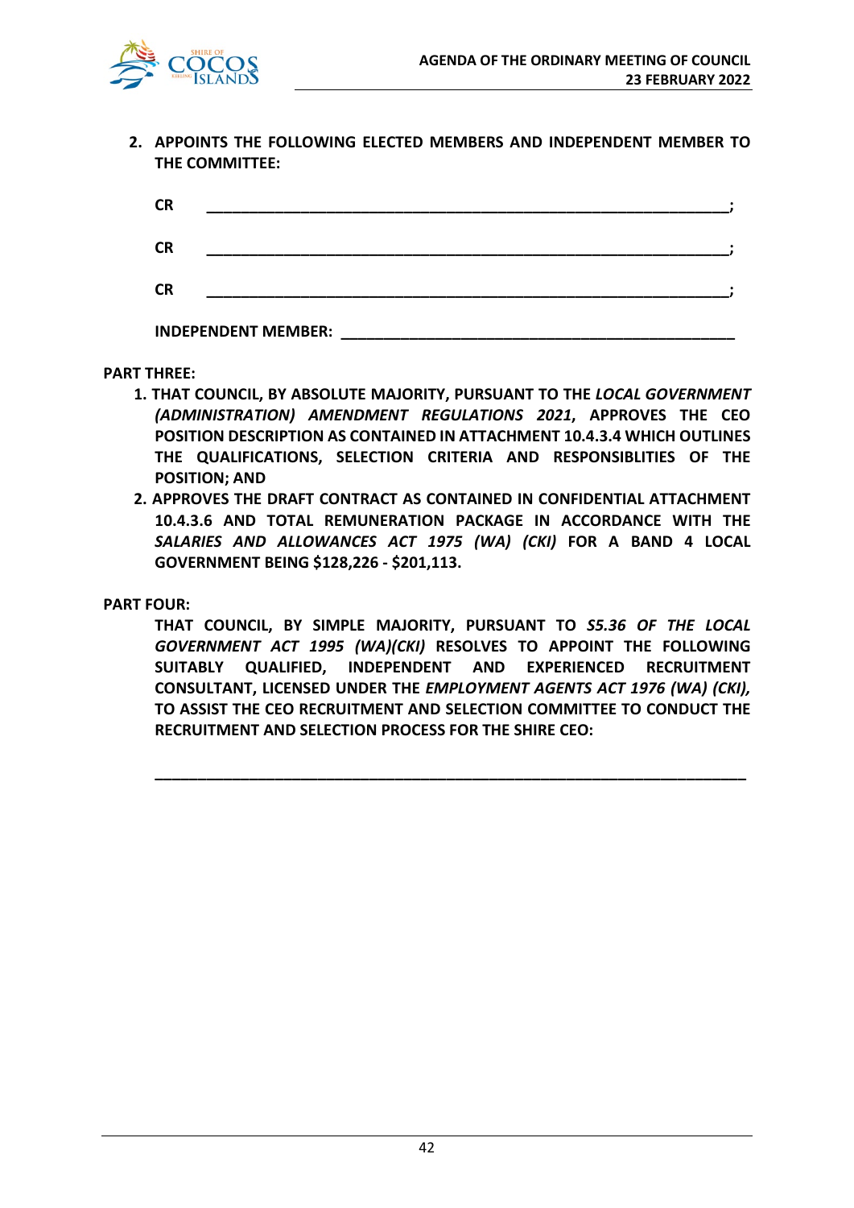2. **APPOINTS THE FOLLOWING ELECTED MEMBERS AND INDEPENDENT MEMBER TO THE COMMITTEE:**

   **CR \_\_\_\_\_\_\_\_\_\_\_\_\_\_\_\_\_\_\_\_\_\_\_\_\_\_\_\_\_\_\_\_\_\_\_\_\_\_\_\_\_\_\_\_\_\_\_\_\_\_\_\_\_\_\_\_;**

   **CR \_\_\_\_\_\_\_\_\_\_\_\_\_\_\_\_\_\_\_\_\_\_\_\_\_\_\_\_\_\_\_\_\_\_\_\_\_\_\_\_\_\_\_\_\_\_\_\_\_\_\_\_\_\_\_\_;**

   **CR \_\_\_\_\_\_\_\_\_\_\_\_\_\_\_\_\_\_\_\_\_\_\_\_\_\_\_\_\_\_\_\_\_\_\_\_\_\_\_\_\_\_\_\_\_\_\_\_\_\_\_\_\_\_\_\_;**

   **INDEPENDENT MEMBER: \_\_\_\_\_\_\_\_\_\_\_\_\_\_\_\_\_\_\_\_\_\_\_\_\_\_\_\_\_\_\_\_\_\_\_\_\_\_\_\_\_\_\_\_**

**PART THREE:**

1. **THAT COUNCIL, BY ABSOLUTE MAJORITY, PURSUANT TO THE *LOCAL GOVERNMENT (ADMINISTRATION) AMENDMENT REGULATIONS 2021*, APPROVES THE CEO POSITION DESCRIPTION AS CONTAINED IN ATTACHMENT 10.4.3.4 WHICH OUTLINES THE QUALIFICATIONS, SELECTION CRITERIA AND RESPONSIBLITIES OF THE POSITION; AND**
2. **APPROVES THE DRAFT CONTRACT AS CONTAINED IN CONFIDENTIAL ATTACHMENT 10.4.3.6 AND TOTAL REMUNERATION PACKAGE IN ACCORDANCE WITH THE *SALARIES AND ALLOWANCES ACT 1975 (WA) (CKI)* FOR A BAND 4 LOCAL GOVERNMENT BEING $128,226 - $201,113.**

**PART FOUR:**

**THAT COUNCIL, BY SIMPLE MAJORITY, PURSUANT TO *S5.36 OF THE LOCAL GOVERNMENT ACT 1995 (WA)(CKI)* RESOLVES TO APPOINT THE FOLLOWING SUITABLY QUALIFIED, INDEPENDENT AND EXPERIENCED RECRUITMENT CONSULTANT, LICENSED UNDER THE *EMPLOYMENT AGENTS ACT 1976 (WA) (CKI),* TO ASSIST THE CEO RECRUITMENT AND SELECTION COMMITTEE TO CONDUCT THE RECRUITMENT AND SELECTION PROCESS FOR THE SHIRE CEO:**

\_\_\_\_\_\_\_\_\_\_\_\_\_\_\_\_\_\_\_\_\_\_\_\_\_\_\_\_\_\_\_\_\_\_\_\_\_\_\_\_\_\_\_\_\_\_\_\_\_\_\_\_\_\_\_\_\_\_\_\_\_\_\_\_\_\_\_\_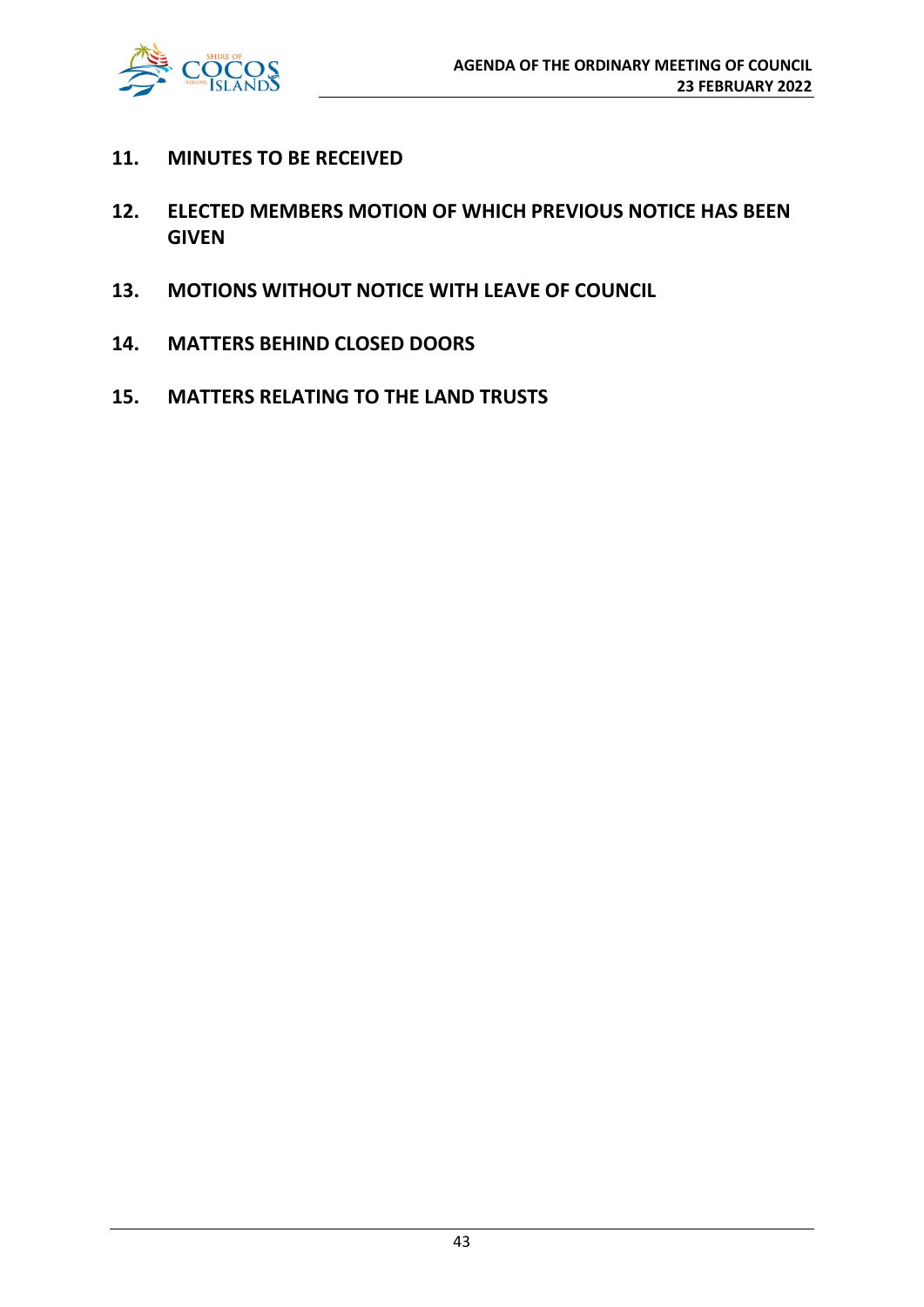## 11. MINUTES TO BE RECEIVED

## 12. ELECTED MEMBERS MOTION OF WHICH PREVIOUS NOTICE HAS BEEN GIVEN

## 13. MOTIONS WITHOUT NOTICE WITH LEAVE OF COUNCIL

## 14. MATTERS BEHIND CLOSED DOORS

## 15. MATTERS RELATING TO THE LAND TRUSTS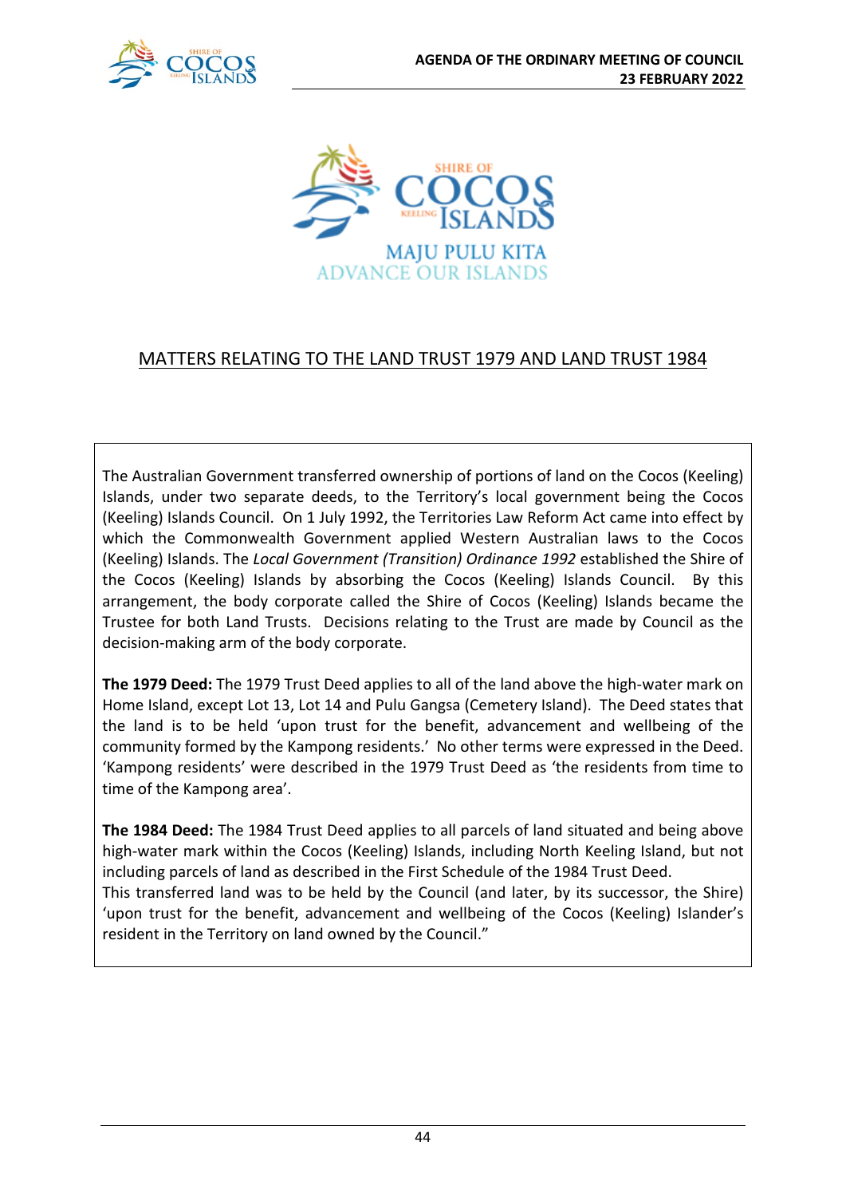MAJU PULU KITA
ADVANCE OUR ISLANDS

## MATTERS RELATING TO THE LAND TRUST 1979 AND LAND TRUST 1984

The Australian Government transferred ownership of portions of land on the Cocos (Keeling) Islands, under two separate deeds, to the Territory's local government being the Cocos (Keeling) Islands Council. On 1 July 1992, the Territories Law Reform Act came into effect by which the Commonwealth Government applied Western Australian laws to the Cocos (Keeling) Islands. The *Local Government (Transition) Ordinance 1992* established the Shire of the Cocos (Keeling) Islands by absorbing the Cocos (Keeling) Islands Council. By this arrangement, the body corporate called the Shire of Cocos (Keeling) Islands became the Trustee for both Land Trusts. Decisions relating to the Trust are made by Council as the decision-making arm of the body corporate.

**The 1979 Deed:** The 1979 Trust Deed applies to all of the land above the high-water mark on Home Island, except Lot 13, Lot 14 and Pulu Gangsa (Cemetery Island). The Deed states that the land is to be held 'upon trust for the benefit, advancement and wellbeing of the community formed by the Kampong residents.' No other terms were expressed in the Deed. 'Kampong residents' were described in the 1979 Trust Deed as 'the residents from time to time of the Kampong area'.

**The 1984 Deed:** The 1984 Trust Deed applies to all parcels of land situated and being above high-water mark within the Cocos (Keeling) Islands, including North Keeling Island, but not including parcels of land as described in the First Schedule of the 1984 Trust Deed.
This transferred land was to be held by the Council (and later, by its successor, the Shire) 'upon trust for the benefit, advancement and wellbeing of the Cocos (Keeling) Islander's resident in the Territory on land owned by the Council."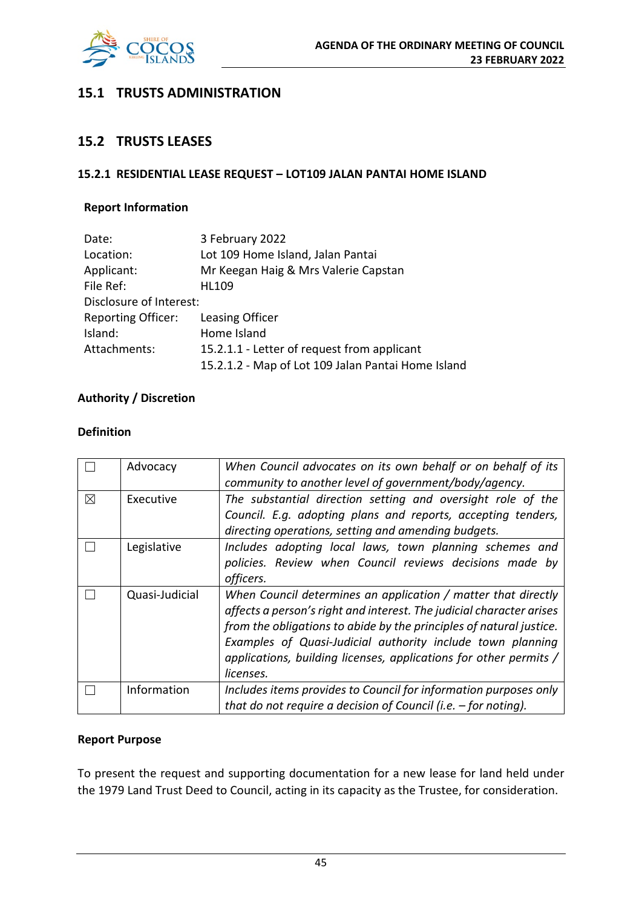## 15.1 TRUSTS ADMINISTRATION

## 15.2 TRUSTS LEASES

### 15.2.1 RESIDENTIAL LEASE REQUEST – LOT109 JALAN PANTAI HOME ISLAND

**Report Information**

| | |
|---|---|
| Date: | 3 February 2022 |
| Location: | Lot 109 Home Island, Jalan Pantai |
| Applicant: | Mr Keegan Haig & Mrs Valerie Capstan |
| File Ref: | HL109 |
| Disclosure of Interest: | |
| Reporting Officer: | Leasing Officer |
| Island: | Home Island |
| Attachments: | 15.2.1.1 - Letter of request from applicant<br>15.2.1.2 - Map of Lot 109 Jalan Pantai Home Island |

**Authority / Discretion**

**Definition**

| | | |
|---|---|---|
| ☐ | Advocacy | *When Council advocates on its own behalf or on behalf of its community to another level of government/body/agency.* |
| ☒ | Executive | *The substantial direction setting and oversight role of the Council. E.g. adopting plans and reports, accepting tenders, directing operations, setting and amending budgets.* |
| ☐ | Legislative | *Includes adopting local laws, town planning schemes and policies. Review when Council reviews decisions made by officers.* |
| ☐ | Quasi-Judicial | *When Council determines an application / matter that directly affects a person's right and interest. The judicial character arises from the obligations to abide by the principles of natural justice. Examples of Quasi-Judicial authority include town planning applications, building licenses, applications for other permits / licenses.* |
| ☐ | Information | *Includes items provides to Council for information purposes only that do not require a decision of Council (i.e. – for noting).* |

**Report Purpose**

To present the request and supporting documentation for a new lease for land held under the 1979 Land Trust Deed to Council, acting in its capacity as the Trustee, for consideration.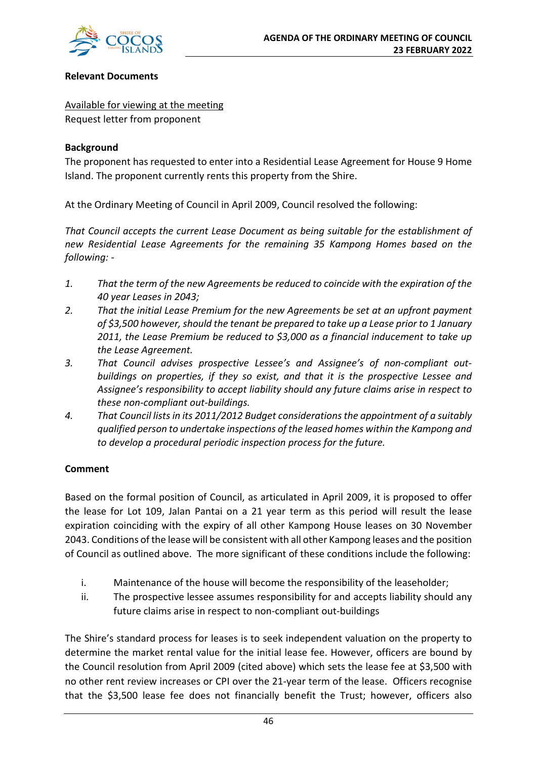**Relevant Documents**

Available for viewing at the meeting
Request letter from proponent

**Background**

The proponent has requested to enter into a Residential Lease Agreement for House 9 Home Island. The proponent currently rents this property from the Shire.

At the Ordinary Meeting of Council in April 2009, Council resolved the following:

*That Council accepts the current Lease Document as being suitable for the establishment of new Residential Lease Agreements for the remaining 35 Kampong Homes based on the following: -*

1. *That the term of the new Agreements be reduced to coincide with the expiration of the 40 year Leases in 2043;*
2. *That the initial Lease Premium for the new Agreements be set at an upfront payment of $3,500 however, should the tenant be prepared to take up a Lease prior to 1 January 2011, the Lease Premium be reduced to $3,000 as a financial inducement to take up the Lease Agreement.*
3. *That Council advises prospective Lessee's and Assignee's of non-compliant out-buildings on properties, if they so exist, and that it is the prospective Lessee and Assignee's responsibility to accept liability should any future claims arise in respect to these non-compliant out-buildings.*
4. *That Council lists in its 2011/2012 Budget considerations the appointment of a suitably qualified person to undertake inspections of the leased homes within the Kampong and to develop a procedural periodic inspection process for the future.*

**Comment**

Based on the formal position of Council, as articulated in April 2009, it is proposed to offer the lease for Lot 109, Jalan Pantai on a 21 year term as this period will result the lease expiration coinciding with the expiry of all other Kampong House leases on 30 November 2043. Conditions of the lease will be consistent with all other Kampong leases and the position of Council as outlined above. The more significant of these conditions include the following:

i. Maintenance of the house will become the responsibility of the leaseholder;
ii. The prospective lessee assumes responsibility for and accepts liability should any future claims arise in respect to non-compliant out-buildings

The Shire's standard process for leases is to seek independent valuation on the property to determine the market rental value for the initial lease fee. However, officers are bound by the Council resolution from April 2009 (cited above) which sets the lease fee at $3,500 with no other rent review increases or CPI over the 21-year term of the lease. Officers recognise that the $3,500 lease fee does not financially benefit the Trust; however, officers also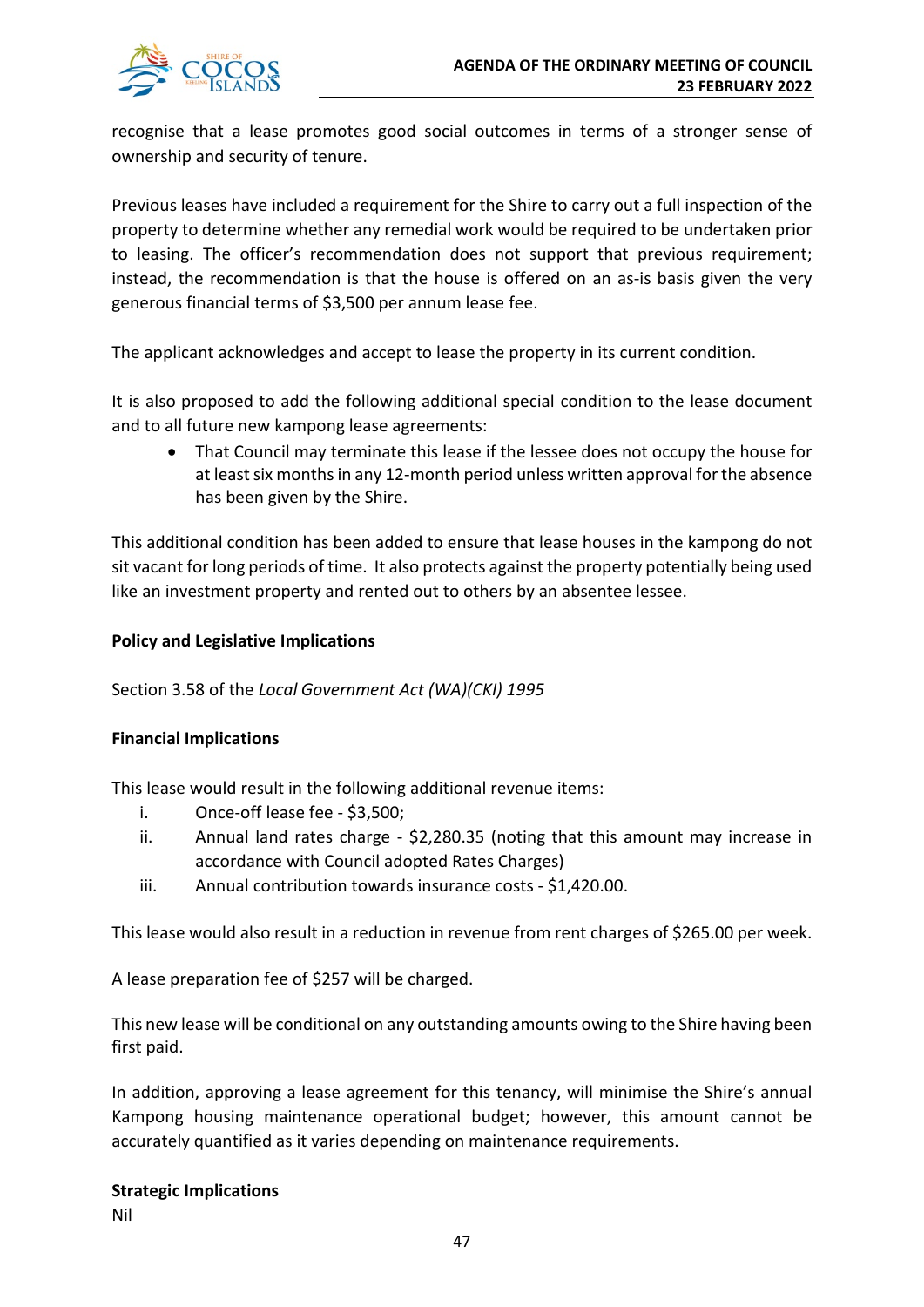recognise that a lease promotes good social outcomes in terms of a stronger sense of ownership and security of tenure.

Previous leases have included a requirement for the Shire to carry out a full inspection of the property to determine whether any remedial work would be required to be undertaken prior to leasing. The officer's recommendation does not support that previous requirement; instead, the recommendation is that the house is offered on an as-is basis given the very generous financial terms of $3,500 per annum lease fee.

The applicant acknowledges and accept to lease the property in its current condition.

It is also proposed to add the following additional special condition to the lease document and to all future new kampong lease agreements:

- That Council may terminate this lease if the lessee does not occupy the house for at least six months in any 12-month period unless written approval for the absence has been given by the Shire.

This additional condition has been added to ensure that lease houses in the kampong do not sit vacant for long periods of time. It also protects against the property potentially being used like an investment property and rented out to others by an absentee lessee.

**Policy and Legislative Implications**

Section 3.58 of the *Local Government Act (WA)(CKI) 1995*

**Financial Implications**

This lease would result in the following additional revenue items:

i. Once-off lease fee - $3,500;
ii. Annual land rates charge - $2,280.35 (noting that this amount may increase in accordance with Council adopted Rates Charges)
iii. Annual contribution towards insurance costs - $1,420.00.

This lease would also result in a reduction in revenue from rent charges of $265.00 per week.

A lease preparation fee of $257 will be charged.

This new lease will be conditional on any outstanding amounts owing to the Shire having been first paid.

In addition, approving a lease agreement for this tenancy, will minimise the Shire's annual Kampong housing maintenance operational budget; however, this amount cannot be accurately quantified as it varies depending on maintenance requirements.

**Strategic Implications**

Nil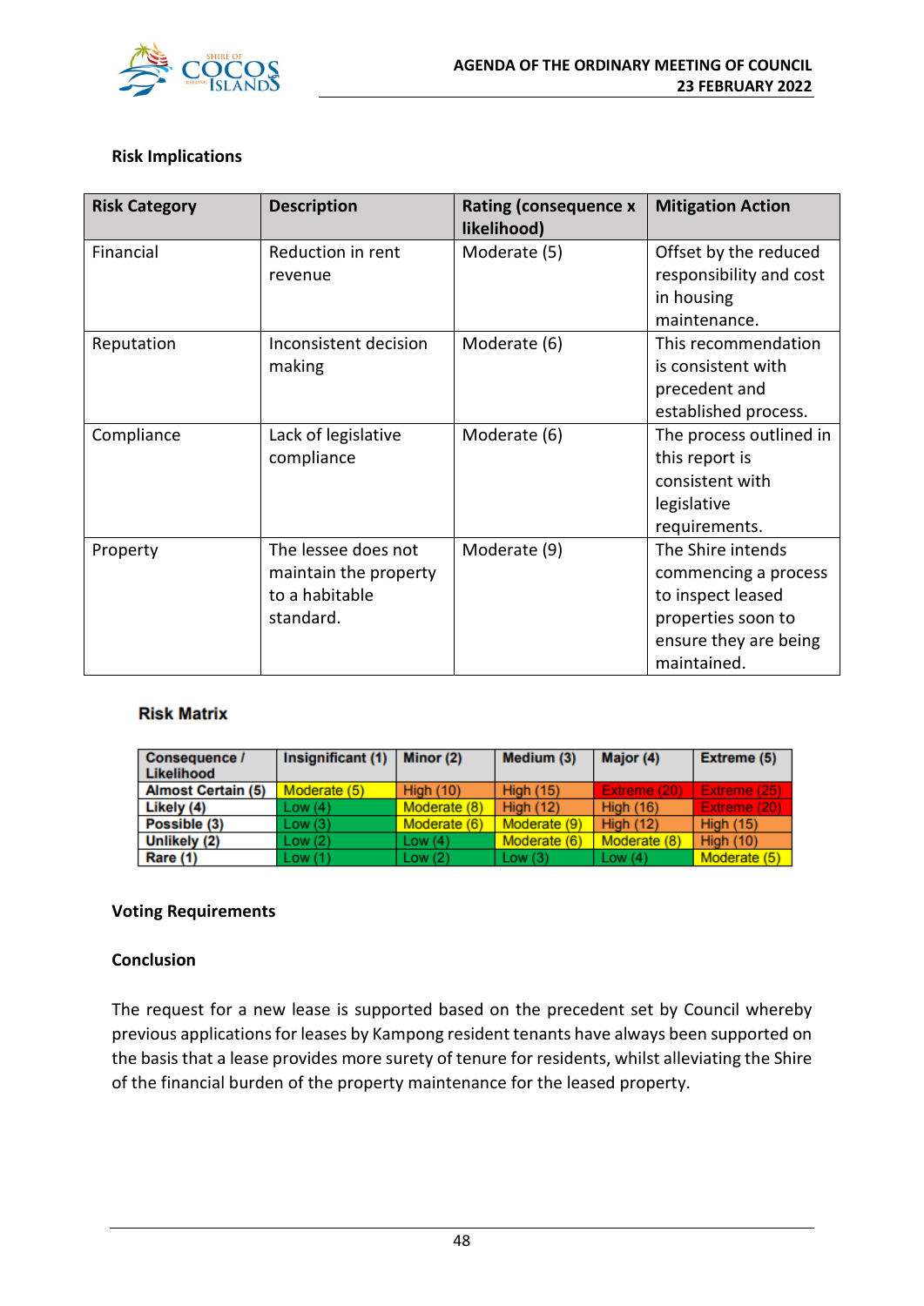### Risk Implications

| Risk Category | Description | Rating (consequence x likelihood) | Mitigation Action |
|---|---|---|---|
| Financial | Reduction in rent revenue | Moderate (5) | Offset by the reduced responsibility and cost in housing maintenance. |
| Reputation | Inconsistent decision making | Moderate (6) | This recommendation is consistent with precedent and established process. |
| Compliance | Lack of legislative compliance | Moderate (6) | The process outlined in this report is consistent with legislative requirements. |
| Property | The lessee does not maintain the property to a habitable standard. | Moderate (9) | The Shire intends commencing a process to inspect leased properties soon to ensure they are being maintained. |

### Risk Matrix

| Consequence / Likelihood | Insignificant (1) | Minor (2) | Medium (3) | Major (4) | Extreme (5) |
|---|---|---|---|---|---|
| Almost Certain (5) | Moderate (5) | High (10) | High (15) | Extreme (20) | Extreme (25) |
| Likely (4) | Low (4) | Moderate (8) | High (12) | High (16) | Extreme (20) |
| Possible (3) | Low (3) | Moderate (6) | Moderate (9) | High (12) | High (15) |
| Unlikely (2) | Low (2) | Low (4) | Moderate (6) | Moderate (8) | High (10) |
| Rare (1) | Low (1) | Low (2) | Low (3) | Low (4) | Moderate (5) |

### Voting Requirements

### Conclusion

The request for a new lease is supported based on the precedent set by Council whereby previous applications for leases by Kampong resident tenants have always been supported on the basis that a lease provides more surety of tenure for residents, whilst alleviating the Shire of the financial burden of the property maintenance for the leased property.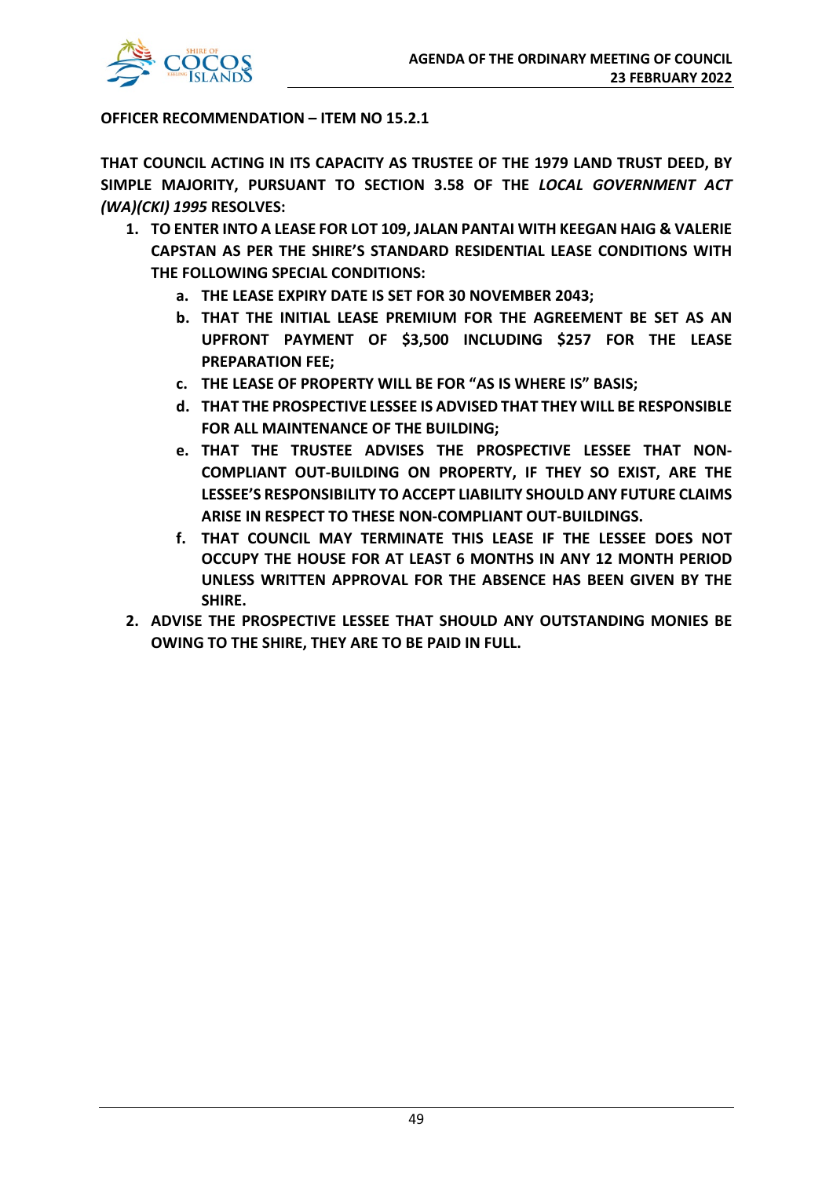**OFFICER RECOMMENDATION – ITEM NO 15.2.1**

**THAT COUNCIL ACTING IN ITS CAPACITY AS TRUSTEE OF THE 1979 LAND TRUST DEED, BY SIMPLE MAJORITY, PURSUANT TO SECTION 3.58 OF THE *LOCAL GOVERNMENT ACT (WA)(CKI) 1995* RESOLVES:**

1. **TO ENTER INTO A LEASE FOR LOT 109, JALAN PANTAI WITH KEEGAN HAIG & VALERIE CAPSTAN AS PER THE SHIRE'S STANDARD RESIDENTIAL LEASE CONDITIONS WITH THE FOLLOWING SPECIAL CONDITIONS:**
   a. **THE LEASE EXPIRY DATE IS SET FOR 30 NOVEMBER 2043;**
   b. **THAT THE INITIAL LEASE PREMIUM FOR THE AGREEMENT BE SET AS AN UPFRONT PAYMENT OF $3,500 INCLUDING $257 FOR THE LEASE PREPARATION FEE;**
   c. **THE LEASE OF PROPERTY WILL BE FOR "AS IS WHERE IS" BASIS;**
   d. **THAT THE PROSPECTIVE LESSEE IS ADVISED THAT THEY WILL BE RESPONSIBLE FOR ALL MAINTENANCE OF THE BUILDING;**
   e. **THAT THE TRUSTEE ADVISES THE PROSPECTIVE LESSEE THAT NON-COMPLIANT OUT-BUILDING ON PROPERTY, IF THEY SO EXIST, ARE THE LESSEE'S RESPONSIBILITY TO ACCEPT LIABILITY SHOULD ANY FUTURE CLAIMS ARISE IN RESPECT TO THESE NON-COMPLIANT OUT-BUILDINGS.**
   f. **THAT COUNCIL MAY TERMINATE THIS LEASE IF THE LESSEE DOES NOT OCCUPY THE HOUSE FOR AT LEAST 6 MONTHS IN ANY 12 MONTH PERIOD UNLESS WRITTEN APPROVAL FOR THE ABSENCE HAS BEEN GIVEN BY THE SHIRE.**
2. **ADVISE THE PROSPECTIVE LESSEE THAT SHOULD ANY OUTSTANDING MONIES BE OWING TO THE SHIRE, THEY ARE TO BE PAID IN FULL.**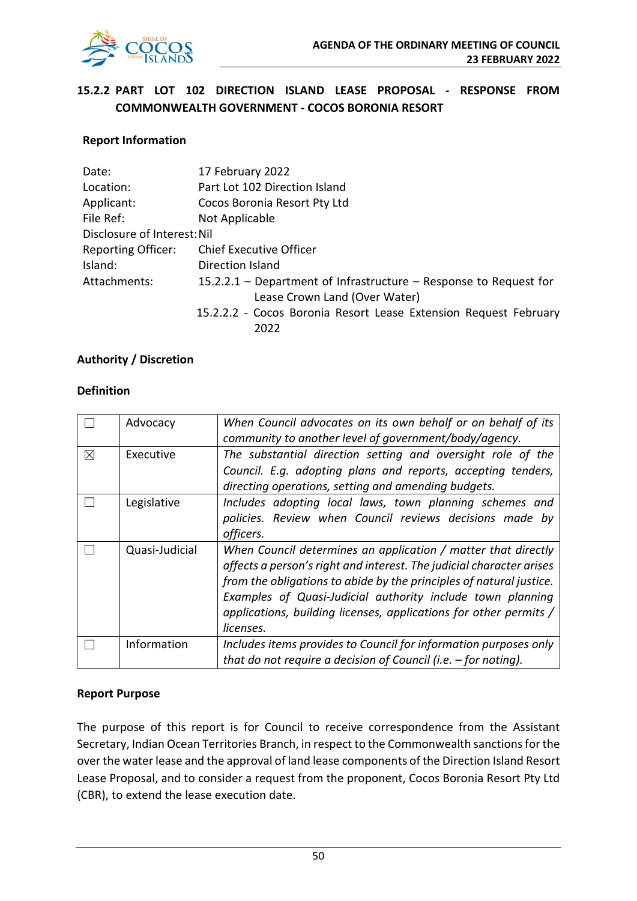## 15.2.2 PART LOT 102 DIRECTION ISLAND LEASE PROPOSAL - RESPONSE FROM COMMONWEALTH GOVERNMENT - COCOS BORONIA RESORT

**Report Information**

Date: 17 February 2022
Location: Part Lot 102 Direction Island
Applicant: Cocos Boronia Resort Pty Ltd
File Ref: Not Applicable
Disclosure of Interest: Nil
Reporting Officer: Chief Executive Officer
Island: Direction Island
Attachments: 15.2.2.1 – Department of Infrastructure – Response to Request for Lease Crown Land (Over Water)
15.2.2.2 - Cocos Boronia Resort Lease Extension Request February 2022

**Authority / Discretion**

**Definition**

| | | |
|---|---|---|
| ☐ | Advocacy | *When Council advocates on its own behalf or on behalf of its community to another level of government/body/agency.* |
| ☒ | Executive | *The substantial direction setting and oversight role of the Council. E.g. adopting plans and reports, accepting tenders, directing operations, setting and amending budgets.* |
| ☐ | Legislative | *Includes adopting local laws, town planning schemes and policies. Review when Council reviews decisions made by officers.* |
| ☐ | Quasi-Judicial | *When Council determines an application / matter that directly affects a person's right and interest. The judicial character arises from the obligations to abide by the principles of natural justice. Examples of Quasi-Judicial authority include town planning applications, building licenses, applications for other permits / licenses.* |
| ☐ | Information | *Includes items provides to Council for information purposes only that do not require a decision of Council (i.e. – for noting).* |

**Report Purpose**

The purpose of this report is for Council to receive correspondence from the Assistant Secretary, Indian Ocean Territories Branch, in respect to the Commonwealth sanctions for the over the water lease and the approval of land lease components of the Direction Island Resort Lease Proposal, and to consider a request from the proponent, Cocos Boronia Resort Pty Ltd (CBR), to extend the lease execution date.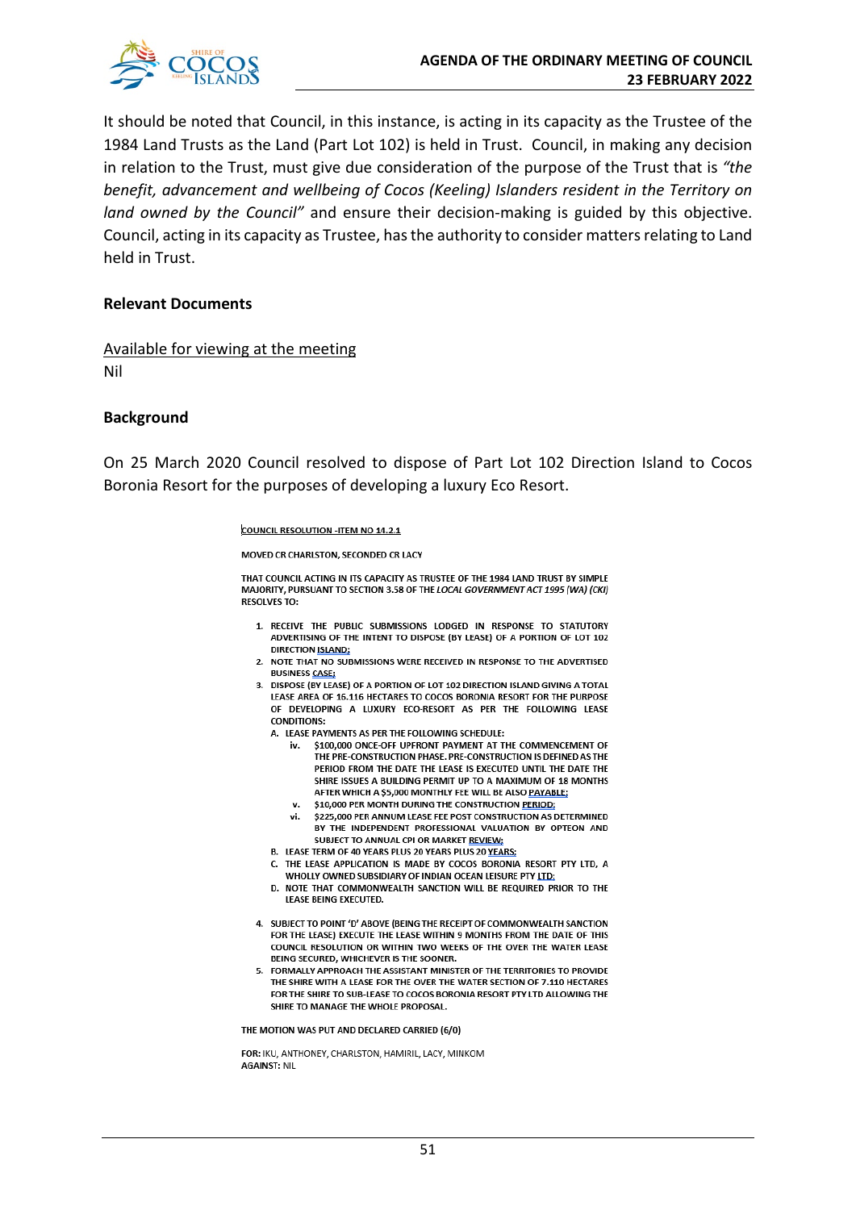It should be noted that Council, in this instance, is acting in its capacity as the Trustee of the 1984 Land Trusts as the Land (Part Lot 102) is held in Trust. Council, in making any decision in relation to the Trust, must give due consideration of the purpose of the Trust that is *"the benefit, advancement and wellbeing of Cocos (Keeling) Islanders resident in the Territory on land owned by the Council"* and ensure their decision-making is guided by this objective. Council, acting in its capacity as Trustee, has the authority to consider matters relating to Land held in Trust.

### Relevant Documents

Available for viewing at the meeting
Nil

### Background

On 25 March 2020 Council resolved to dispose of Part Lot 102 Direction Island to Cocos Boronia Resort for the purposes of developing a luxury Eco Resort.

**COUNCIL RESOLUTION -ITEM NO 14.2.1**

MOVED CR CHARLSTON, SECONDED CR LACY

THAT COUNCIL ACTING IN ITS CAPACITY AS TRUSTEE OF THE 1984 LAND TRUST BY SIMPLE MAJORITY, PURSUANT TO SECTION 3.58 OF THE *LOCAL GOVERNMENT ACT 1995 (WA) (CKI)* RESOLVES TO:

1. RECEIVE THE PUBLIC SUBMISSIONS LODGED IN RESPONSE TO STATUTORY ADVERTISING OF THE INTENT TO DISPOSE (BY LEASE) OF A PORTION OF LOT 102 DIRECTION ISLAND;
2. NOTE THAT NO SUBMISSIONS WERE RECEIVED IN RESPONSE TO THE ADVERTISED BUSINESS CASE;
3. DISPOSE (BY LEASE) OF A PORTION OF LOT 102 DIRECTION ISLAND GIVING A TOTAL LEASE AREA OF 16.116 HECTARES TO COCOS BORONIA RESORT FOR THE PURPOSE OF DEVELOPING A LUXURY ECO-RESORT AS PER THE FOLLOWING LEASE CONDITIONS:
   - A. LEASE PAYMENTS AS PER THE FOLLOWING SCHEDULE:
     - iv. $100,000 ONCE-OFF UPFRONT PAYMENT AT THE COMMENCEMENT OF THE PRE-CONSTRUCTION PHASE. PRE-CONSTRUCTION IS DEFINED AS THE PERIOD FROM THE DATE THE LEASE IS EXECUTED UNTIL THE DATE THE SHIRE ISSUES A BUILDING PERMIT UP TO A MAXIMUM OF 18 MONTHS AFTER WHICH A $5,000 MONTHLY FEE WILL BE ALSO PAYABLE;
     - v. $10,000 PER MONTH DURING THE CONSTRUCTION PERIOD;
     - vi. $225,000 PER ANNUM LEASE FEE POST CONSTRUCTION AS DETERMINED BY THE INDEPENDENT PROFESSIONAL VALUATION BY OPTEON AND SUBJECT TO ANNUAL CPI OR MARKET REVIEW;
   - B. LEASE TERM OF 40 YEARS PLUS 20 YEARS PLUS 20 YEARS;
   - C. THE LEASE APPLICATION IS MADE BY COCOS BORONIA RESORT PTY LTD, A WHOLLY OWNED SUBSIDIARY OF INDIAN OCEAN LEISURE PTY LTD;
   - D. NOTE THAT COMMONWEALTH SANCTION WILL BE REQUIRED PRIOR TO THE LEASE BEING EXECUTED.
4. SUBJECT TO POINT 'D' ABOVE (BEING THE RECEIPT OF COMMONWEALTH SANCTION FOR THE LEASE) EXECUTE THE LEASE WITHIN 9 MONTHS FROM THE DATE OF THIS COUNCIL RESOLUTION OR WITHIN TWO WEEKS OF THE OVER THE WATER LEASE BEING SECURED, WHICHEVER IS THE SOONER.
5. FORMALLY APPROACH THE ASSISTANT MINISTER OF THE TERRITORIES TO PROVIDE THE SHIRE WITH A LEASE FOR THE OVER THE WATER SECTION OF 7.110 HECTARES FOR THE SHIRE TO SUB-LEASE TO COCOS BORONIA RESORT PTY LTD ALLOWING THE SHIRE TO MANAGE THE WHOLE PROPOSAL.

THE MOTION WAS PUT AND DECLARED CARRIED (6/0)

**FOR:** IKU, ANTHONEY, CHARLSTON, HAMIRIL, LACY, MINKOM
**AGAINST:** NIL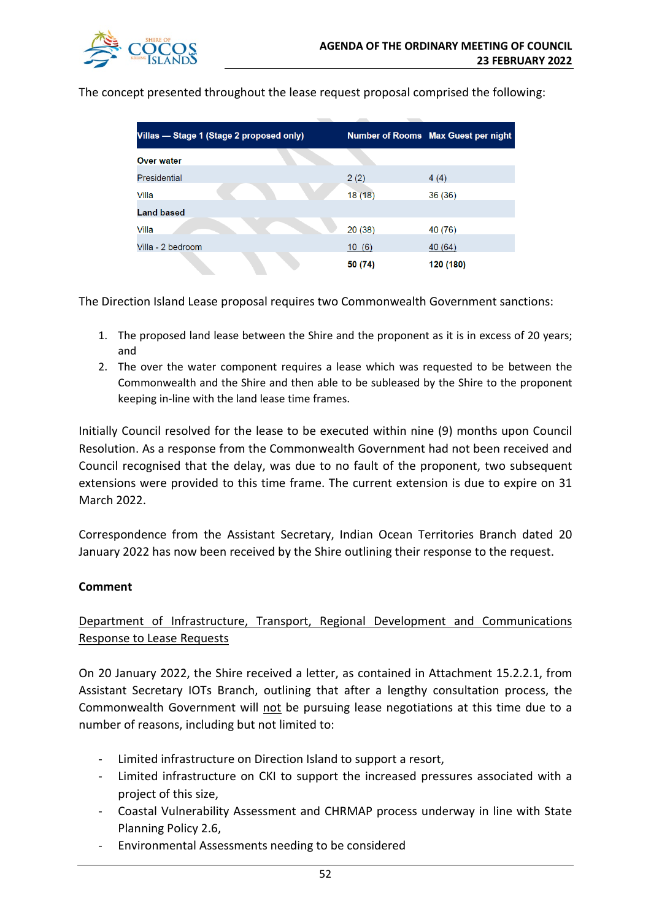The concept presented throughout the lease request proposal comprised the following:

| Villas — Stage 1 (Stage 2 proposed only) | Number of Rooms | Max Guest per night |
|---|---|---|
| **Over water** | | |
| Presidential | 2 (2) | 4 (4) |
| Villa | 18 (18) | 36 (36) |
| **Land based** | | |
| Villa | 20 (38) | 40 (76) |
| Villa - 2 bedroom | 10 (6) | 40 (64) |
| | **50 (74)** | **120 (180)** |

The Direction Island Lease proposal requires two Commonwealth Government sanctions:

1. The proposed land lease between the Shire and the proponent as it is in excess of 20 years; and
2. The over the water component requires a lease which was requested to be between the Commonwealth and the Shire and then able to be subleased by the Shire to the proponent keeping in-line with the land lease time frames.

Initially Council resolved for the lease to be executed within nine (9) months upon Council Resolution. As a response from the Commonwealth Government had not been received and Council recognised that the delay, was due to no fault of the proponent, two subsequent extensions were provided to this time frame. The current extension is due to expire on 31 March 2022.

Correspondence from the Assistant Secretary, Indian Ocean Territories Branch dated 20 January 2022 has now been received by the Shire outlining their response to the request.

**Comment**

<u>Department of Infrastructure, Transport, Regional Development and Communications Response to Lease Requests</u>

On 20 January 2022, the Shire received a letter, as contained in Attachment 15.2.2.1, from Assistant Secretary IOTs Branch, outlining that after a lengthy consultation process, the Commonwealth Government will <u>not</u> be pursuing lease negotiations at this time due to a number of reasons, including but not limited to:

- Limited infrastructure on Direction Island to support a resort,
- Limited infrastructure on CKI to support the increased pressures associated with a project of this size,
- Coastal Vulnerability Assessment and CHRMAP process underway in line with State Planning Policy 2.6,
- Environmental Assessments needing to be considered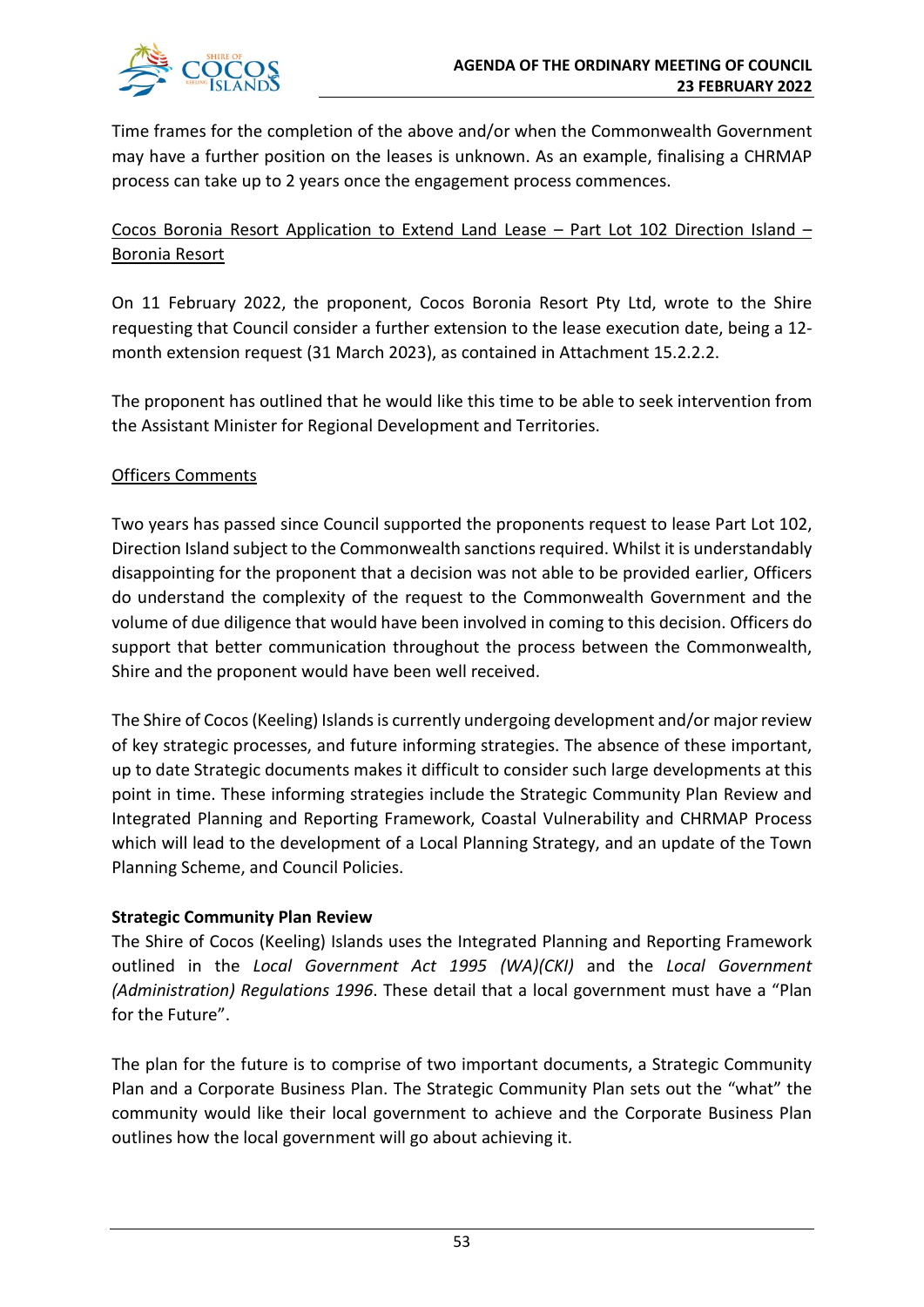Time frames for the completion of the above and/or when the Commonwealth Government may have a further position on the leases is unknown. As an example, finalising a CHRMAP process can take up to 2 years once the engagement process commences.

<u>Cocos Boronia Resort Application to Extend Land Lease – Part Lot 102 Direction Island – Boronia Resort</u>

On 11 February 2022, the proponent, Cocos Boronia Resort Pty Ltd, wrote to the Shire requesting that Council consider a further extension to the lease execution date, being a 12-month extension request (31 March 2023), as contained in Attachment 15.2.2.2.

The proponent has outlined that he would like this time to be able to seek intervention from the Assistant Minister for Regional Development and Territories.

<u>Officers Comments</u>

Two years has passed since Council supported the proponents request to lease Part Lot 102, Direction Island subject to the Commonwealth sanctions required. Whilst it is understandably disappointing for the proponent that a decision was not able to be provided earlier, Officers do understand the complexity of the request to the Commonwealth Government and the volume of due diligence that would have been involved in coming to this decision. Officers do support that better communication throughout the process between the Commonwealth, Shire and the proponent would have been well received.

The Shire of Cocos (Keeling) Islands is currently undergoing development and/or major review of key strategic processes, and future informing strategies. The absence of these important, up to date Strategic documents makes it difficult to consider such large developments at this point in time. These informing strategies include the Strategic Community Plan Review and Integrated Planning and Reporting Framework, Coastal Vulnerability and CHRMAP Process which will lead to the development of a Local Planning Strategy, and an update of the Town Planning Scheme, and Council Policies.

**Strategic Community Plan Review**

The Shire of Cocos (Keeling) Islands uses the Integrated Planning and Reporting Framework outlined in the *Local Government Act 1995 (WA)(CKI)* and the *Local Government (Administration) Regulations 1996*. These detail that a local government must have a "Plan for the Future".

The plan for the future is to comprise of two important documents, a Strategic Community Plan and a Corporate Business Plan. The Strategic Community Plan sets out the "what" the community would like their local government to achieve and the Corporate Business Plan outlines how the local government will go about achieving it.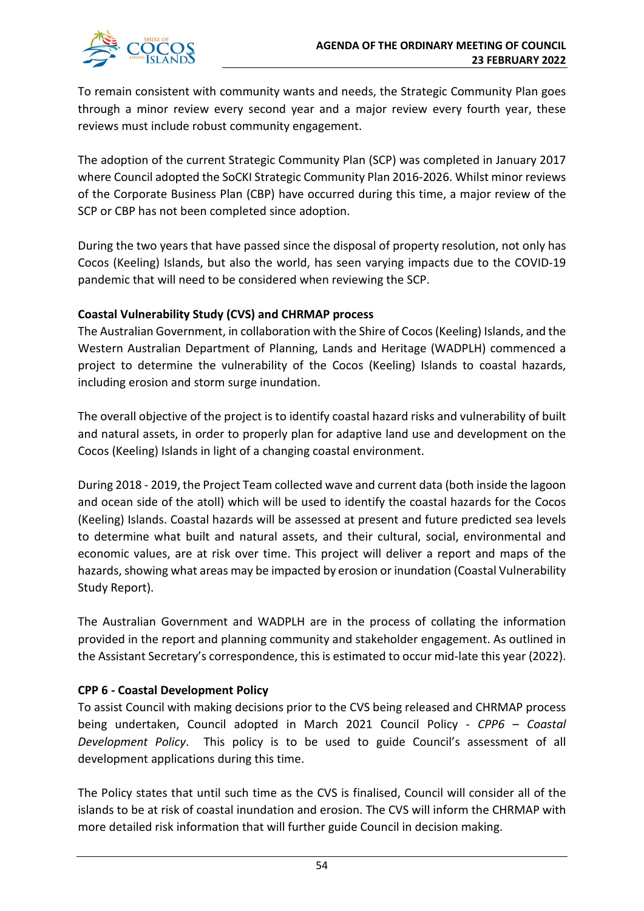To remain consistent with community wants and needs, the Strategic Community Plan goes through a minor review every second year and a major review every fourth year, these reviews must include robust community engagement.

The adoption of the current Strategic Community Plan (SCP) was completed in January 2017 where Council adopted the SoCKI Strategic Community Plan 2016-2026. Whilst minor reviews of the Corporate Business Plan (CBP) have occurred during this time, a major review of the SCP or CBP has not been completed since adoption.

During the two years that have passed since the disposal of property resolution, not only has Cocos (Keeling) Islands, but also the world, has seen varying impacts due to the COVID-19 pandemic that will need to be considered when reviewing the SCP.

**Coastal Vulnerability Study (CVS) and CHRMAP process**

The Australian Government, in collaboration with the Shire of Cocos (Keeling) Islands, and the Western Australian Department of Planning, Lands and Heritage (WADPLH) commenced a project to determine the vulnerability of the Cocos (Keeling) Islands to coastal hazards, including erosion and storm surge inundation.

The overall objective of the project is to identify coastal hazard risks and vulnerability of built and natural assets, in order to properly plan for adaptive land use and development on the Cocos (Keeling) Islands in light of a changing coastal environment.

During 2018 - 2019, the Project Team collected wave and current data (both inside the lagoon and ocean side of the atoll) which will be used to identify the coastal hazards for the Cocos (Keeling) Islands. Coastal hazards will be assessed at present and future predicted sea levels to determine what built and natural assets, and their cultural, social, environmental and economic values, are at risk over time. This project will deliver a report and maps of the hazards, showing what areas may be impacted by erosion or inundation (Coastal Vulnerability Study Report).

The Australian Government and WADPLH are in the process of collating the information provided in the report and planning community and stakeholder engagement. As outlined in the Assistant Secretary's correspondence, this is estimated to occur mid-late this year (2022).

**CPP 6 - Coastal Development Policy**

To assist Council with making decisions prior to the CVS being released and CHRMAP process being undertaken, Council adopted in March 2021 Council Policy - *CPP6 – Coastal Development Policy*. This policy is to be used to guide Council's assessment of all development applications during this time.

The Policy states that until such time as the CVS is finalised, Council will consider all of the islands to be at risk of coastal inundation and erosion. The CVS will inform the CHRMAP with more detailed risk information that will further guide Council in decision making.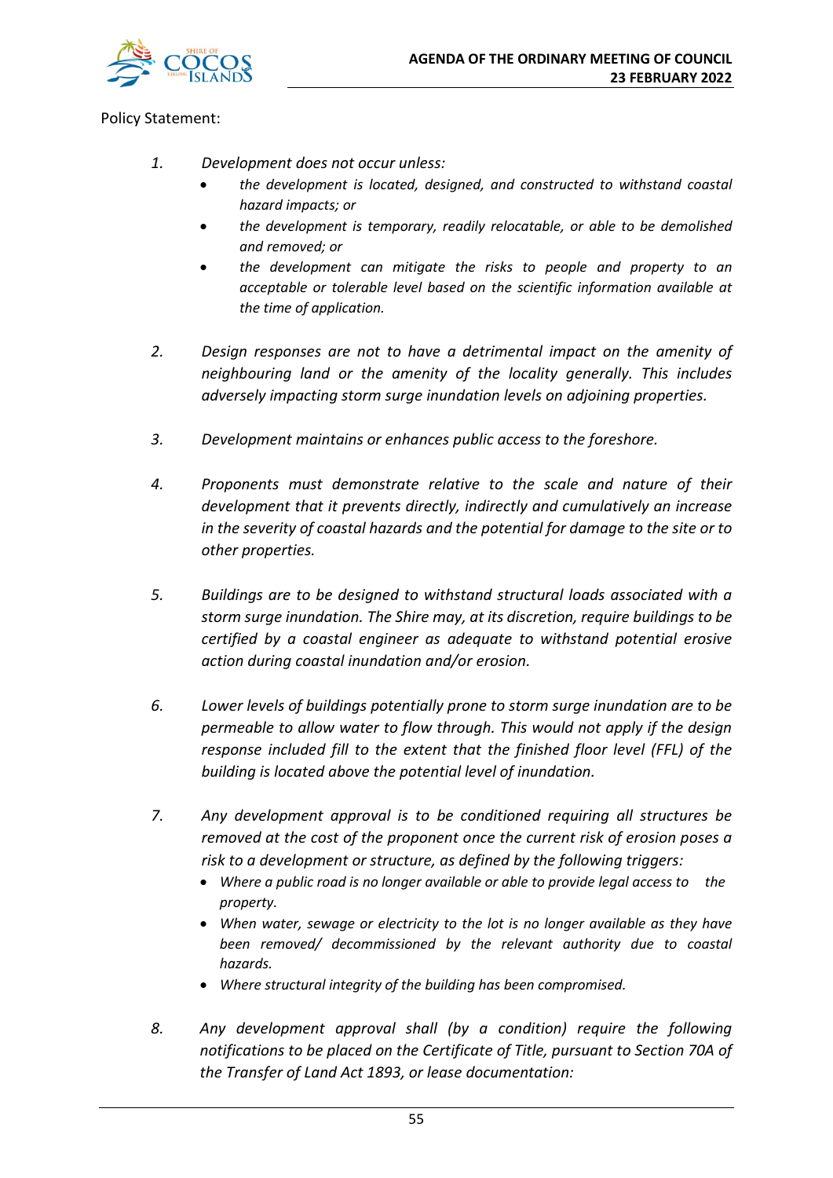Policy Statement:

1. *Development does not occur unless:*
    - *the development is located, designed, and constructed to withstand coastal hazard impacts; or*
    - *the development is temporary, readily relocatable, or able to be demolished and removed; or*
    - *the development can mitigate the risks to people and property to an acceptable or tolerable level based on the scientific information available at the time of application.*

2. *Design responses are not to have a detrimental impact on the amenity of neighbouring land or the amenity of the locality generally. This includes adversely impacting storm surge inundation levels on adjoining properties.*

3. *Development maintains or enhances public access to the foreshore.*

4. *Proponents must demonstrate relative to the scale and nature of their development that it prevents directly, indirectly and cumulatively an increase in the severity of coastal hazards and the potential for damage to the site or to other properties.*

5. *Buildings are to be designed to withstand structural loads associated with a storm surge inundation. The Shire may, at its discretion, require buildings to be certified by a coastal engineer as adequate to withstand potential erosive action during coastal inundation and/or erosion.*

6. *Lower levels of buildings potentially prone to storm surge inundation are to be permeable to allow water to flow through. This would not apply if the design response included fill to the extent that the finished floor level (FFL) of the building is located above the potential level of inundation.*

7. *Any development approval is to be conditioned requiring all structures be removed at the cost of the proponent once the current risk of erosion poses a risk to a development or structure, as defined by the following triggers:*
    - *Where a public road is no longer available or able to provide legal access to the property.*
    - *When water, sewage or electricity to the lot is no longer available as they have been removed/ decommissioned by the relevant authority due to coastal hazards.*
    - *Where structural integrity of the building has been compromised.*

8. *Any development approval shall (by a condition) require the following notifications to be placed on the Certificate of Title, pursuant to Section 70A of the Transfer of Land Act 1893, or lease documentation:*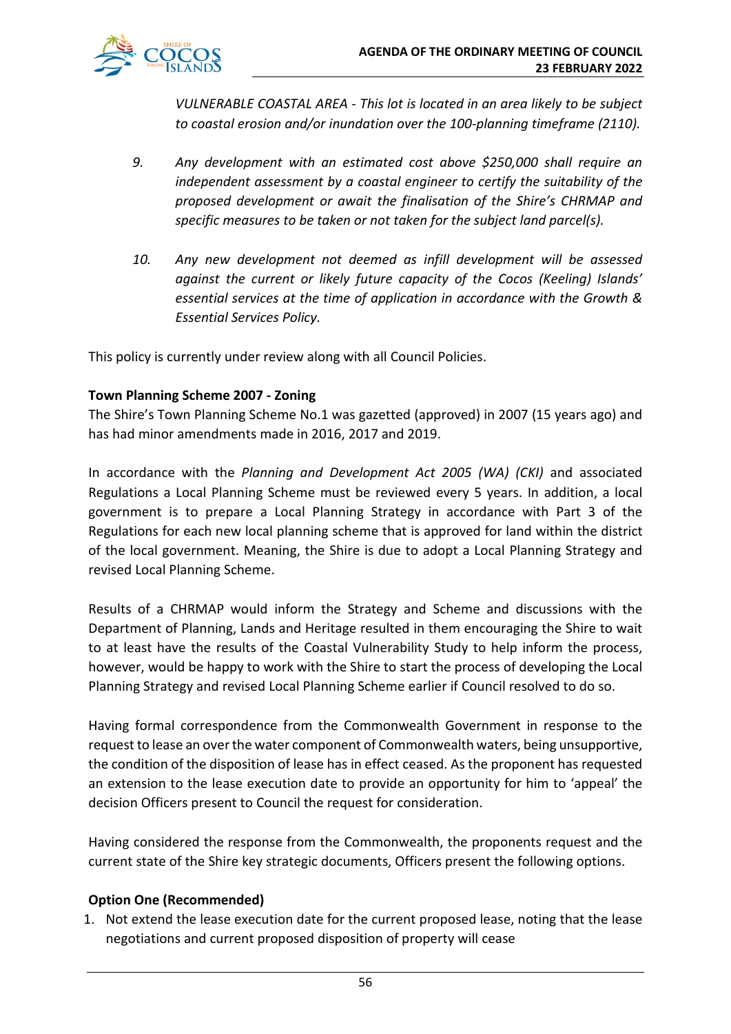*VULNERABLE COASTAL AREA - This lot is located in an area likely to be subject to coastal erosion and/or inundation over the 100-planning timeframe (2110).*

9. *Any development with an estimated cost above $250,000 shall require an independent assessment by a coastal engineer to certify the suitability of the proposed development or await the finalisation of the Shire's CHRMAP and specific measures to be taken or not taken for the subject land parcel(s).*

10. *Any new development not deemed as infill development will be assessed against the current or likely future capacity of the Cocos (Keeling) Islands' essential services at the time of application in accordance with the Growth & Essential Services Policy.*

This policy is currently under review along with all Council Policies.

**Town Planning Scheme 2007 - Zoning**

The Shire's Town Planning Scheme No.1 was gazetted (approved) in 2007 (15 years ago) and has had minor amendments made in 2016, 2017 and 2019.

In accordance with the *Planning and Development Act 2005 (WA) (CKI)* and associated Regulations a Local Planning Scheme must be reviewed every 5 years. In addition, a local government is to prepare a Local Planning Strategy in accordance with Part 3 of the Regulations for each new local planning scheme that is approved for land within the district of the local government. Meaning, the Shire is due to adopt a Local Planning Strategy and revised Local Planning Scheme.

Results of a CHRMAP would inform the Strategy and Scheme and discussions with the Department of Planning, Lands and Heritage resulted in them encouraging the Shire to wait to at least have the results of the Coastal Vulnerability Study to help inform the process, however, would be happy to work with the Shire to start the process of developing the Local Planning Strategy and revised Local Planning Scheme earlier if Council resolved to do so.

Having formal correspondence from the Commonwealth Government in response to the request to lease an over the water component of Commonwealth waters, being unsupportive, the condition of the disposition of lease has in effect ceased. As the proponent has requested an extension to the lease execution date to provide an opportunity for him to 'appeal' the decision Officers present to Council the request for consideration.

Having considered the response from the Commonwealth, the proponents request and the current state of the Shire key strategic documents, Officers present the following options.

**Option One (Recommended)**

1. Not extend the lease execution date for the current proposed lease, noting that the lease negotiations and current proposed disposition of property will cease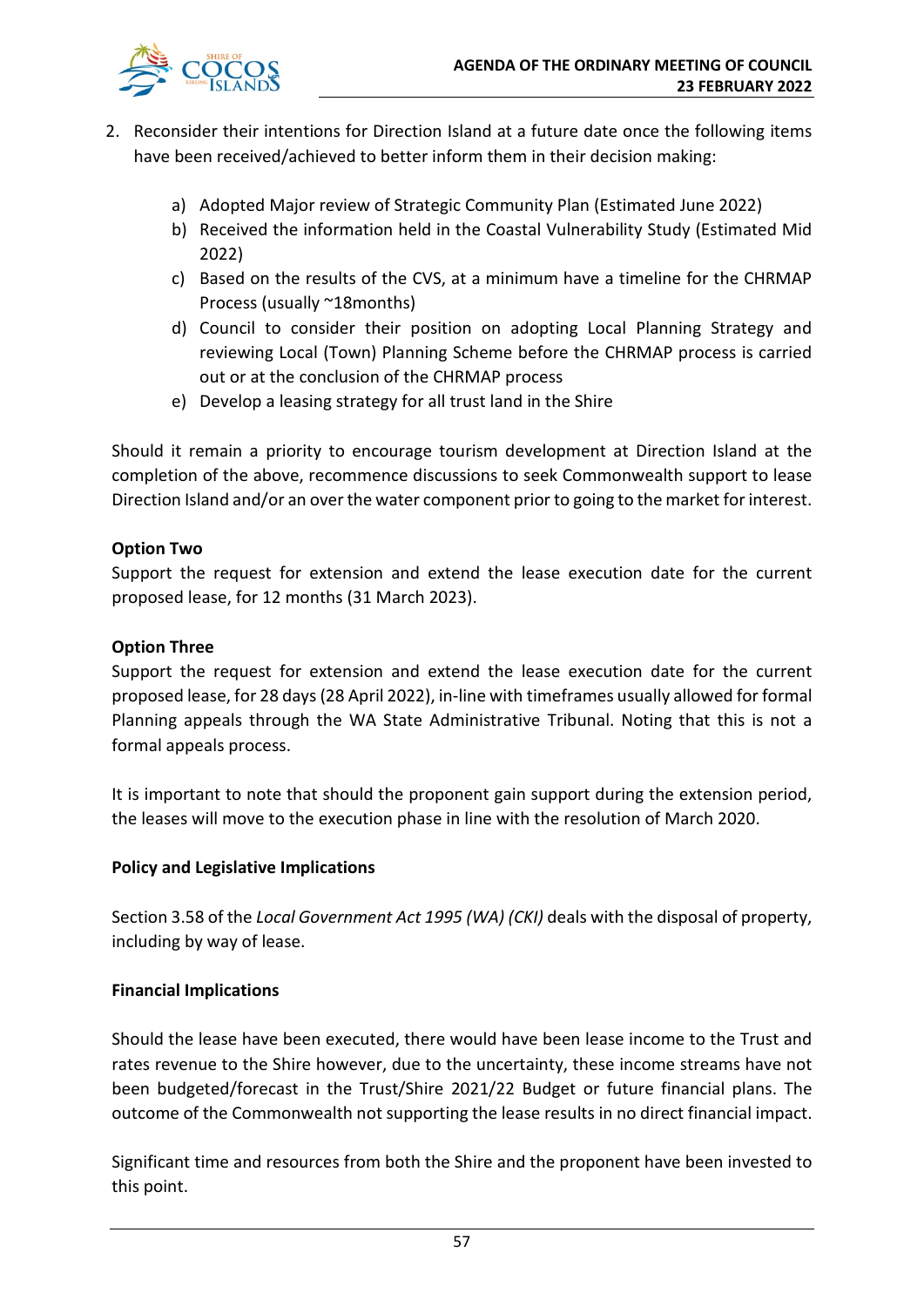2. Reconsider their intentions for Direction Island at a future date once the following items have been received/achieved to better inform them in their decision making:

    a) Adopted Major review of Strategic Community Plan (Estimated June 2022)
    b) Received the information held in the Coastal Vulnerability Study (Estimated Mid 2022)
    c) Based on the results of the CVS, at a minimum have a timeline for the CHRMAP Process (usually ~18months)
    d) Council to consider their position on adopting Local Planning Strategy and reviewing Local (Town) Planning Scheme before the CHRMAP process is carried out or at the conclusion of the CHRMAP process
    e) Develop a leasing strategy for all trust land in the Shire

Should it remain a priority to encourage tourism development at Direction Island at the completion of the above, recommence discussions to seek Commonwealth support to lease Direction Island and/or an over the water component prior to going to the market for interest.

**Option Two**

Support the request for extension and extend the lease execution date for the current proposed lease, for 12 months (31 March 2023).

**Option Three**

Support the request for extension and extend the lease execution date for the current proposed lease, for 28 days (28 April 2022), in-line with timeframes usually allowed for formal Planning appeals through the WA State Administrative Tribunal. Noting that this is not a formal appeals process.

It is important to note that should the proponent gain support during the extension period, the leases will move to the execution phase in line with the resolution of March 2020.

**Policy and Legislative Implications**

Section 3.58 of the *Local Government Act 1995 (WA) (CKI)* deals with the disposal of property, including by way of lease.

**Financial Implications**

Should the lease have been executed, there would have been lease income to the Trust and rates revenue to the Shire however, due to the uncertainty, these income streams have not been budgeted/forecast in the Trust/Shire 2021/22 Budget or future financial plans. The outcome of the Commonwealth not supporting the lease results in no direct financial impact.

Significant time and resources from both the Shire and the proponent have been invested to this point.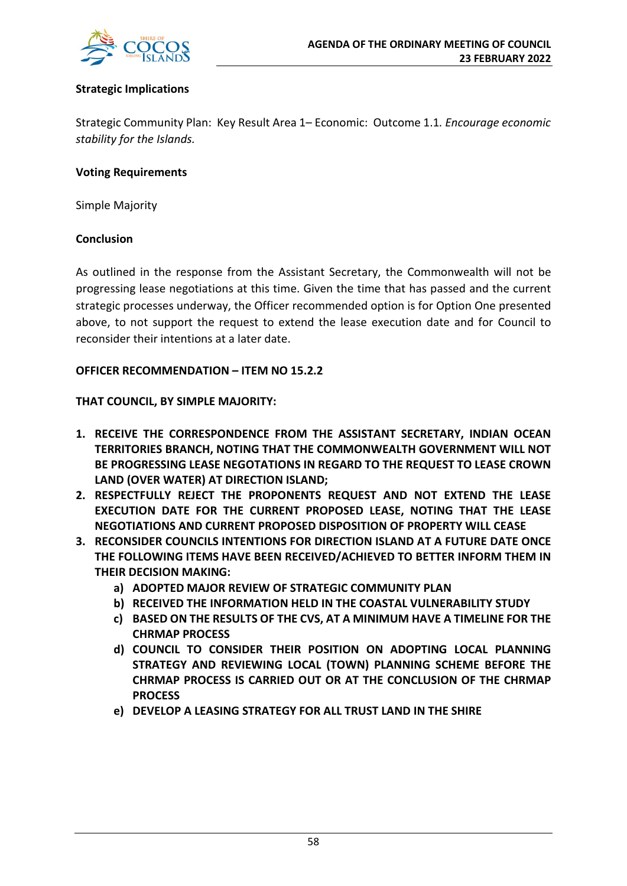**Strategic Implications**

Strategic Community Plan: Key Result Area 1– Economic: Outcome 1.1. *Encourage economic stability for the Islands.*

**Voting Requirements**

Simple Majority

**Conclusion**

As outlined in the response from the Assistant Secretary, the Commonwealth will not be progressing lease negotiations at this time. Given the time that has passed and the current strategic processes underway, the Officer recommended option is for Option One presented above, to not support the request to extend the lease execution date and for Council to reconsider their intentions at a later date.

**OFFICER RECOMMENDATION – ITEM NO 15.2.2**

**THAT COUNCIL, BY SIMPLE MAJORITY:**

1. **RECEIVE THE CORRESPONDENCE FROM THE ASSISTANT SECRETARY, INDIAN OCEAN TERRITORIES BRANCH, NOTING THAT THE COMMONWEALTH GOVERNMENT WILL NOT BE PROGRESSING LEASE NEGOTATIONS IN REGARD TO THE REQUEST TO LEASE CROWN LAND (OVER WATER) AT DIRECTION ISLAND;**
2. **RESPECTFULLY REJECT THE PROPONENTS REQUEST AND NOT EXTEND THE LEASE EXECUTION DATE FOR THE CURRENT PROPOSED LEASE, NOTING THAT THE LEASE NEGOTIATIONS AND CURRENT PROPOSED DISPOSITION OF PROPERTY WILL CEASE**
3. **RECONSIDER COUNCILS INTENTIONS FOR DIRECTION ISLAND AT A FUTURE DATE ONCE THE FOLLOWING ITEMS HAVE BEEN RECEIVED/ACHIEVED TO BETTER INFORM THEM IN THEIR DECISION MAKING:**
   - a) **ADOPTED MAJOR REVIEW OF STRATEGIC COMMUNITY PLAN**
   - b) **RECEIVED THE INFORMATION HELD IN THE COASTAL VULNERABILITY STUDY**
   - c) **BASED ON THE RESULTS OF THE CVS, AT A MINIMUM HAVE A TIMELINE FOR THE CHRMAP PROCESS**
   - d) **COUNCIL TO CONSIDER THEIR POSITION ON ADOPTING LOCAL PLANNING STRATEGY AND REVIEWING LOCAL (TOWN) PLANNING SCHEME BEFORE THE CHRMAP PROCESS IS CARRIED OUT OR AT THE CONCLUSION OF THE CHRMAP PROCESS**
   - e) **DEVELOP A LEASING STRATEGY FOR ALL TRUST LAND IN THE SHIRE**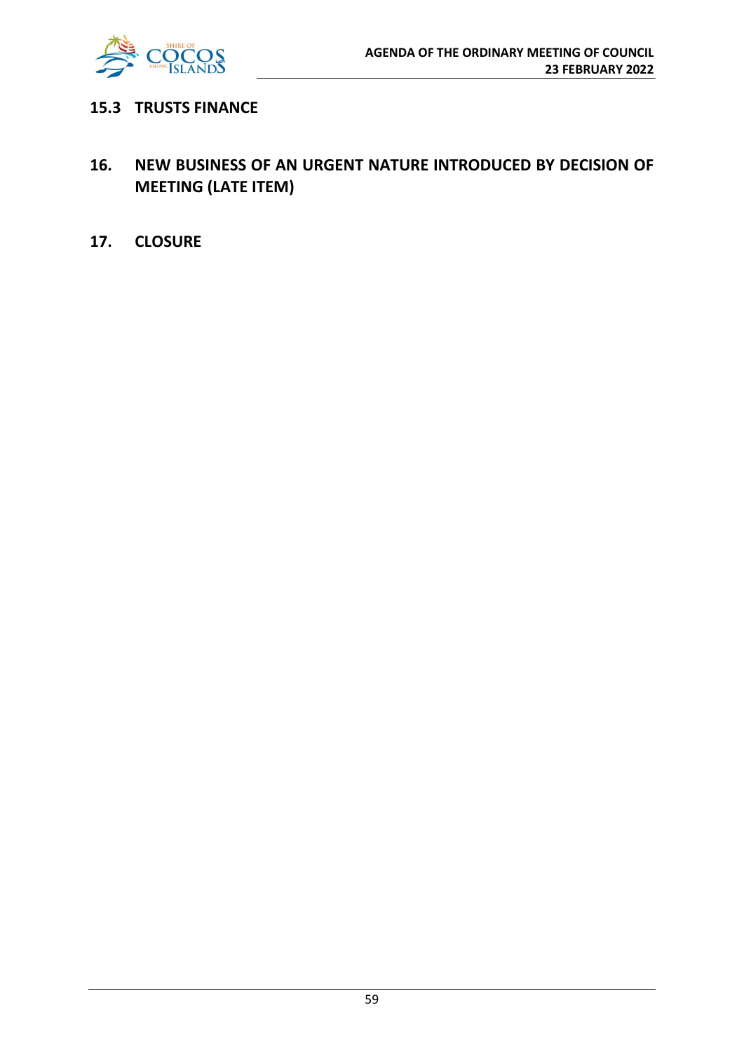## 15.3 TRUSTS FINANCE

## 16. NEW BUSINESS OF AN URGENT NATURE INTRODUCED BY DECISION OF MEETING (LATE ITEM)

## 17. CLOSURE